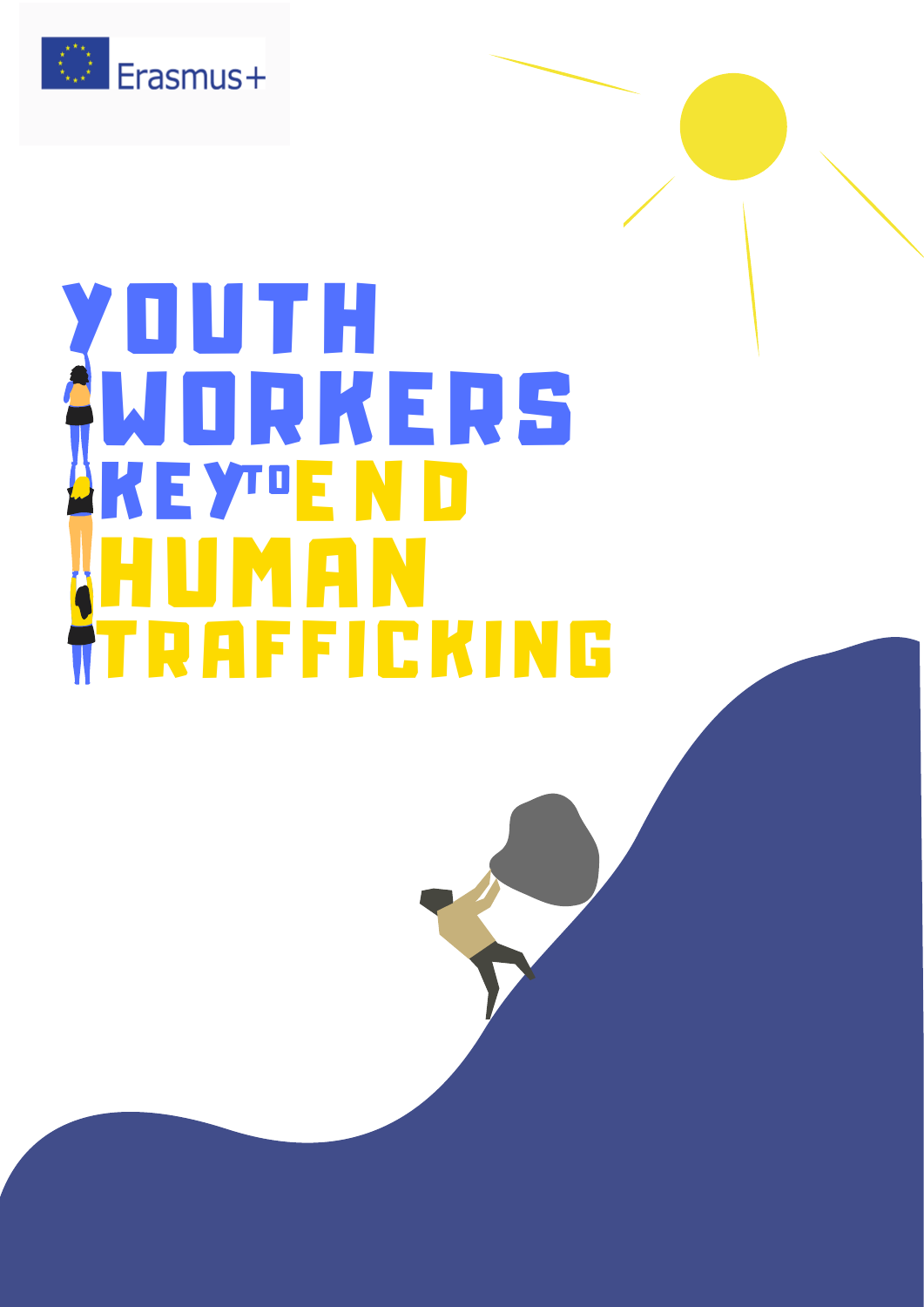Erasmus+

# YOUTH WORKERS KEY TO END HUMAN TRAFFICKING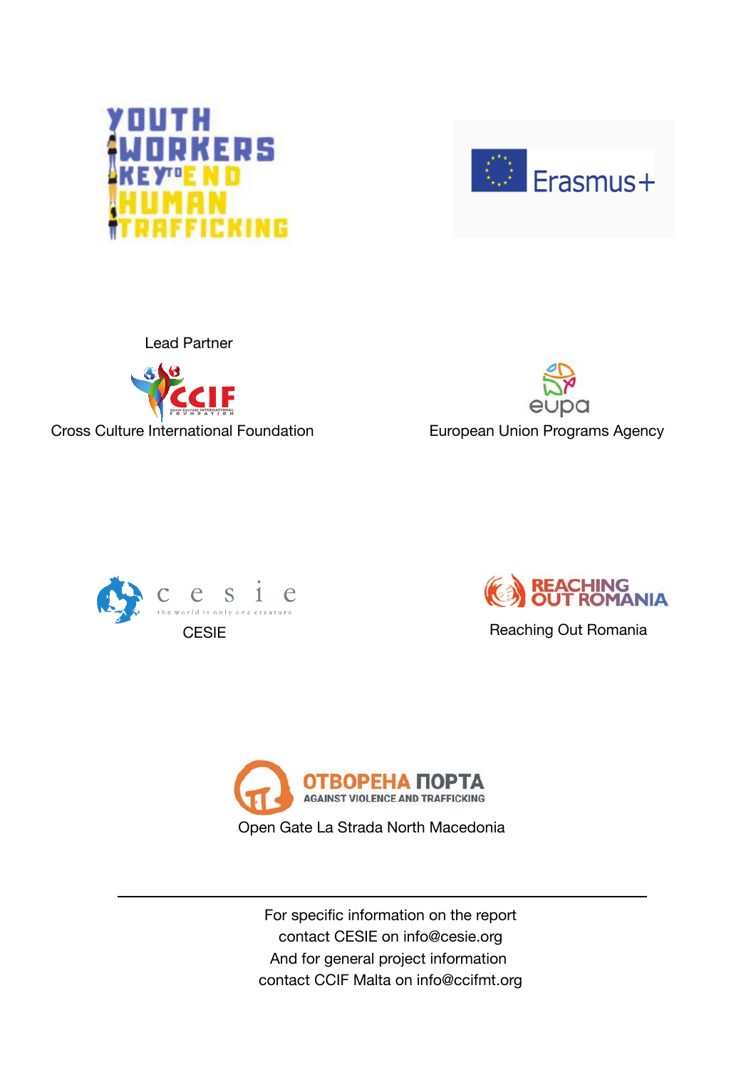Lead Partner

Cross Culture International Foundation

European Union Programs Agency

CESIE

Reaching Out Romania

Open Gate La Strada North Macedonia

---

For specific information on the report
contact CESIE on info@cesie.org
And for general project information
contact CCIF Malta on info@ccifmt.org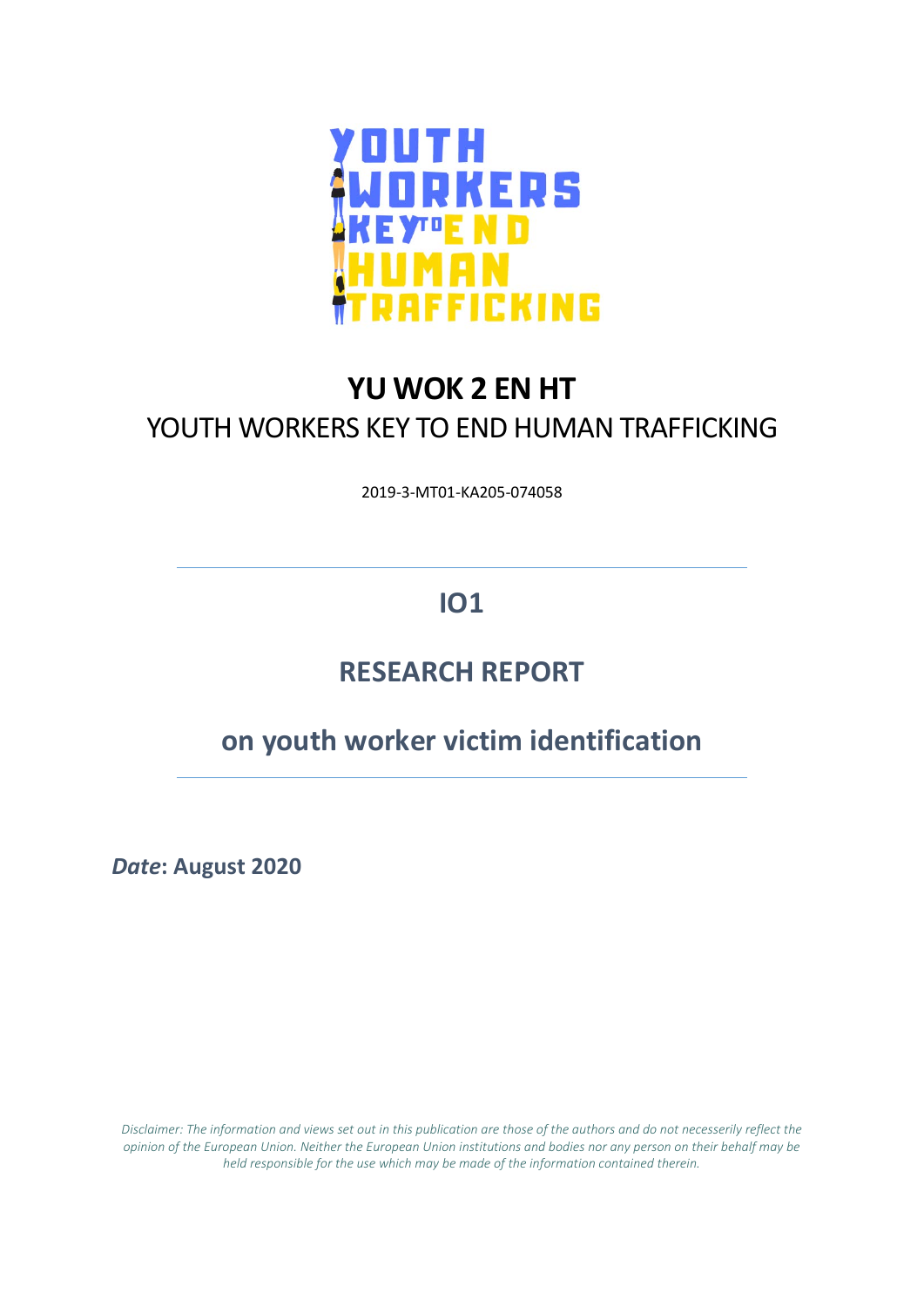# YU WOK 2 EN HT

YOUTH WORKERS KEY TO END HUMAN TRAFFICKING

2019-3-MT01-KA205-074058

## IO1

## RESEARCH REPORT

## on youth worker victim identification

***Date*: August 2020**

*Disclaimer: The information and views set out in this publication are those of the authors and do not necesserily reflect the opinion of the European Union. Neither the European Union institutions and bodies nor any person on their behalf may be held responsible for the use which may be made of the information contained therein.*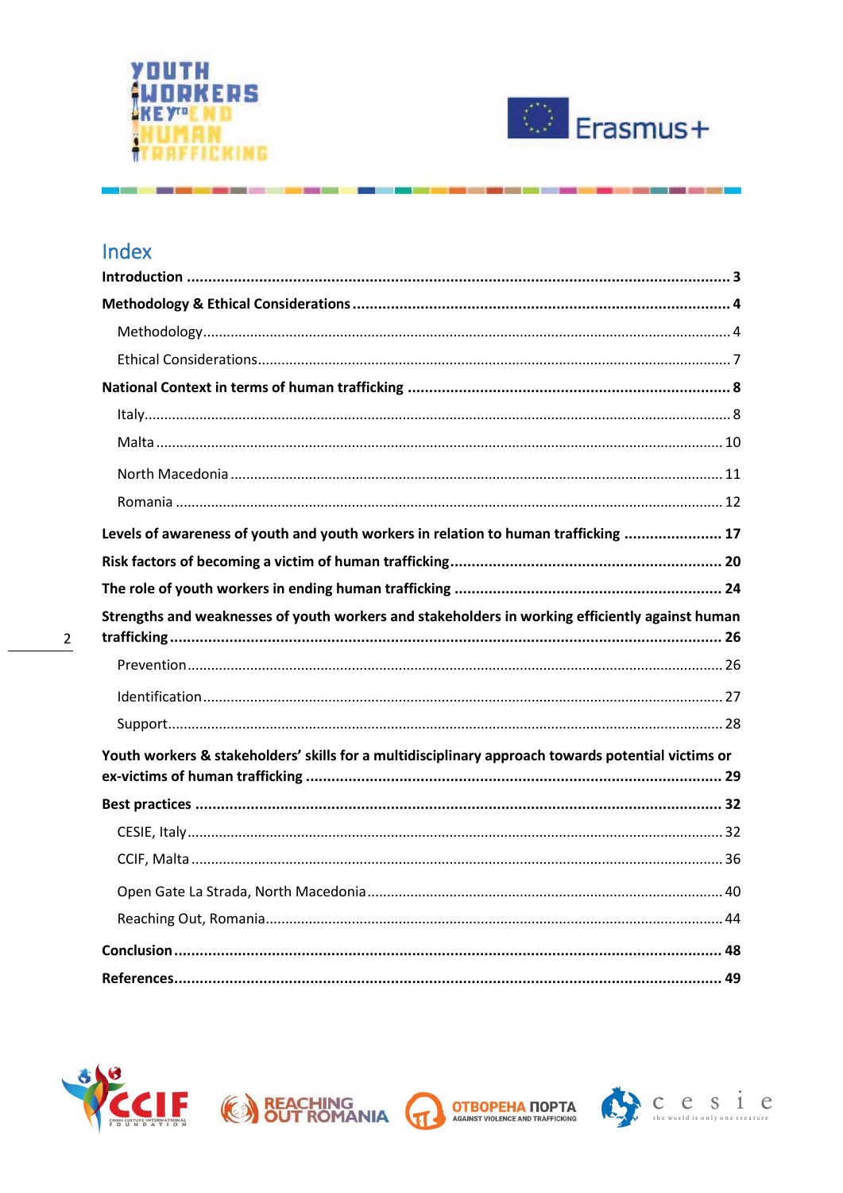# Index

**Introduction ... 3**

**Methodology & Ethical Considerations ... 4**

- Methodology ... 4
- Ethical Considerations ... 7

**National Context in terms of human trafficking ... 8**

- Italy ... 8
- Malta ... 10
- North Macedonia ... 11
- Romania ... 12

**Levels of awareness of youth and youth workers in relation to human trafficking ... 17**

**Risk factors of becoming a victim of human trafficking ... 20**

**The role of youth workers in ending human trafficking ... 24**

**Strengths and weaknesses of youth workers and stakeholders in working efficiently against human trafficking ... 26**

- Prevention ... 26
- Identification ... 27
- Support ... 28

**Youth workers & stakeholders' skills for a multidisciplinary approach towards potential victims or ex-victims of human trafficking ... 29**

**Best practices ... 32**

- CESIE, Italy ... 32
- CCIF, Malta ... 36
- Open Gate La Strada, North Macedonia ... 40
- Reaching Out, Romania ... 44

**Conclusion ... 48**

**References ... 49**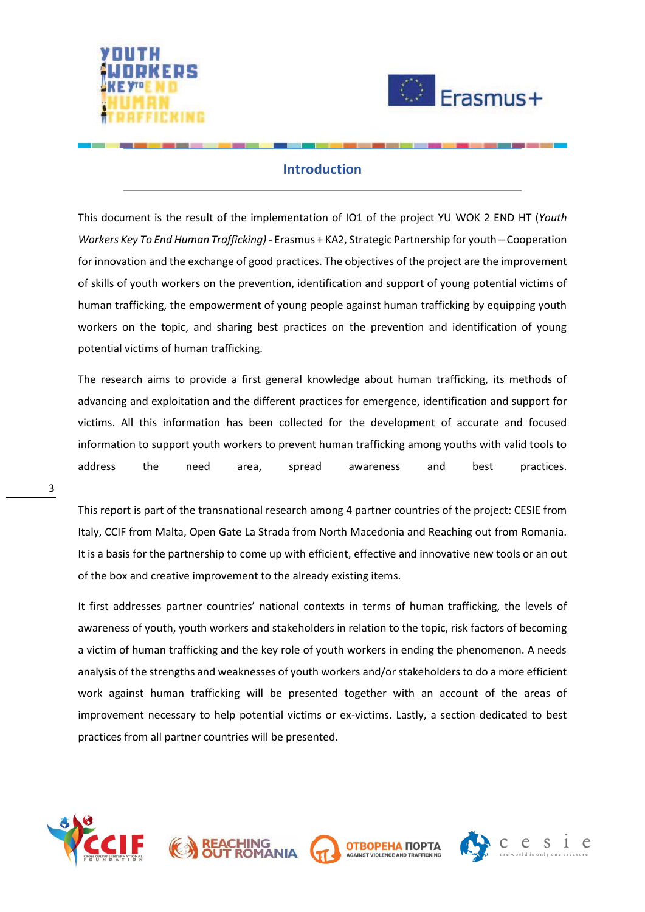## Introduction

This document is the result of the implementation of IO1 of the project YU WOK 2 END HT (*Youth Workers Key To End Human Trafficking)* - Erasmus + KA2, Strategic Partnership for youth – Cooperation for innovation and the exchange of good practices. The objectives of the project are the improvement of skills of youth workers on the prevention, identification and support of young potential victims of human trafficking, the empowerment of young people against human trafficking by equipping youth workers on the topic, and sharing best practices on the prevention and identification of young potential victims of human trafficking.

The research aims to provide a first general knowledge about human trafficking, its methods of advancing and exploitation and the different practices for emergence, identification and support for victims. All this information has been collected for the development of accurate and focused information to support youth workers to prevent human trafficking among youths with valid tools to address the need area, spread awareness and best practices.

This report is part of the transnational research among 4 partner countries of the project: CESIE from Italy, CCIF from Malta, Open Gate La Strada from North Macedonia and Reaching out from Romania. It is a basis for the partnership to come up with efficient, effective and innovative new tools or an out of the box and creative improvement to the already existing items.

It first addresses partner countries' national contexts in terms of human trafficking, the levels of awareness of youth, youth workers and stakeholders in relation to the topic, risk factors of becoming a victim of human trafficking and the key role of youth workers in ending the phenomenon. A needs analysis of the strengths and weaknesses of youth workers and/or stakeholders to do a more efficient work against human trafficking will be presented together with an account of the areas of improvement necessary to help potential victims or ex-victims. Lastly, a section dedicated to best practices from all partner countries will be presented.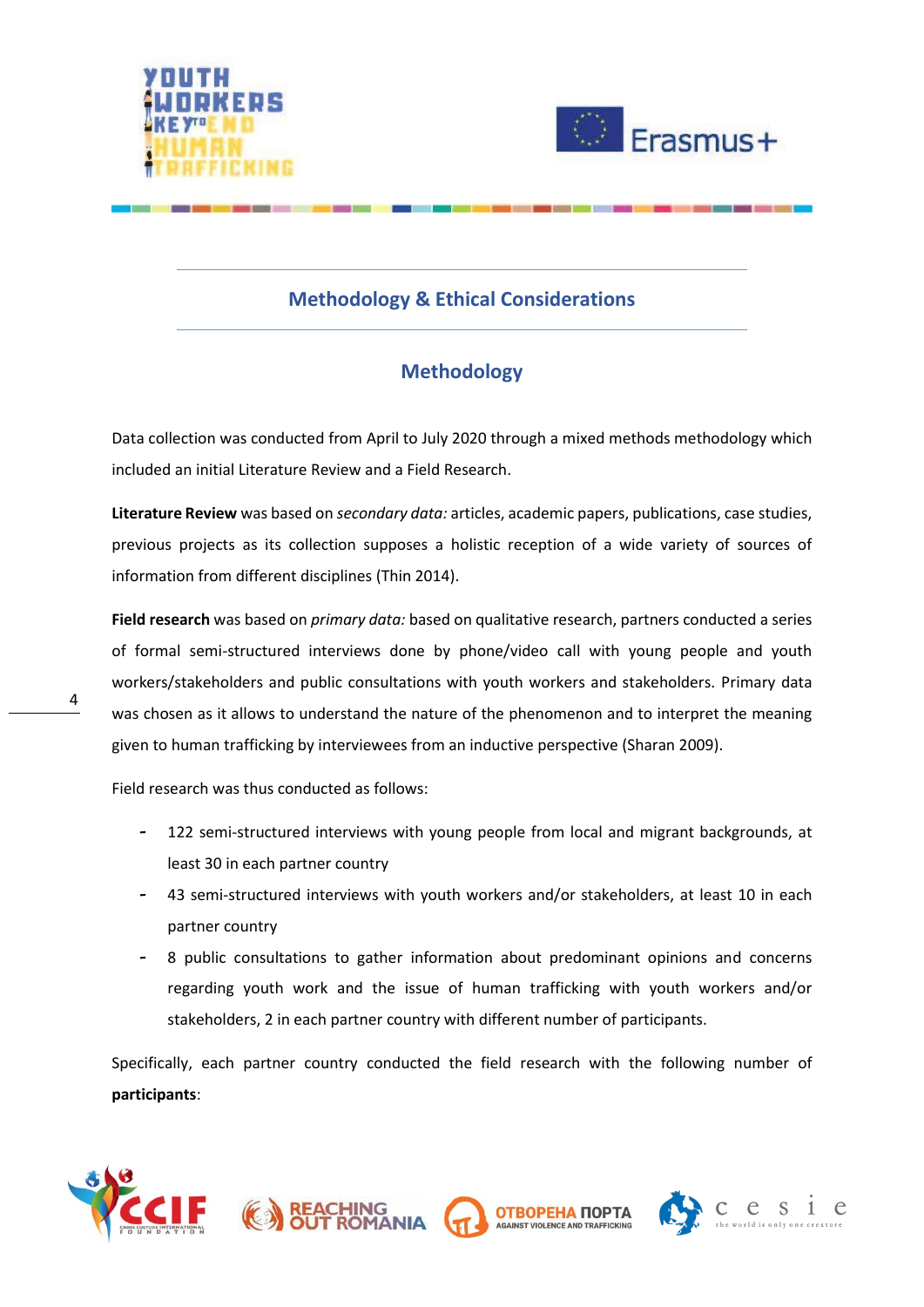## Methodology & Ethical Considerations

### Methodology

Data collection was conducted from April to July 2020 through a mixed methods methodology which included an initial Literature Review and a Field Research.

**Literature Review** was based on *secondary data:* articles, academic papers, publications, case studies, previous projects as its collection supposes a holistic reception of a wide variety of sources of information from different disciplines (Thin 2014).

**Field research** was based on *primary data:* based on qualitative research, partners conducted a series of formal semi-structured interviews done by phone/video call with young people and youth workers/stakeholders and public consultations with youth workers and stakeholders. Primary data was chosen as it allows to understand the nature of the phenomenon and to interpret the meaning given to human trafficking by interviewees from an inductive perspective (Sharan 2009).

Field research was thus conducted as follows:

- 122 semi-structured interviews with young people from local and migrant backgrounds, at least 30 in each partner country
- 43 semi-structured interviews with youth workers and/or stakeholders, at least 10 in each partner country
- 8 public consultations to gather information about predominant opinions and concerns regarding youth work and the issue of human trafficking with youth workers and/or stakeholders, 2 in each partner country with different number of participants.

Specifically, each partner country conducted the field research with the following number of **participants**: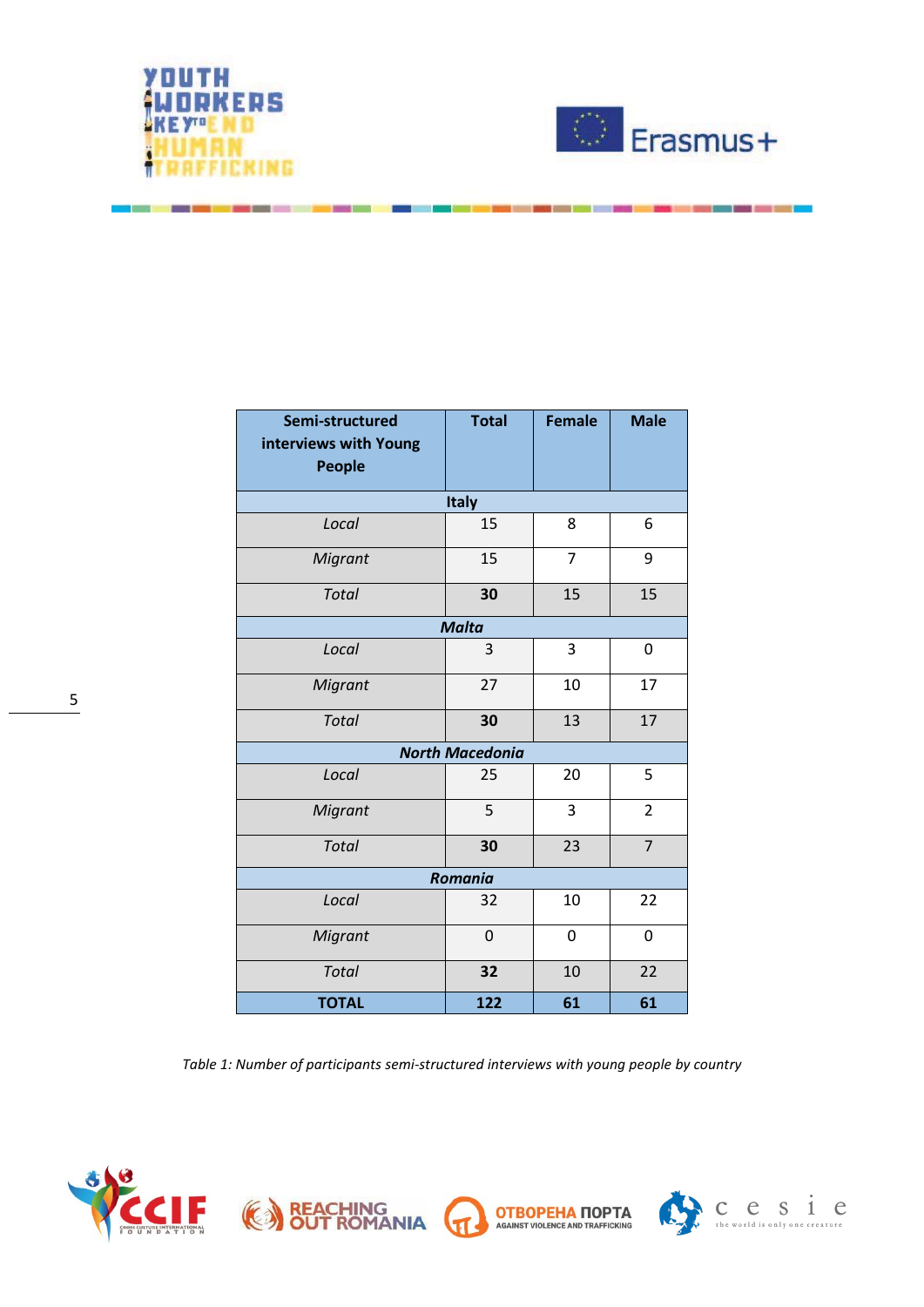| Semi-structured interviews with Young People | Total | Female | Male |
|---|---|---|---|
| **Italy** | | | |
| *Local* | 15 | 8 | 6 |
| *Migrant* | 15 | 7 | 9 |
| *Total* | **30** | 15 | 15 |
| ***Malta*** | | | |
| *Local* | 3 | 3 | 0 |
| *Migrant* | 27 | 10 | 17 |
| *Total* | **30** | 13 | 17 |
| ***North Macedonia*** | | | |
| *Local* | 25 | 20 | 5 |
| *Migrant* | 5 | 3 | 2 |
| *Total* | **30** | 23 | 7 |
| ***Romania*** | | | |
| *Local* | 32 | 10 | 22 |
| *Migrant* | 0 | 0 | 0 |
| *Total* | **32** | 10 | 22 |
| **TOTAL** | **122** | **61** | **61** |

*Table 1: Number of participants semi-structured interviews with young people by country*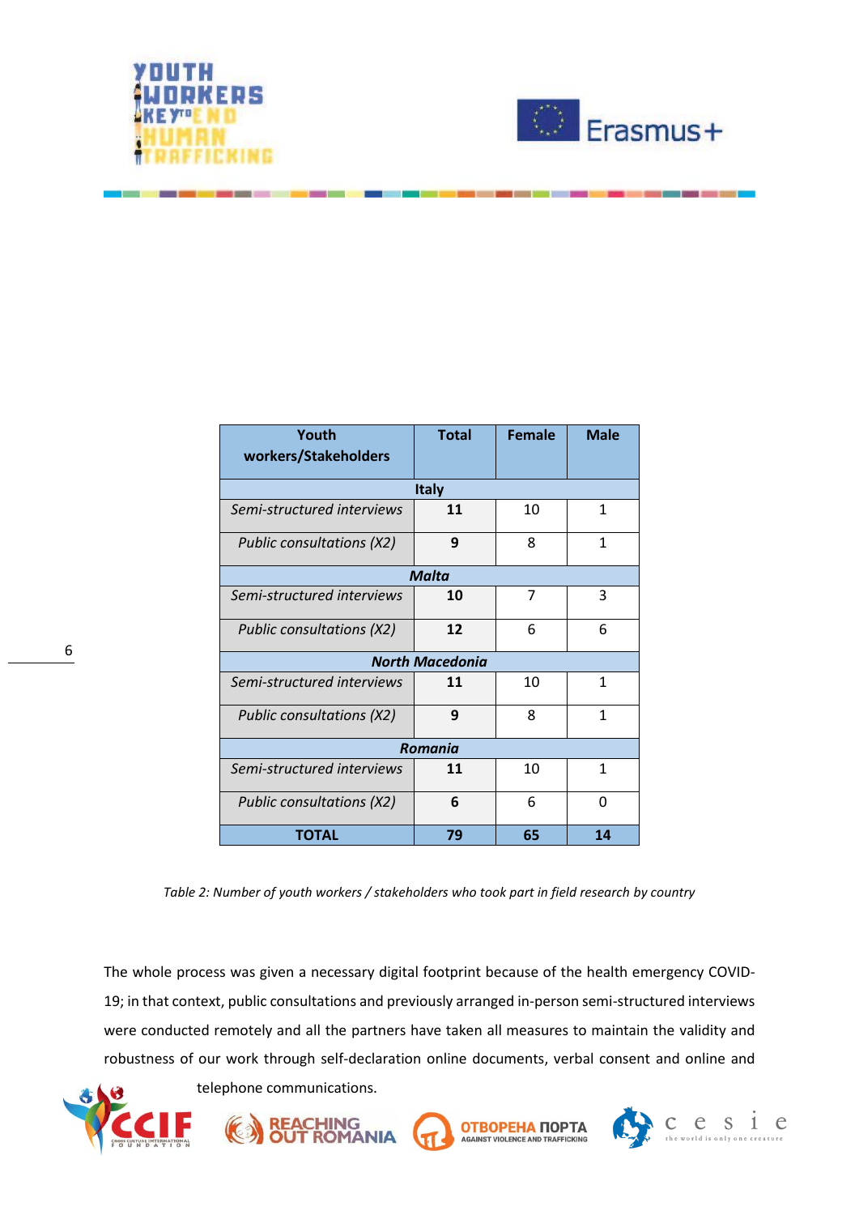| Youth workers/Stakeholders | Total | Female | Male |
|---|---|---|---|
| **Italy** | | | |
| *Semi-structured interviews* | **11** | 10 | 1 |
| *Public consultations (X2)* | **9** | 8 | 1 |
| ***Malta*** | | | |
| *Semi-structured interviews* | **10** | 7 | 3 |
| *Public consultations (X2)* | **12** | 6 | 6 |
| ***North Macedonia*** | | | |
| *Semi-structured interviews* | **11** | 10 | 1 |
| *Public consultations (X2)* | **9** | 8 | 1 |
| ***Romania*** | | | |
| *Semi-structured interviews* | **11** | 10 | 1 |
| *Public consultations (X2)* | **6** | 6 | 0 |
| **TOTAL** | **79** | **65** | **14** |

*Table 2: Number of youth workers / stakeholders who took part in field research by country*

The whole process was given a necessary digital footprint because of the health emergency COVID-19; in that context, public consultations and previously arranged in-person semi-structured interviews were conducted remotely and all the partners have taken all measures to maintain the validity and robustness of our work through self-declaration online documents, verbal consent and online and telephone communications.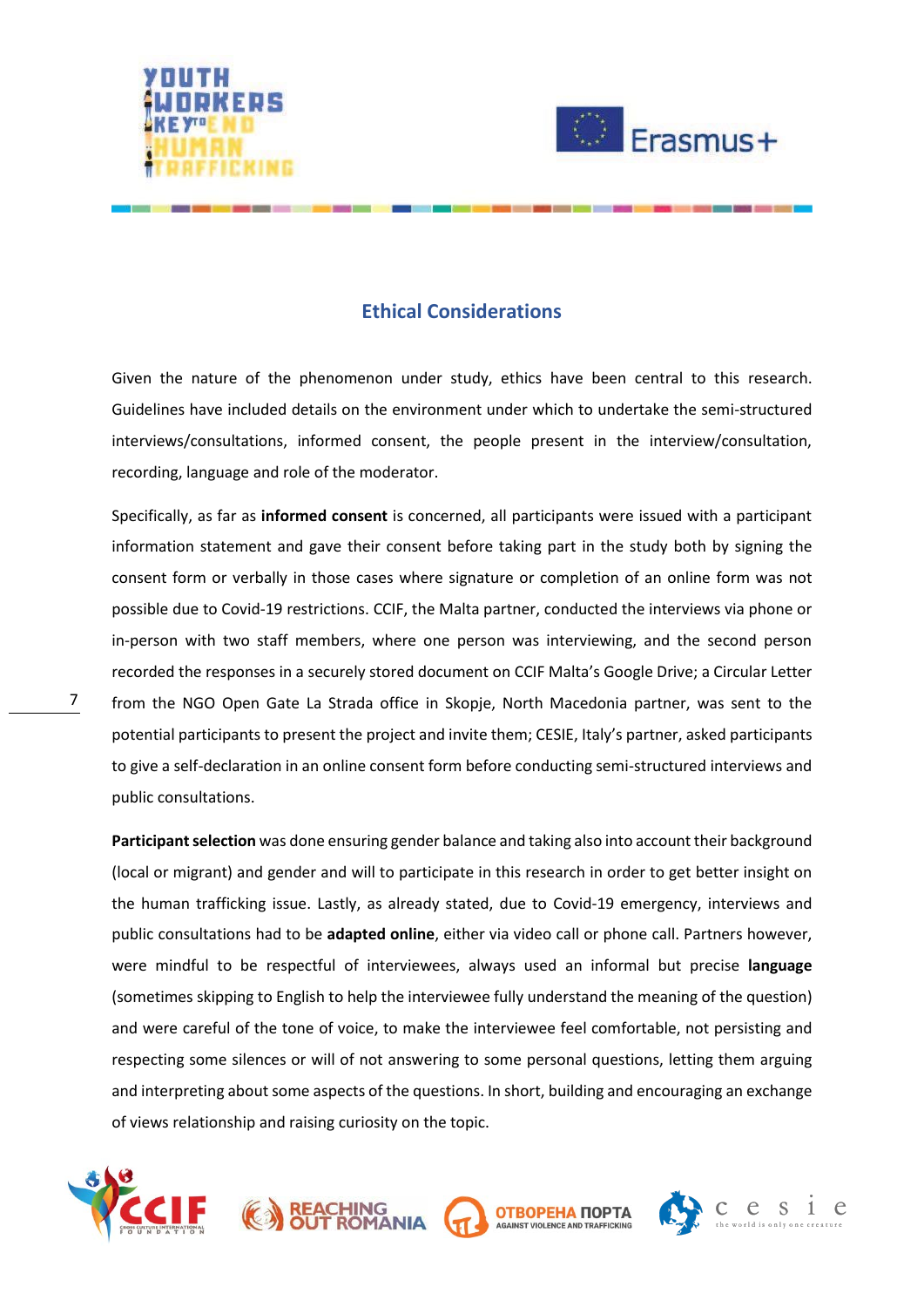## Ethical Considerations

Given the nature of the phenomenon under study, ethics have been central to this research. Guidelines have included details on the environment under which to undertake the semi-structured interviews/consultations, informed consent, the people present in the interview/consultation, recording, language and role of the moderator.

Specifically, as far as **informed consent** is concerned, all participants were issued with a participant information statement and gave their consent before taking part in the study both by signing the consent form or verbally in those cases where signature or completion of an online form was not possible due to Covid-19 restrictions. CCIF, the Malta partner, conducted the interviews via phone or in-person with two staff members, where one person was interviewing, and the second person recorded the responses in a securely stored document on CCIF Malta's Google Drive; a Circular Letter from the NGO Open Gate La Strada office in Skopje, North Macedonia partner, was sent to the potential participants to present the project and invite them; CESIE, Italy's partner, asked participants to give a self-declaration in an online consent form before conducting semi-structured interviews and public consultations.

**Participant selection** was done ensuring gender balance and taking also into account their background (local or migrant) and gender and will to participate in this research in order to get better insight on the human trafficking issue. Lastly, as already stated, due to Covid-19 emergency, interviews and public consultations had to be **adapted online**, either via video call or phone call. Partners however, were mindful to be respectful of interviewees, always used an informal but precise **language** (sometimes skipping to English to help the interviewee fully understand the meaning of the question) and were careful of the tone of voice, to make the interviewee feel comfortable, not persisting and respecting some silences or will of not answering to some personal questions, letting them arguing and interpreting about some aspects of the questions. In short, building and encouraging an exchange of views relationship and raising curiosity on the topic.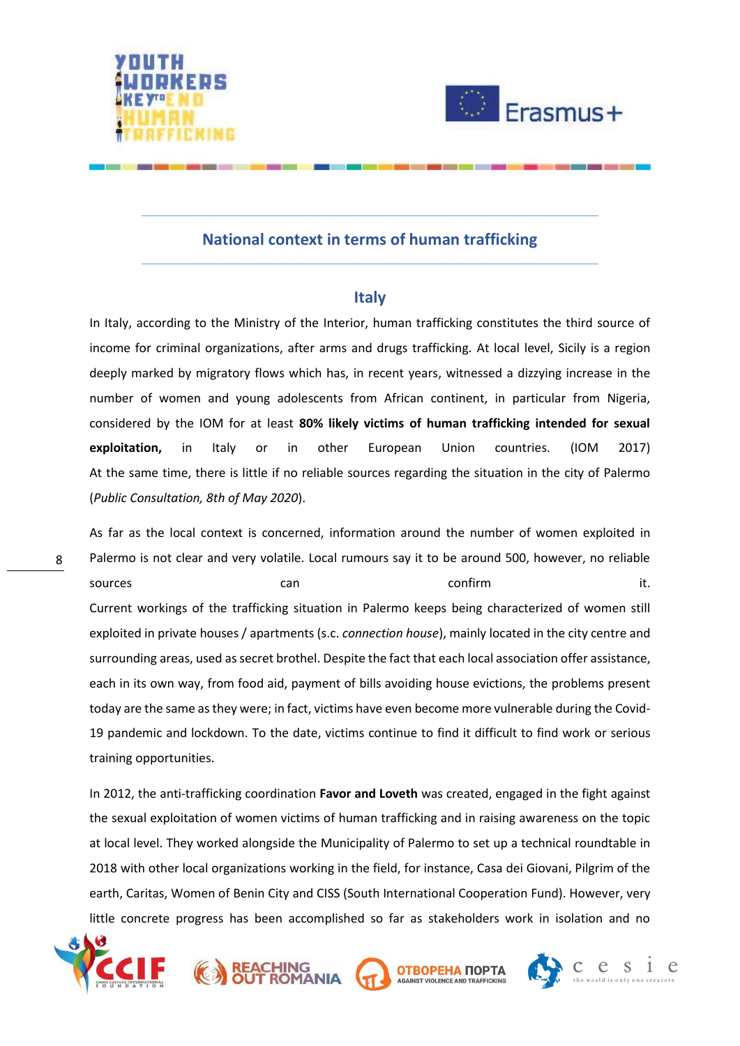## National context in terms of human trafficking

### Italy

In Italy, according to the Ministry of the Interior, human trafficking constitutes the third source of income for criminal organizations, after arms and drugs trafficking. At local level, Sicily is a region deeply marked by migratory flows which has, in recent years, witnessed a dizzying increase in the number of women and young adolescents from African continent, in particular from Nigeria, considered by the IOM for at least **80% likely victims of human trafficking intended for sexual exploitation,** in Italy or in other European Union countries. (IOM 2017) At the same time, there is little if no reliable sources regarding the situation in the city of Palermo (*Public Consultation, 8th of May 2020*).

As far as the local context is concerned, information around the number of women exploited in Palermo is not clear and very volatile. Local rumours say it to be around 500, however, no reliable sources can confirm it.
Current workings of the trafficking situation in Palermo keeps being characterized of women still exploited in private houses / apartments (s.c. *connection house*), mainly located in the city centre and surrounding areas, used as secret brothel. Despite the fact that each local association offer assistance, each in its own way, from food aid, payment of bills avoiding house evictions, the problems present today are the same as they were; in fact, victims have even become more vulnerable during the Covid-19 pandemic and lockdown. To the date, victims continue to find it difficult to find work or serious training opportunities.

In 2012, the anti-trafficking coordination **Favor and Loveth** was created, engaged in the fight against the sexual exploitation of women victims of human trafficking and in raising awareness on the topic at local level. They worked alongside the Municipality of Palermo to set up a technical roundtable in 2018 with other local organizations working in the field, for instance, Casa dei Giovani, Pilgrim of the earth, Caritas, Women of Benin City and CISS (South International Cooperation Fund). However, very little concrete progress has been accomplished so far as stakeholders work in isolation and no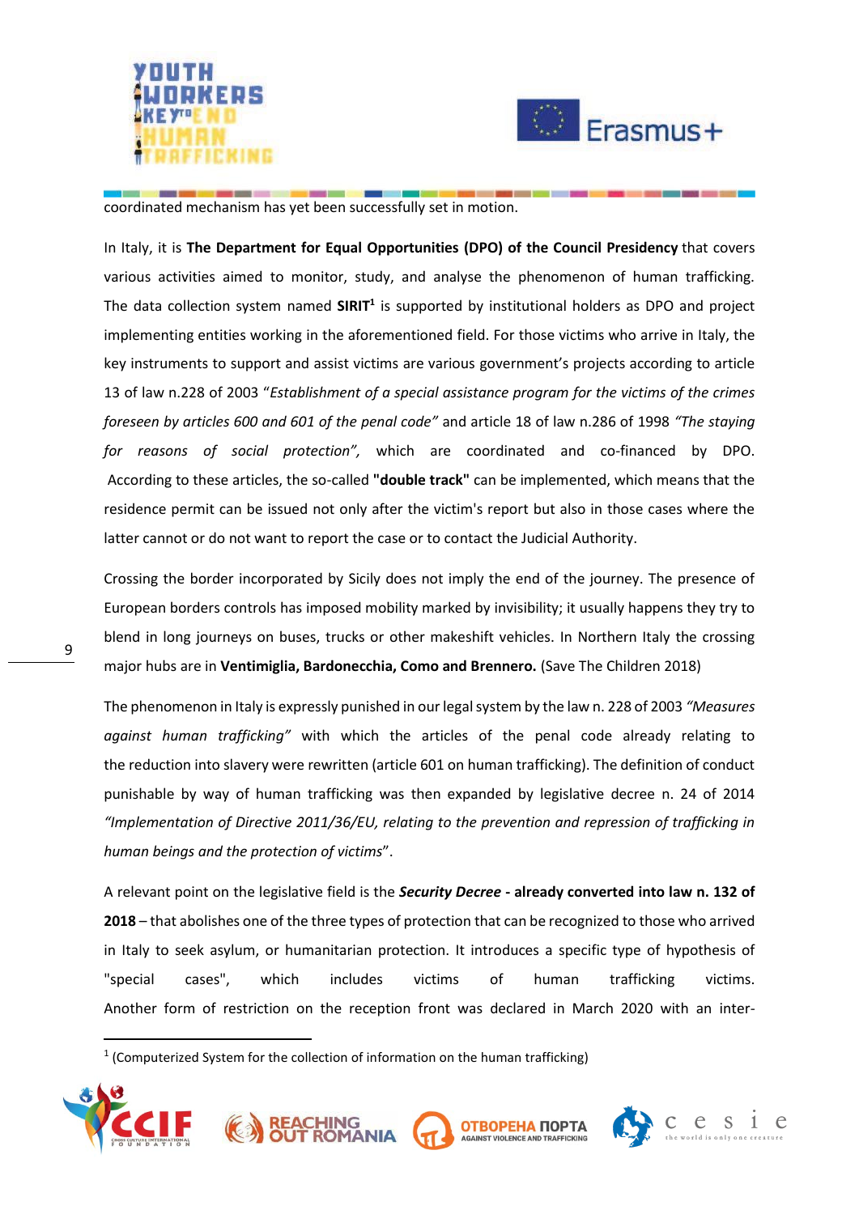coordinated mechanism has yet been successfully set in motion.

In Italy, it is **The Department for Equal Opportunities (DPO) of the Council Presidency** that covers various activities aimed to monitor, study, and analyse the phenomenon of human trafficking. The data collection system named **SIRIT**[1] is supported by institutional holders as DPO and project implementing entities working in the aforementioned field. For those victims who arrive in Italy, the key instruments to support and assist victims are various government's projects according to article 13 of law n.228 of 2003 "*Establishment of a special assistance program for the victims of the crimes foreseen by articles 600 and 601 of the penal code"* and article 18 of law n.286 of 1998 *"The staying for reasons of social protection",* which are coordinated and co-financed by DPO. According to these articles, the so-called **"double track"** can be implemented, which means that the residence permit can be issued not only after the victim's report but also in those cases where the latter cannot or do not want to report the case or to contact the Judicial Authority.

Crossing the border incorporated by Sicily does not imply the end of the journey. The presence of European borders controls has imposed mobility marked by invisibility; it usually happens they try to blend in long journeys on buses, trucks or other makeshift vehicles. In Northern Italy the crossing major hubs are in **Ventimiglia, Bardonecchia, Como and Brennero.** (Save The Children 2018)

The phenomenon in Italy is expressly punished in our legal system by the law n. 228 of 2003 *"Measures against human trafficking"* with which the articles of the penal code already relating to the reduction into slavery were rewritten (article 601 on human trafficking). The definition of conduct punishable by way of human trafficking was then expanded by legislative decree n. 24 of 2014 *"Implementation of Directive 2011/36/EU, relating to the prevention and repression of trafficking in human beings and the protection of victims*".

A relevant point on the legislative field is the ***Security Decree*** **- already converted into law n. 132 of 2018** – that abolishes one of the three types of protection that can be recognized to those who arrived in Italy to seek asylum, or humanitarian protection. It introduces a specific type of hypothesis of "special cases", which includes victims of human trafficking victims. Another form of restriction on the reception front was declared in March 2020 with an inter-

---

[1] (Computerized System for the collection of information on the human trafficking)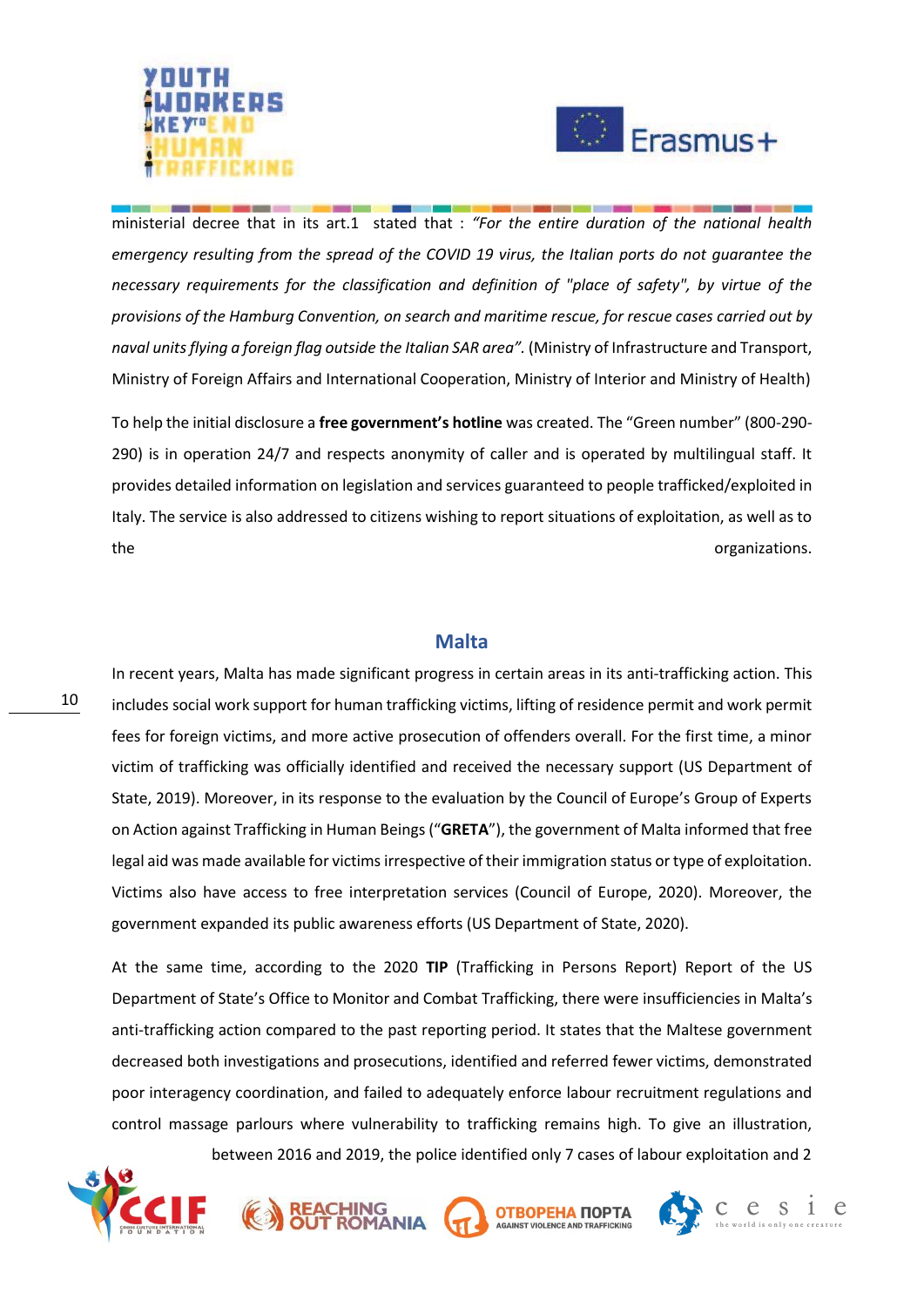ministerial decree that in its art.1 stated that : *"For the entire duration of the national health emergency resulting from the spread of the COVID 19 virus, the Italian ports do not guarantee the necessary requirements for the classification and definition of "place of safety", by virtue of the provisions of the Hamburg Convention, on search and maritime rescue, for rescue cases carried out by naval units flying a foreign flag outside the Italian SAR area".* (Ministry of Infrastructure and Transport, Ministry of Foreign Affairs and International Cooperation, Ministry of Interior and Ministry of Health)

To help the initial disclosure a **free government's hotline** was created. The "Green number" (800-290-290) is in operation 24/7 and respects anonymity of caller and is operated by multilingual staff. It provides detailed information on legislation and services guaranteed to people trafficked/exploited in Italy. The service is also addressed to citizens wishing to report situations of exploitation, as well as to the organizations.

## Malta

In recent years, Malta has made significant progress in certain areas in its anti-trafficking action. This includes social work support for human trafficking victims, lifting of residence permit and work permit fees for foreign victims, and more active prosecution of offenders overall. For the first time, a minor victim of trafficking was officially identified and received the necessary support (US Department of State, 2019). Moreover, in its response to the evaluation by the Council of Europe's Group of Experts on Action against Trafficking in Human Beings ("**GRETA**"), the government of Malta informed that free legal aid was made available for victims irrespective of their immigration status or type of exploitation. Victims also have access to free interpretation services (Council of Europe, 2020). Moreover, the government expanded its public awareness efforts (US Department of State, 2020).

At the same time, according to the 2020 **TIP** (Trafficking in Persons Report) Report of the US Department of State's Office to Monitor and Combat Trafficking, there were insufficiencies in Malta's anti-trafficking action compared to the past reporting period. It states that the Maltese government decreased both investigations and prosecutions, identified and referred fewer victims, demonstrated poor interagency coordination, and failed to adequately enforce labour recruitment regulations and control massage parlours where vulnerability to trafficking remains high. To give an illustration, between 2016 and 2019, the police identified only 7 cases of labour exploitation and 2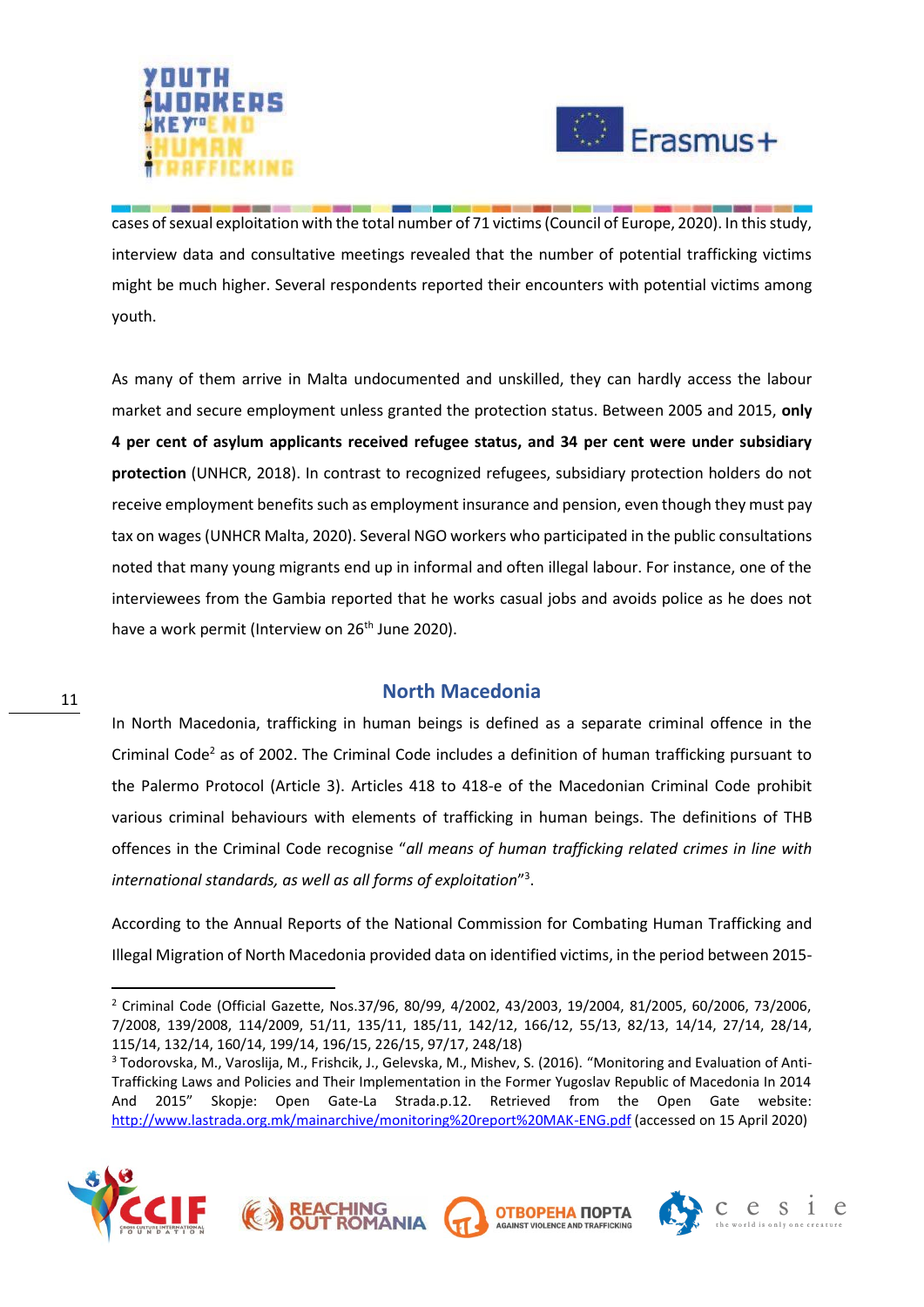cases of sexual exploitation with the total number of 71 victims (Council of Europe, 2020). In this study, interview data and consultative meetings revealed that the number of potential trafficking victims might be much higher. Several respondents reported their encounters with potential victims among youth.

As many of them arrive in Malta undocumented and unskilled, they can hardly access the labour market and secure employment unless granted the protection status. Between 2005 and 2015, **only 4 per cent of asylum applicants received refugee status, and 34 per cent were under subsidiary protection** (UNHCR, 2018). In contrast to recognized refugees, subsidiary protection holders do not receive employment benefits such as employment insurance and pension, even though they must pay tax on wages (UNHCR Malta, 2020). Several NGO workers who participated in the public consultations noted that many young migrants end up in informal and often illegal labour. For instance, one of the interviewees from the Gambia reported that he works casual jobs and avoids police as he does not have a work permit (Interview on 26th June 2020).

## North Macedonia

In North Macedonia, trafficking in human beings is defined as a separate criminal offence in the Criminal Code[2] as of 2002. The Criminal Code includes a definition of human trafficking pursuant to the Palermo Protocol (Article 3). Articles 418 to 418-e of the Macedonian Criminal Code prohibit various criminal behaviours with elements of trafficking in human beings. The definitions of THB offences in the Criminal Code recognise "*all means of human trafficking related crimes in line with international standards, as well as all forms of exploitation*"[3].

According to the Annual Reports of the National Commission for Combating Human Trafficking and Illegal Migration of North Macedonia provided data on identified victims, in the period between 2015-

---

[2] Criminal Code (Official Gazette, Nos.37/96, 80/99, 4/2002, 43/2003, 19/2004, 81/2005, 60/2006, 73/2006, 7/2008, 139/2008, 114/2009, 51/11, 135/11, 185/11, 142/12, 166/12, 55/13, 82/13, 14/14, 27/14, 28/14, 115/14, 132/14, 160/14, 199/14, 196/15, 226/15, 97/17, 248/18)

[3] Todorovska, M., Varoslija, M., Frishcik, J., Gelevska, M., Mishev, S. (2016). "Monitoring and Evaluation of Anti-Trafficking Laws and Policies and Their Implementation in the Former Yugoslav Republic of Macedonia In 2014 And 2015" Skopje: Open Gate-La Strada.p.12. Retrieved from the Open Gate website: http://www.lastrada.org.mk/mainarchive/monitoring%20report%20MAK-ENG.pdf (accessed on 15 April 2020)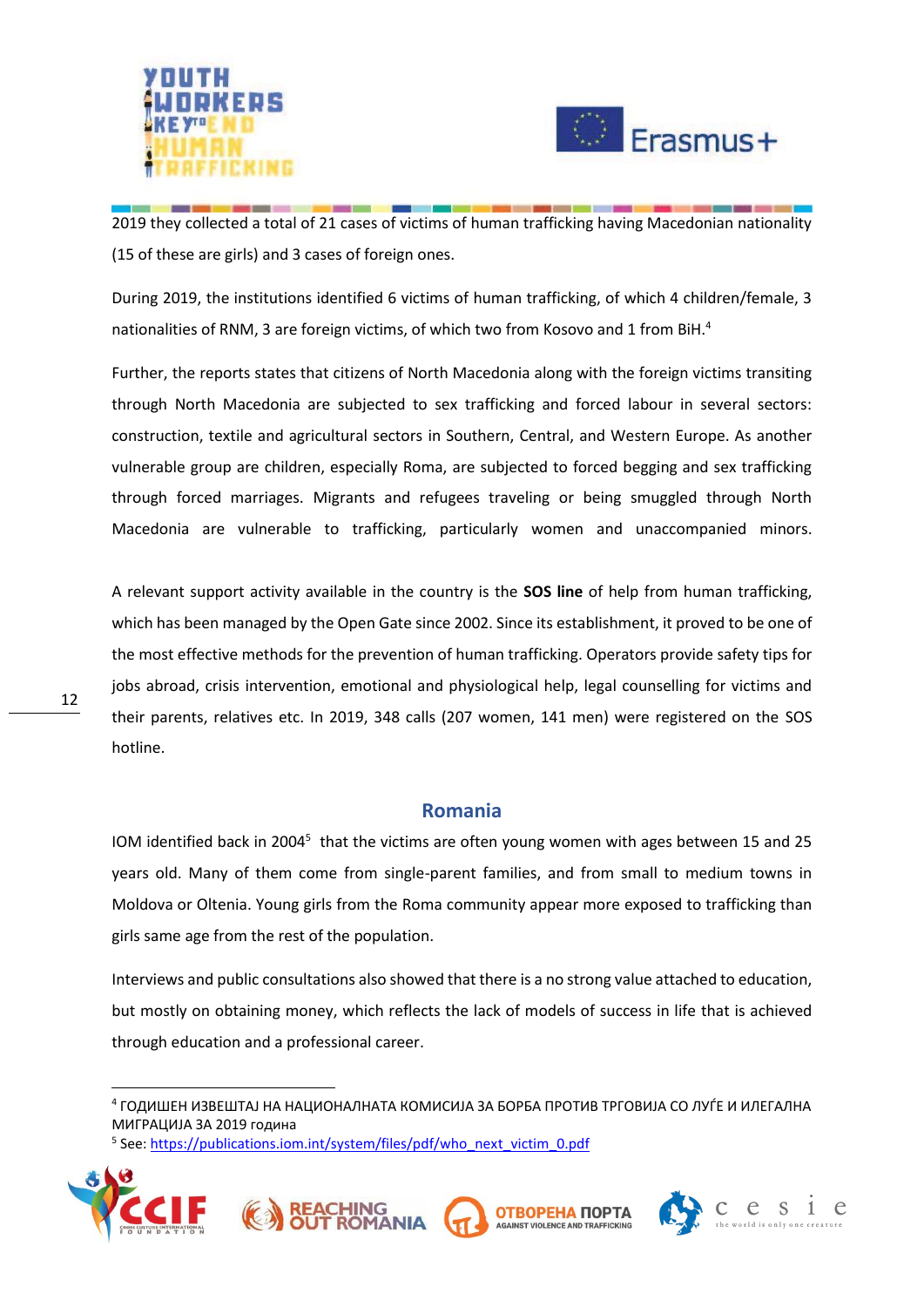2019 they collected a total of 21 cases of victims of human trafficking having Macedonian nationality (15 of these are girls) and 3 cases of foreign ones.

During 2019, the institutions identified 6 victims of human trafficking, of which 4 children/female, 3 nationalities of RNM, 3 are foreign victims, of which two from Kosovo and 1 from BiH.[4]

Further, the reports states that citizens of North Macedonia along with the foreign victims transiting through North Macedonia are subjected to sex trafficking and forced labour in several sectors: construction, textile and agricultural sectors in Southern, Central, and Western Europe. As another vulnerable group are children, especially Roma, are subjected to forced begging and sex trafficking through forced marriages. Migrants and refugees traveling or being smuggled through North Macedonia are vulnerable to trafficking, particularly women and unaccompanied minors.

A relevant support activity available in the country is the **SOS line** of help from human trafficking, which has been managed by the Open Gate since 2002. Since its establishment, it proved to be one of the most effective methods for the prevention of human trafficking. Operators provide safety tips for jobs abroad, crisis intervention, emotional and physiological help, legal counselling for victims and their parents, relatives etc. In 2019, 348 calls (207 women, 141 men) were registered on the SOS hotline.

## Romania

IOM identified back in 2004[5] that the victims are often young women with ages between 15 and 25 years old. Many of them come from single-parent families, and from small to medium towns in Moldova or Oltenia. Young girls from the Roma community appear more exposed to trafficking than girls same age from the rest of the population.

Interviews and public consultations also showed that there is a no strong value attached to education, but mostly on obtaining money, which reflects the lack of models of success in life that is achieved through education and a professional career.

---

[4] ГОДИШЕН ИЗВЕШТАЈ НА НАЦИОНАЛНАТА КОМИСИЈА ЗА БОРБА ПРОТИВ ТРГОВИЈА СО ЛУЃЕ И ИЛЕГАЛНА МИГРАЦИЈА ЗА 2019 година

[5] See: https://publications.iom.int/system/files/pdf/who_next_victim_0.pdf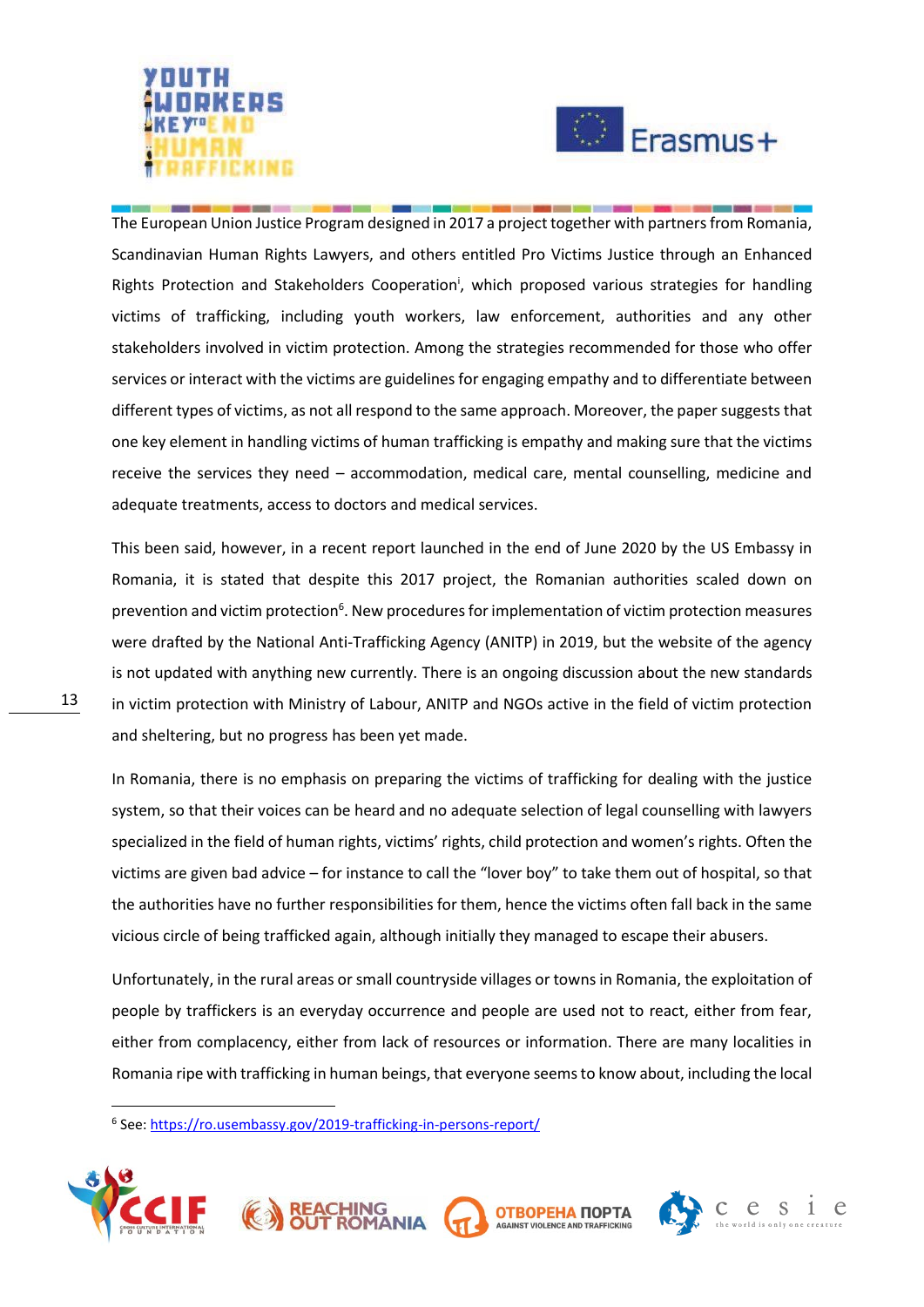The European Union Justice Program designed in 2017 a project together with partners from Romania, Scandinavian Human Rights Lawyers, and others entitled Pro Victims Justice through an Enhanced Rights Protection and Stakeholders Cooperation[i], which proposed various strategies for handling victims of trafficking, including youth workers, law enforcement, authorities and any other stakeholders involved in victim protection. Among the strategies recommended for those who offer services or interact with the victims are guidelines for engaging empathy and to differentiate between different types of victims, as not all respond to the same approach. Moreover, the paper suggests that one key element in handling victims of human trafficking is empathy and making sure that the victims receive the services they need – accommodation, medical care, mental counselling, medicine and adequate treatments, access to doctors and medical services.

This been said, however, in a recent report launched in the end of June 2020 by the US Embassy in Romania, it is stated that despite this 2017 project, the Romanian authorities scaled down on prevention and victim protection[6]. New procedures for implementation of victim protection measures were drafted by the National Anti-Trafficking Agency (ANITP) in 2019, but the website of the agency is not updated with anything new currently. There is an ongoing discussion about the new standards in victim protection with Ministry of Labour, ANITP and NGOs active in the field of victim protection and sheltering, but no progress has been yet made.

In Romania, there is no emphasis on preparing the victims of trafficking for dealing with the justice system, so that their voices can be heard and no adequate selection of legal counselling with lawyers specialized in the field of human rights, victims' rights, child protection and women's rights. Often the victims are given bad advice – for instance to call the "lover boy" to take them out of hospital, so that the authorities have no further responsibilities for them, hence the victims often fall back in the same vicious circle of being trafficked again, although initially they managed to escape their abusers.

Unfortunately, in the rural areas or small countryside villages or towns in Romania, the exploitation of people by traffickers is an everyday occurrence and people are used not to react, either from fear, either from complacency, either from lack of resources or information. There are many localities in Romania ripe with trafficking in human beings, that everyone seems to know about, including the local

[6] See: https://ro.usembassy.gov/2019-trafficking-in-persons-report/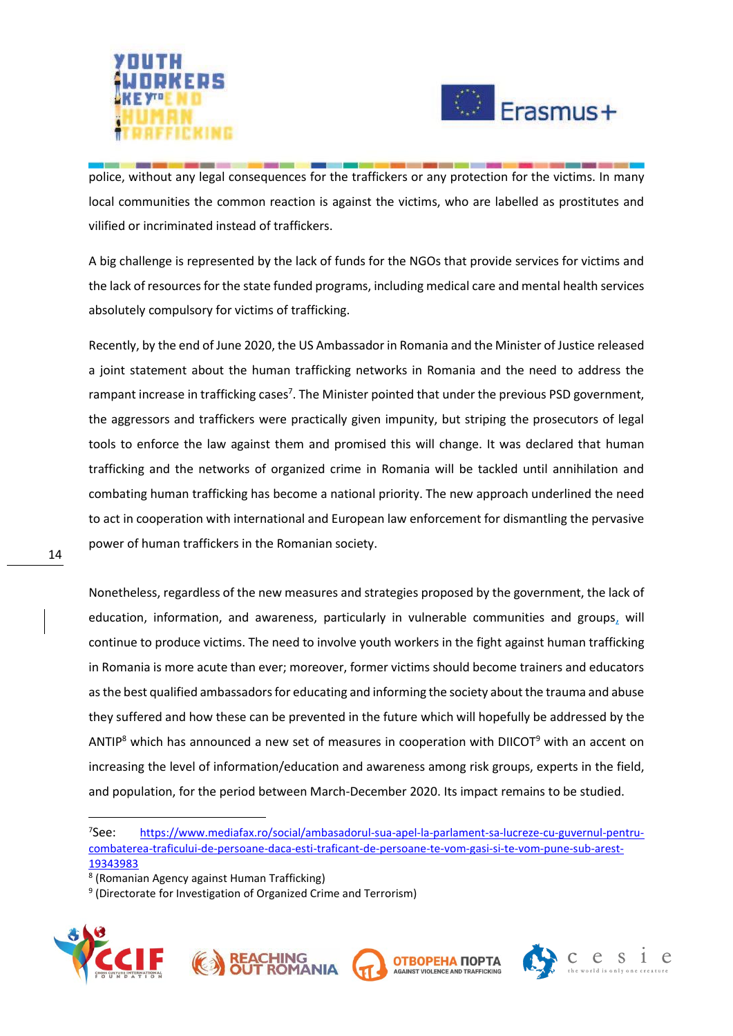police, without any legal consequences for the traffickers or any protection for the victims. In many local communities the common reaction is against the victims, who are labelled as prostitutes and vilified or incriminated instead of traffickers.

A big challenge is represented by the lack of funds for the NGOs that provide services for victims and the lack of resources for the state funded programs, including medical care and mental health services absolutely compulsory for victims of trafficking.

Recently, by the end of June 2020, the US Ambassador in Romania and the Minister of Justice released a joint statement about the human trafficking networks in Romania and the need to address the rampant increase in trafficking cases[7]. The Minister pointed that under the previous PSD government, the aggressors and traffickers were practically given impunity, but striping the prosecutors of legal tools to enforce the law against them and promised this will change. It was declared that human trafficking and the networks of organized crime in Romania will be tackled until annihilation and combating human trafficking has become a national priority. The new approach underlined the need to act in cooperation with international and European law enforcement for dismantling the pervasive power of human traffickers in the Romanian society.

Nonetheless, regardless of the new measures and strategies proposed by the government, the lack of education, information, and awareness, particularly in vulnerable communities and groups, will continue to produce victims. The need to involve youth workers in the fight against human trafficking in Romania is more acute than ever; moreover, former victims should become trainers and educators as the best qualified ambassadors for educating and informing the society about the trauma and abuse they suffered and how these can be prevented in the future which will hopefully be addressed by the ANTIP[8] which has announced a new set of measures in cooperation with DIICOT[9] with an accent on increasing the level of information/education and awareness among risk groups, experts in the field, and population, for the period between March-December 2020. Its impact remains to be studied.

---

[7] See: https://www.mediafax.ro/social/ambasadorul-sua-apel-la-parlament-sa-lucreze-cu-guvernul-pentru-combaterea-traficului-de-persoane-daca-esti-traficant-de-persoane-te-vom-gasi-si-te-vom-pune-sub-arest-19343983

[8] (Romanian Agency against Human Trafficking)

[9] (Directorate for Investigation of Organized Crime and Terrorism)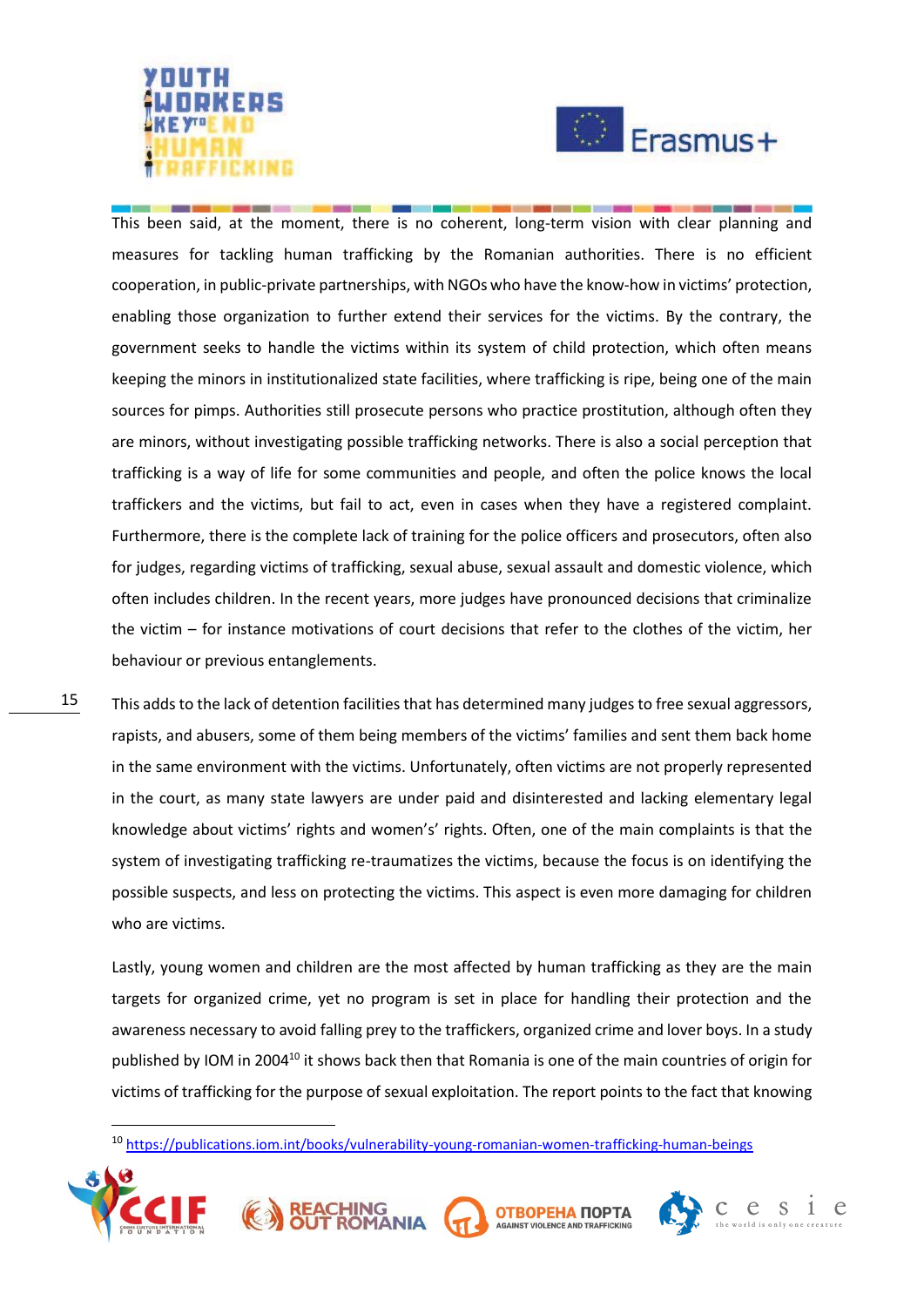This been said, at the moment, there is no coherent, long-term vision with clear planning and measures for tackling human trafficking by the Romanian authorities. There is no efficient cooperation, in public-private partnerships, with NGOs who have the know-how in victims' protection, enabling those organization to further extend their services for the victims. By the contrary, the government seeks to handle the victims within its system of child protection, which often means keeping the minors in institutionalized state facilities, where trafficking is ripe, being one of the main sources for pimps. Authorities still prosecute persons who practice prostitution, although often they are minors, without investigating possible trafficking networks. There is also a social perception that trafficking is a way of life for some communities and people, and often the police knows the local traffickers and the victims, but fail to act, even in cases when they have a registered complaint. Furthermore, there is the complete lack of training for the police officers and prosecutors, often also for judges, regarding victims of trafficking, sexual abuse, sexual assault and domestic violence, which often includes children. In the recent years, more judges have pronounced decisions that criminalize the victim – for instance motivations of court decisions that refer to the clothes of the victim, her behaviour or previous entanglements.

This adds to the lack of detention facilities that has determined many judges to free sexual aggressors, rapists, and abusers, some of them being members of the victims' families and sent them back home in the same environment with the victims. Unfortunately, often victims are not properly represented in the court, as many state lawyers are under paid and disinterested and lacking elementary legal knowledge about victims' rights and women's' rights. Often, one of the main complaints is that the system of investigating trafficking re-traumatizes the victims, because the focus is on identifying the possible suspects, and less on protecting the victims. This aspect is even more damaging for children who are victims.

Lastly, young women and children are the most affected by human trafficking as they are the main targets for organized crime, yet no program is set in place for handling their protection and the awareness necessary to avoid falling prey to the traffickers, organized crime and lover boys. In a study published by IOM in 2004[10] it shows back then that Romania is one of the main countries of origin for victims of trafficking for the purpose of sexual exploitation. The report points to the fact that knowing

---

[10] https://publications.iom.int/books/vulnerability-young-romanian-women-trafficking-human-beings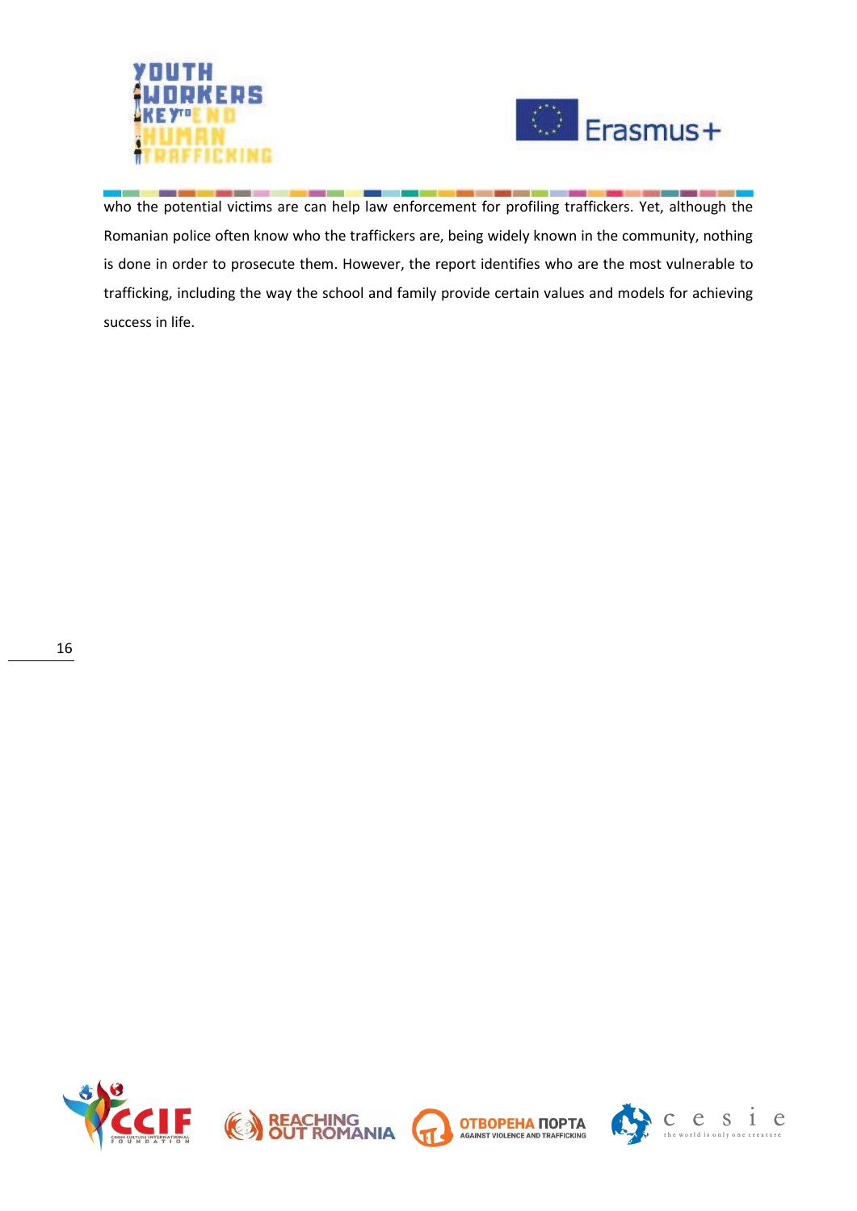who the potential victims are can help law enforcement for profiling traffickers. Yet, although the Romanian police often know who the traffickers are, being widely known in the community, nothing is done in order to prosecute them. However, the report identifies who are the most vulnerable to trafficking, including the way the school and family provide certain values and models for achieving success in life.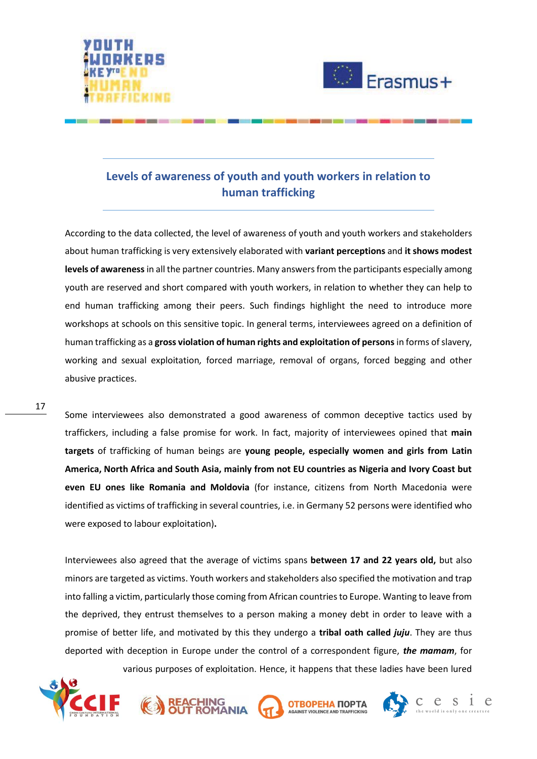## Levels of awareness of youth and youth workers in relation to human trafficking

According to the data collected, the level of awareness of youth and youth workers and stakeholders about human trafficking is very extensively elaborated with **variant perceptions** and **it shows modest levels of awareness** in all the partner countries. Many answers from the participants especially among youth are reserved and short compared with youth workers, in relation to whether they can help to end human trafficking among their peers. Such findings highlight the need to introduce more workshops at schools on this sensitive topic. In general terms, interviewees agreed on a definition of human trafficking as a **gross violation of human rights and exploitation of persons** in forms of slavery, working and sexual exploitation, forced marriage, removal of organs, forced begging and other abusive practices.

Some interviewees also demonstrated a good awareness of common deceptive tactics used by traffickers, including a false promise for work. In fact, majority of interviewees opined that **main targets** of trafficking of human beings are **young people, especially women and girls from Latin America, North Africa and South Asia, mainly from not EU countries as Nigeria and Ivory Coast but even EU ones like Romania and Moldovia** (for instance, citizens from North Macedonia were identified as victims of trafficking in several countries, i.e. in Germany 52 persons were identified who were exposed to labour exploitation)**.**

Interviewees also agreed that the average of victims spans **between 17 and 22 years old,** but also minors are targeted as victims. Youth workers and stakeholders also specified the motivation and trap into falling a victim, particularly those coming from African countries to Europe. Wanting to leave from the deprived, they entrust themselves to a person making a money debt in order to leave with a promise of better life, and motivated by this they undergo a **tribal oath called *juju***. They are thus deported with deception in Europe under the control of a correspondent figure, ***the mamam***, for various purposes of exploitation. Hence, it happens that these ladies have been lured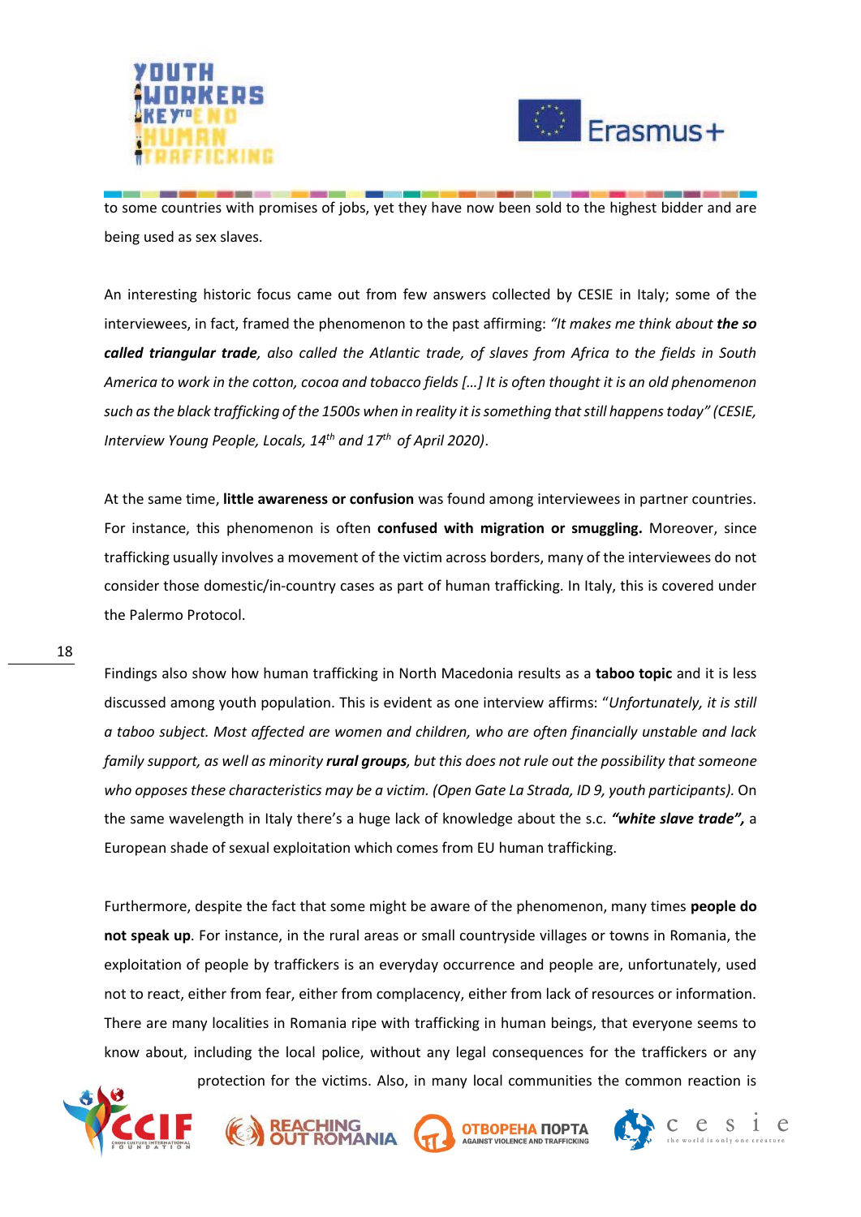to some countries with promises of jobs, yet they have now been sold to the highest bidder and are being used as sex slaves.

An interesting historic focus came out from few answers collected by CESIE in Italy; some of the interviewees, in fact, framed the phenomenon to the past affirming: *"It makes me think about* ***the so called triangular trade****, also called the Atlantic trade, of slaves from Africa to the fields in South America to work in the cotton, cocoa and tobacco fields […] It is often thought it is an old phenomenon such as the black trafficking of the 1500s when in reality it is something that still happens today" (CESIE, Interview Young People, Locals, 14th and 17th of April 2020)*.

At the same time, **little awareness or confusion** was found among interviewees in partner countries. For instance, this phenomenon is often **confused with migration or smuggling.** Moreover, since trafficking usually involves a movement of the victim across borders, many of the interviewees do not consider those domestic/in-country cases as part of human trafficking. In Italy, this is covered under the Palermo Protocol.

Findings also show how human trafficking in North Macedonia results as a **taboo topic** and it is less discussed among youth population. This is evident as one interview affirms: "*Unfortunately, it is still a taboo subject. Most affected are women and children, who are often financially unstable and lack family support, as well as minority* ***rural groups****, but this does not rule out the possibility that someone who opposes these characteristics may be a victim. (Open Gate La Strada, ID 9, youth participants).* On the same wavelength in Italy there's a huge lack of knowledge about the s.c. ***"white slave trade",*** a European shade of sexual exploitation which comes from EU human trafficking.

Furthermore, despite the fact that some might be aware of the phenomenon, many times **people do not speak up**. For instance, in the rural areas or small countryside villages or towns in Romania, the exploitation of people by traffickers is an everyday occurrence and people are, unfortunately, used not to react, either from fear, either from complacency, either from lack of resources or information. There are many localities in Romania ripe with trafficking in human beings, that everyone seems to know about, including the local police, without any legal consequences for the traffickers or any protection for the victims. Also, in many local communities the common reaction is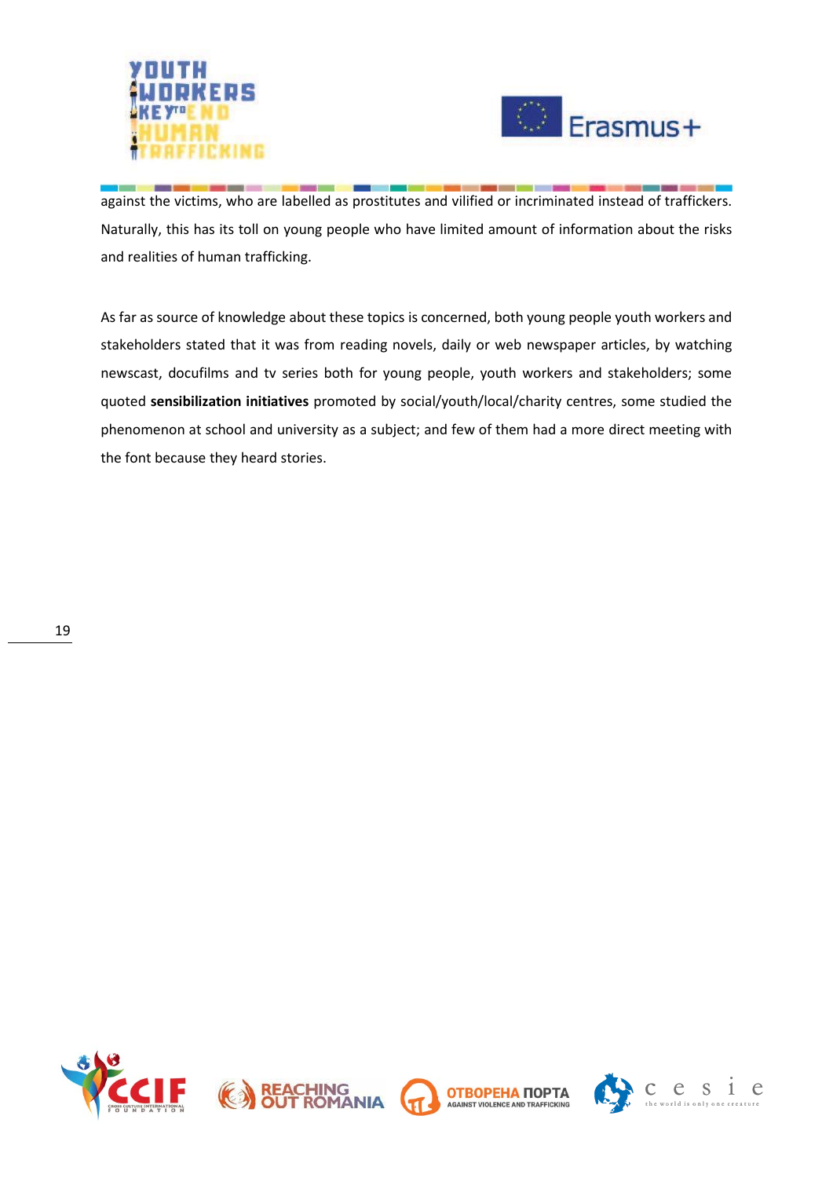against the victims, who are labelled as prostitutes and vilified or incriminated instead of traffickers. Naturally, this has its toll on young people who have limited amount of information about the risks and realities of human trafficking.

As far as source of knowledge about these topics is concerned, both young people youth workers and stakeholders stated that it was from reading novels, daily or web newspaper articles, by watching newscast, docufilms and tv series both for young people, youth workers and stakeholders; some quoted **sensibilization initiatives** promoted by social/youth/local/charity centres, some studied the phenomenon at school and university as a subject; and few of them had a more direct meeting with the font because they heard stories.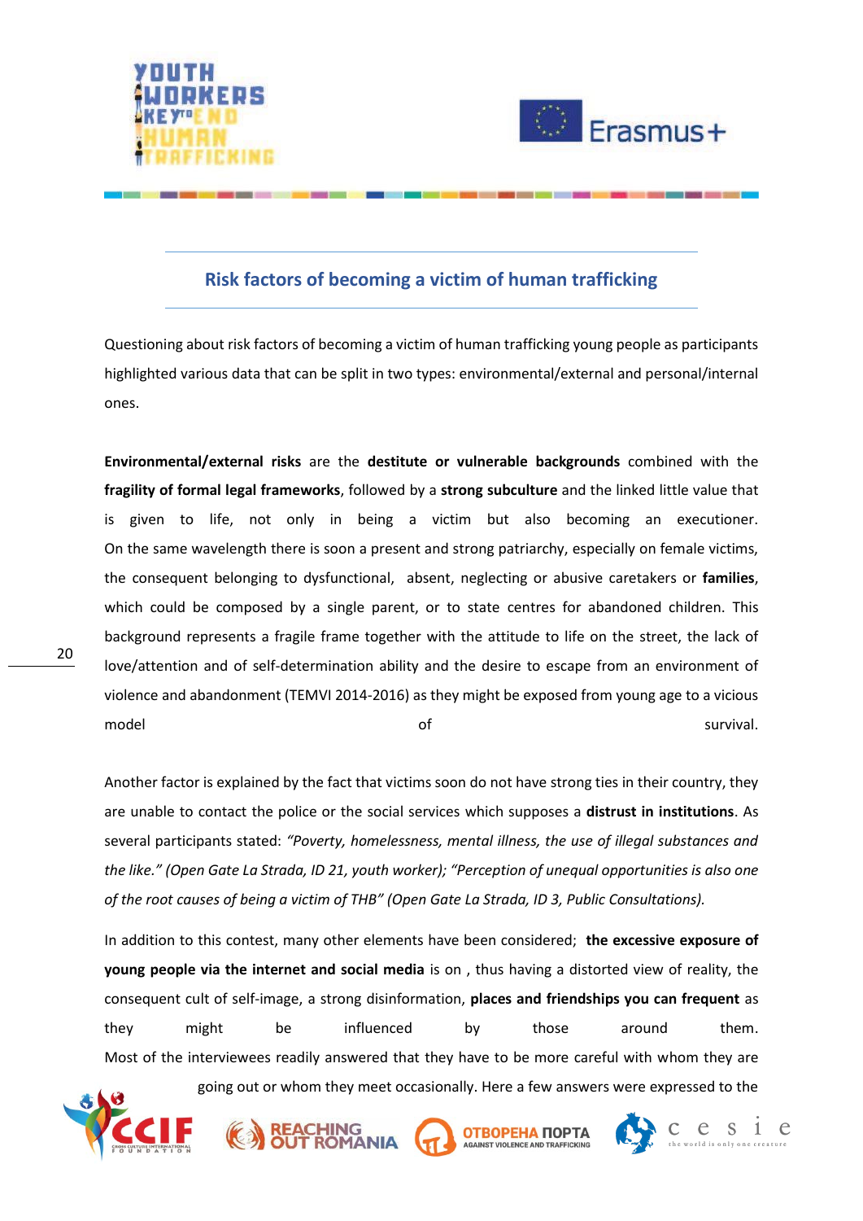## Risk factors of becoming a victim of human trafficking

Questioning about risk factors of becoming a victim of human trafficking young people as participants highlighted various data that can be split in two types: environmental/external and personal/internal ones.

**Environmental/external risks** are the **destitute or vulnerable backgrounds** combined with the **fragility of formal legal frameworks**, followed by a **strong subculture** and the linked little value that is given to life, not only in being a victim but also becoming an executioner. On the same wavelength there is soon a present and strong patriarchy, especially on female victims, the consequent belonging to dysfunctional, absent, neglecting or abusive caretakers or **families**, which could be composed by a single parent, or to state centres for abandoned children. This background represents a fragile frame together with the attitude to life on the street, the lack of love/attention and of self-determination ability and the desire to escape from an environment of violence and abandonment (TEMVI 2014-2016) as they might be exposed from young age to a vicious model of survival.

Another factor is explained by the fact that victims soon do not have strong ties in their country, they are unable to contact the police or the social services which supposes a **distrust in institutions**. As several participants stated: *"Poverty, homelessness, mental illness, the use of illegal substances and the like." (Open Gate La Strada, ID 21, youth worker); "Perception of unequal opportunities is also one of the root causes of being a victim of THB" (Open Gate La Strada, ID 3, Public Consultations).*

In addition to this contest, many other elements have been considered; **the excessive exposure of young people via the internet and social media** is on , thus having a distorted view of reality, the consequent cult of self-image, a strong disinformation, **places and friendships you can frequent** as they might be influenced by those around them. Most of the interviewees readily answered that they have to be more careful with whom they are going out or whom they meet occasionally. Here a few answers were expressed to the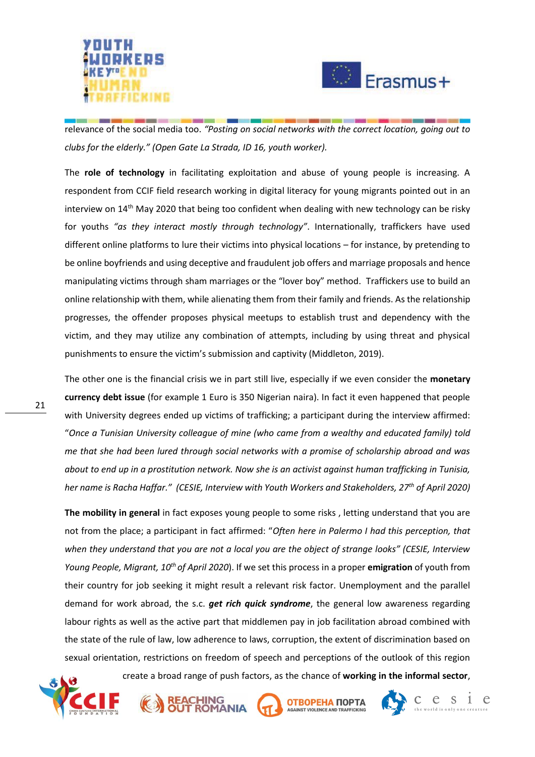relevance of the social media too. *"Posting on social networks with the correct location, going out to clubs for the elderly." (Open Gate La Strada, ID 16, youth worker).*

The **role of technology** in facilitating exploitation and abuse of young people is increasing. A respondent from CCIF field research working in digital literacy for young migrants pointed out in an interview on 14th May 2020 that being too confident when dealing with new technology can be risky for youths *"as they interact mostly through technology"*. Internationally, traffickers have used different online platforms to lure their victims into physical locations – for instance, by pretending to be online boyfriends and using deceptive and fraudulent job offers and marriage proposals and hence manipulating victims through sham marriages or the "lover boy" method. Traffickers use to build an online relationship with them, while alienating them from their family and friends. As the relationship progresses, the offender proposes physical meetups to establish trust and dependency with the victim, and they may utilize any combination of attempts, including by using threat and physical punishments to ensure the victim's submission and captivity (Middleton, 2019).

The other one is the financial crisis we in part still live, especially if we even consider the **monetary currency debt issue** (for example 1 Euro is 350 Nigerian naira). In fact it even happened that people with University degrees ended up victims of trafficking; a participant during the interview affirmed: "*Once a Tunisian University colleague of mine (who came from a wealthy and educated family) told me that she had been lured through social networks with a promise of scholarship abroad and was about to end up in a prostitution network. Now she is an activist against human trafficking in Tunisia, her name is Racha Haffar." (CESIE, Interview with Youth Workers and Stakeholders, 27th of April 2020)*

**The mobility in general** in fact exposes young people to some risks , letting understand that you are not from the place; a participant in fact affirmed: "*Often here in Palermo I had this perception, that when they understand that you are not a local you are the object of strange looks" (CESIE, Interview Young People, Migrant, 10th of April 2020*). If we set this process in a proper **emigration** of youth from their country for job seeking it might result a relevant risk factor. Unemployment and the parallel demand for work abroad, the s.c. ***get rich quick syndrome***, the general low awareness regarding labour rights as well as the active part that middlemen pay in job facilitation abroad combined with the state of the rule of law, low adherence to laws, corruption, the extent of discrimination based on sexual orientation, restrictions on freedom of speech and perceptions of the outlook of this region create a broad range of push factors, as the chance of **working in the informal sector**,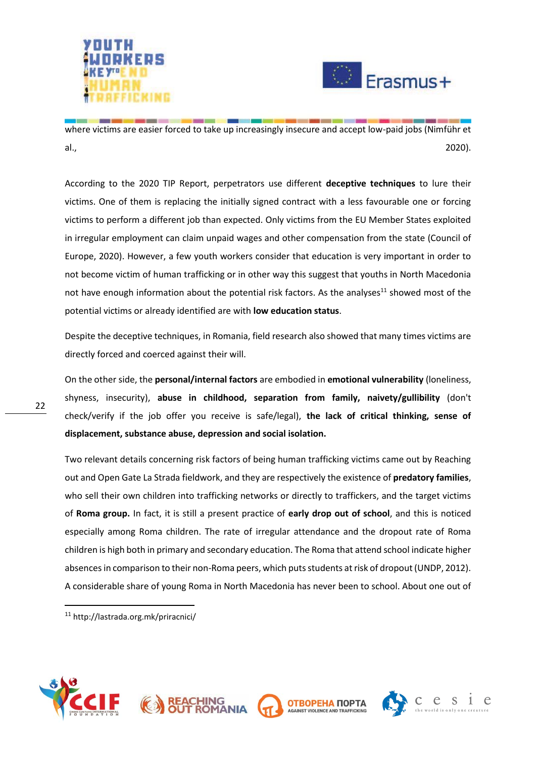where victims are easier forced to take up increasingly insecure and accept low-paid jobs (Nimführ et al., 2020).

According to the 2020 TIP Report, perpetrators use different **deceptive techniques** to lure their victims. One of them is replacing the initially signed contract with a less favourable one or forcing victims to perform a different job than expected. Only victims from the EU Member States exploited in irregular employment can claim unpaid wages and other compensation from the state (Council of Europe, 2020). However, a few youth workers consider that education is very important in order to not become victim of human trafficking or in other way this suggest that youths in North Macedonia not have enough information about the potential risk factors. As the analyses[11] showed most of the potential victims or already identified are with **low education status**.

Despite the deceptive techniques, in Romania, field research also showed that many times victims are directly forced and coerced against their will.

On the other side, the **personal/internal factors** are embodied in **emotional vulnerability** (loneliness, shyness, insecurity), **abuse in childhood, separation from family, naivety/gullibility** (don't check/verify if the job offer you receive is safe/legal), **the lack of critical thinking, sense of displacement, substance abuse, depression and social isolation.**

Two relevant details concerning risk factors of being human trafficking victims came out by Reaching out and Open Gate La Strada fieldwork, and they are respectively the existence of **predatory families**, who sell their own children into trafficking networks or directly to traffickers, and the target victims of **Roma group.** In fact, it is still a present practice of **early drop out of school**, and this is noticed especially among Roma children. The rate of irregular attendance and the dropout rate of Roma children is high both in primary and secondary education. The Roma that attend school indicate higher absences in comparison to their non-Roma peers, which puts students at risk of dropout (UNDP, 2012). A considerable share of young Roma in North Macedonia has never been to school. About one out of

[11] http://lastrada.org.mk/priracnici/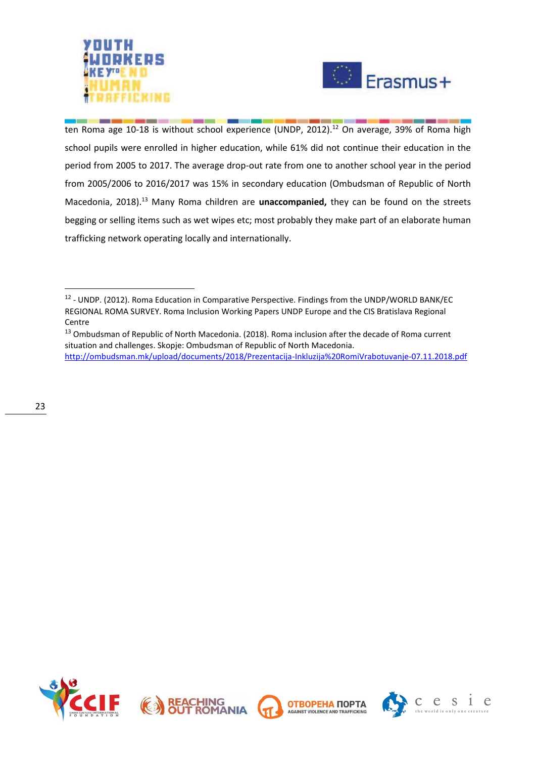ten Roma age 10-18 is without school experience (UNDP, 2012).[12] On average, 39% of Roma high school pupils were enrolled in higher education, while 61% did not continue their education in the period from 2005 to 2017. The average drop-out rate from one to another school year in the period from 2005/2006 to 2016/2017 was 15% in secondary education (Ombudsman of Republic of North Macedonia, 2018).[13] Many Roma children are **unaccompanied,** they can be found on the streets begging or selling items such as wet wipes etc; most probably they make part of an elaborate human trafficking network operating locally and internationally.

---

[12] - UNDP. (2012). Roma Education in Comparative Perspective. Findings from the UNDP/WORLD BANK/EC REGIONAL ROMA SURVEY. Roma Inclusion Working Papers UNDP Europe and the CIS Bratislava Regional Centre

[13] Ombudsman of Republic of North Macedonia. (2018). Roma inclusion after the decade of Roma current situation and challenges. Skopje: Ombudsman of Republic of North Macedonia. http://ombudsman.mk/upload/documents/2018/Prezentacija-Inkluzija%20RomiVrabotuvanje-07.11.2018.pdf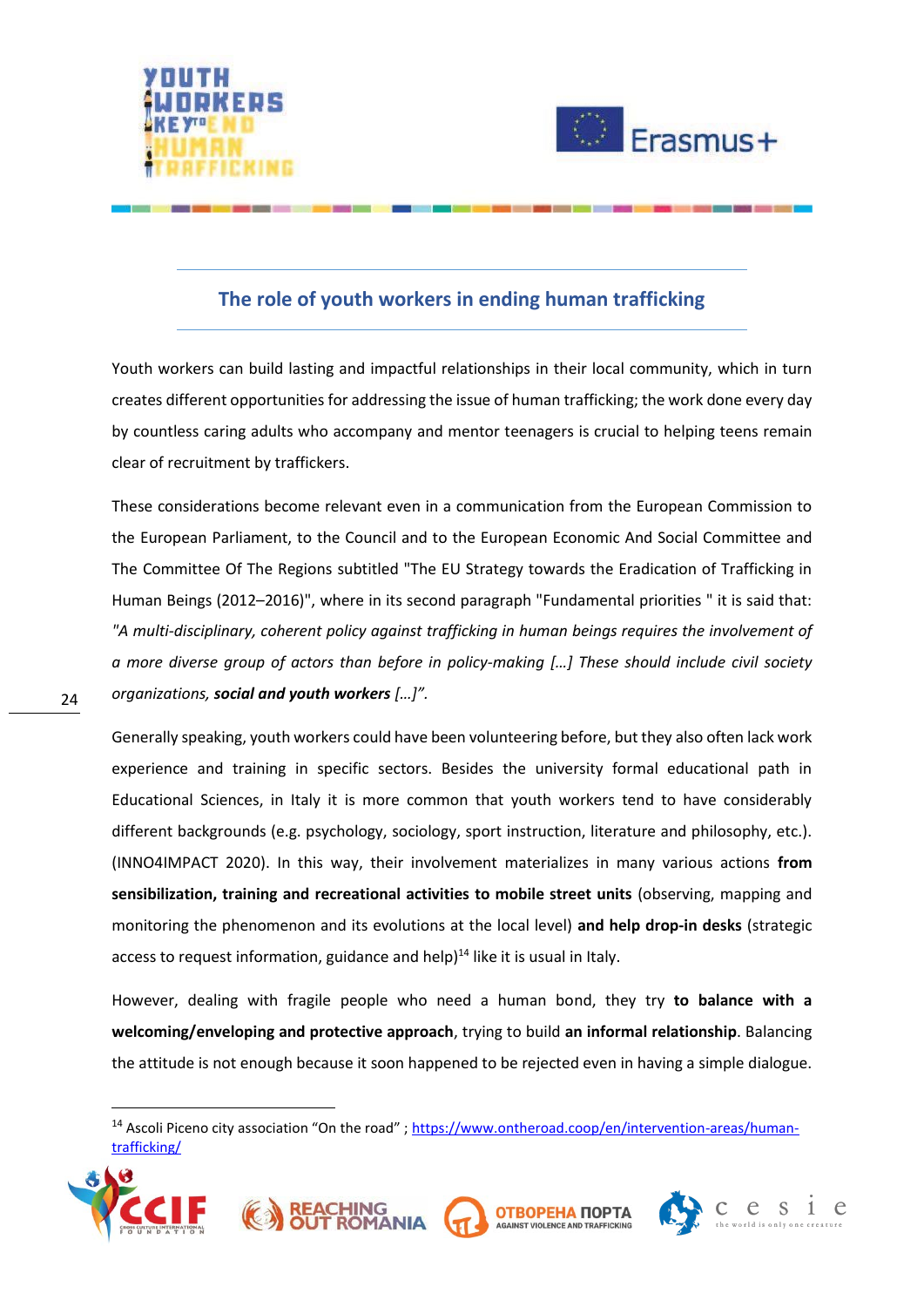## The role of youth workers in ending human trafficking

Youth workers can build lasting and impactful relationships in their local community, which in turn creates different opportunities for addressing the issue of human trafficking; the work done every day by countless caring adults who accompany and mentor teenagers is crucial to helping teens remain clear of recruitment by traffickers.

These considerations become relevant even in a communication from the European Commission to the European Parliament, to the Council and to the European Economic And Social Committee and The Committee Of The Regions subtitled "The EU Strategy towards the Eradication of Trafficking in Human Beings (2012–2016)", where in its second paragraph "Fundamental priorities " it is said that: *"A multi-disciplinary, coherent policy against trafficking in human beings requires the involvement of a more diverse group of actors than before in policy-making […] These should include civil society organizations, **social and youth workers** […]".*

Generally speaking, youth workers could have been volunteering before, but they also often lack work experience and training in specific sectors. Besides the university formal educational path in Educational Sciences, in Italy it is more common that youth workers tend to have considerably different backgrounds (e.g. psychology, sociology, sport instruction, literature and philosophy, etc.). (INNO4IMPACT 2020). In this way, their involvement materializes in many various actions **from sensibilization, training and recreational activities to mobile street units** (observing, mapping and monitoring the phenomenon and its evolutions at the local level) **and help drop-in desks** (strategic access to request information, guidance and help)[14] like it is usual in Italy.

However, dealing with fragile people who need a human bond, they try **to balance with a welcoming/enveloping and protective approach**, trying to build **an informal relationship**. Balancing the attitude is not enough because it soon happened to be rejected even in having a simple dialogue.

[14] Ascoli Piceno city association "On the road" ; https://www.ontheroad.coop/en/intervention-areas/human-trafficking/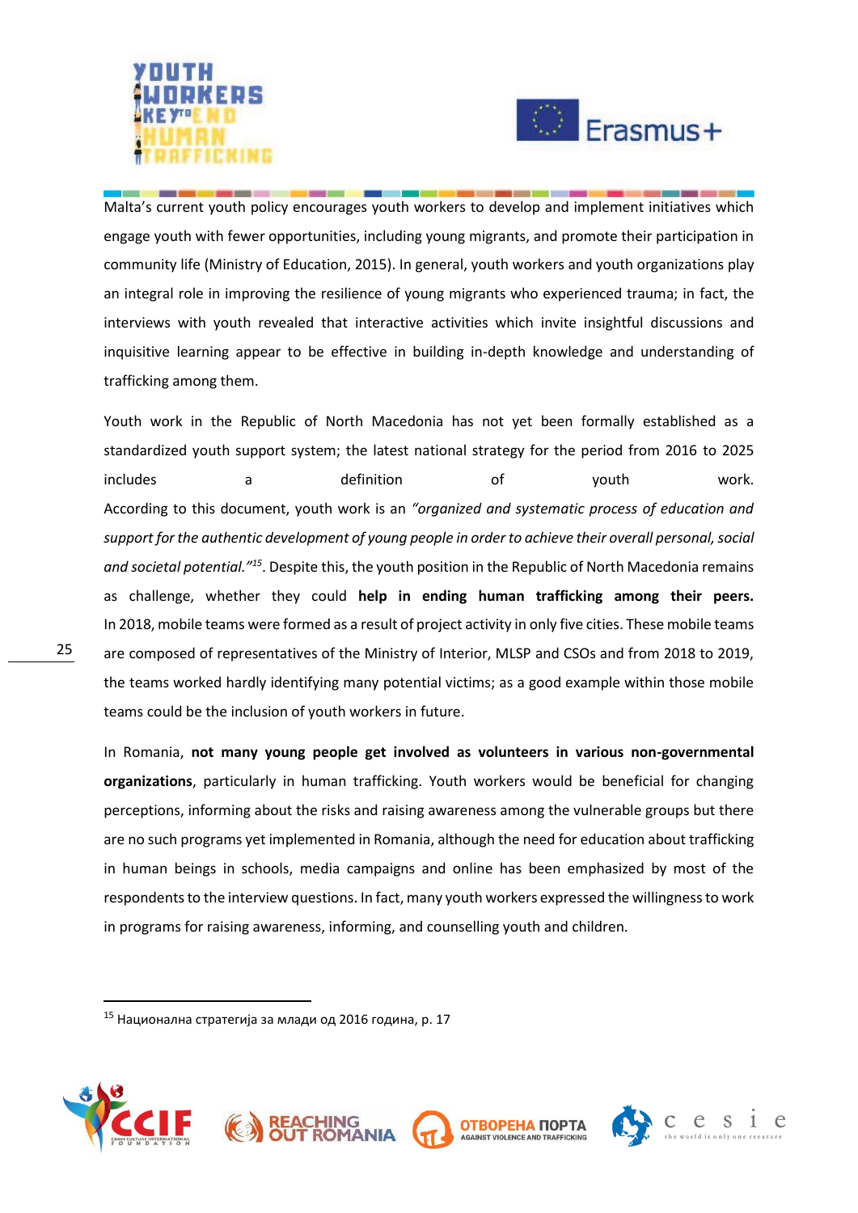Malta's current youth policy encourages youth workers to develop and implement initiatives which engage youth with fewer opportunities, including young migrants, and promote their participation in community life (Ministry of Education, 2015). In general, youth workers and youth organizations play an integral role in improving the resilience of young migrants who experienced trauma; in fact, the interviews with youth revealed that interactive activities which invite insightful discussions and inquisitive learning appear to be effective in building in-depth knowledge and understanding of trafficking among them.

Youth work in the Republic of North Macedonia has not yet been formally established as a standardized youth support system; the latest national strategy for the period from 2016 to 2025 includes a definition of youth work. According to this document, youth work is an *"organized and systematic process of education and support for the authentic development of young people in order to achieve their overall personal, social and societal potential."*[15]. Despite this, the youth position in the Republic of North Macedonia remains as challenge, whether they could **help in ending human trafficking among their peers.** In 2018, mobile teams were formed as a result of project activity in only five cities. These mobile teams are composed of representatives of the Ministry of Interior, MLSP and CSOs and from 2018 to 2019, the teams worked hardly identifying many potential victims; as a good example within those mobile teams could be the inclusion of youth workers in future.

In Romania, **not many young people get involved as volunteers in various non-governmental organizations**, particularly in human trafficking. Youth workers would be beneficial for changing perceptions, informing about the risks and raising awareness among the vulnerable groups but there are no such programs yet implemented in Romania, although the need for education about trafficking in human beings in schools, media campaigns and online has been emphasized by most of the respondents to the interview questions. In fact, many youth workers expressed the willingness to work in programs for raising awareness, informing, and counselling youth and children.

---

[15] Национална стратегија за млади од 2016 година, p. 17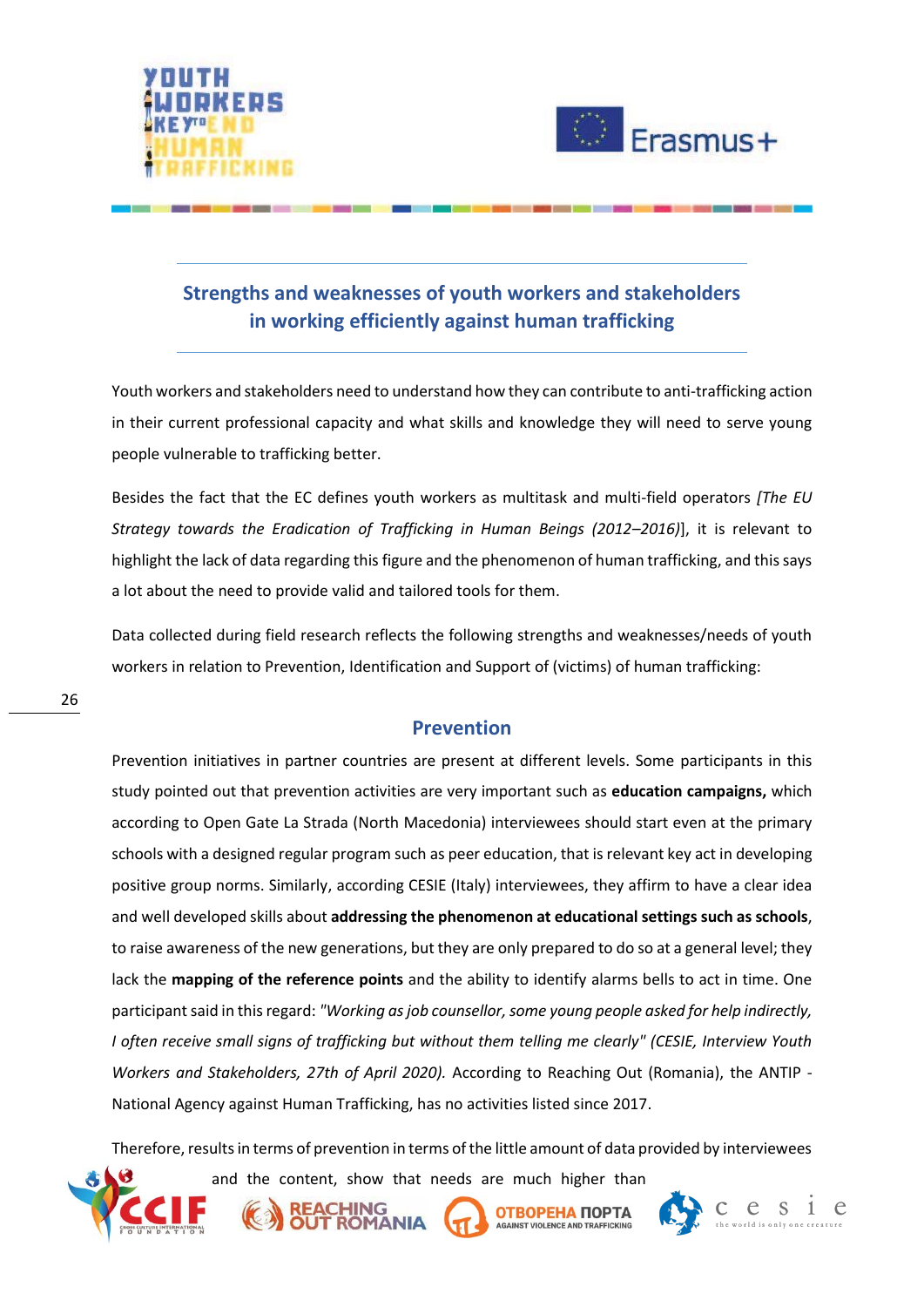## Strengths and weaknesses of youth workers and stakeholders in working efficiently against human trafficking

Youth workers and stakeholders need to understand how they can contribute to anti-trafficking action in their current professional capacity and what skills and knowledge they will need to serve young people vulnerable to trafficking better.

Besides the fact that the EC defines youth workers as multitask and multi-field operators *[The EU Strategy towards the Eradication of Trafficking in Human Beings (2012–2016)*], it is relevant to highlight the lack of data regarding this figure and the phenomenon of human trafficking, and this says a lot about the need to provide valid and tailored tools for them.

Data collected during field research reflects the following strengths and weaknesses/needs of youth workers in relation to Prevention, Identification and Support of (victims) of human trafficking:

### Prevention

Prevention initiatives in partner countries are present at different levels. Some participants in this study pointed out that prevention activities are very important such as **education campaigns,** which according to Open Gate La Strada (North Macedonia) interviewees should start even at the primary schools with a designed regular program such as peer education, that is relevant key act in developing positive group norms. Similarly, according CESIE (Italy) interviewees, they affirm to have a clear idea and well developed skills about **addressing the phenomenon at educational settings such as schools**, to raise awareness of the new generations, but they are only prepared to do so at a general level; they lack the **mapping of the reference points** and the ability to identify alarms bells to act in time. One participant said in this regard: *"Working as job counsellor, some young people asked for help indirectly, I often receive small signs of trafficking but without them telling me clearly" (CESIE, Interview Youth Workers and Stakeholders, 27th of April 2020).* According to Reaching Out (Romania), the ANTIP - National Agency against Human Trafficking, has no activities listed since 2017.

Therefore, results in terms of prevention in terms of the little amount of data provided by interviewees and the content, show that needs are much higher than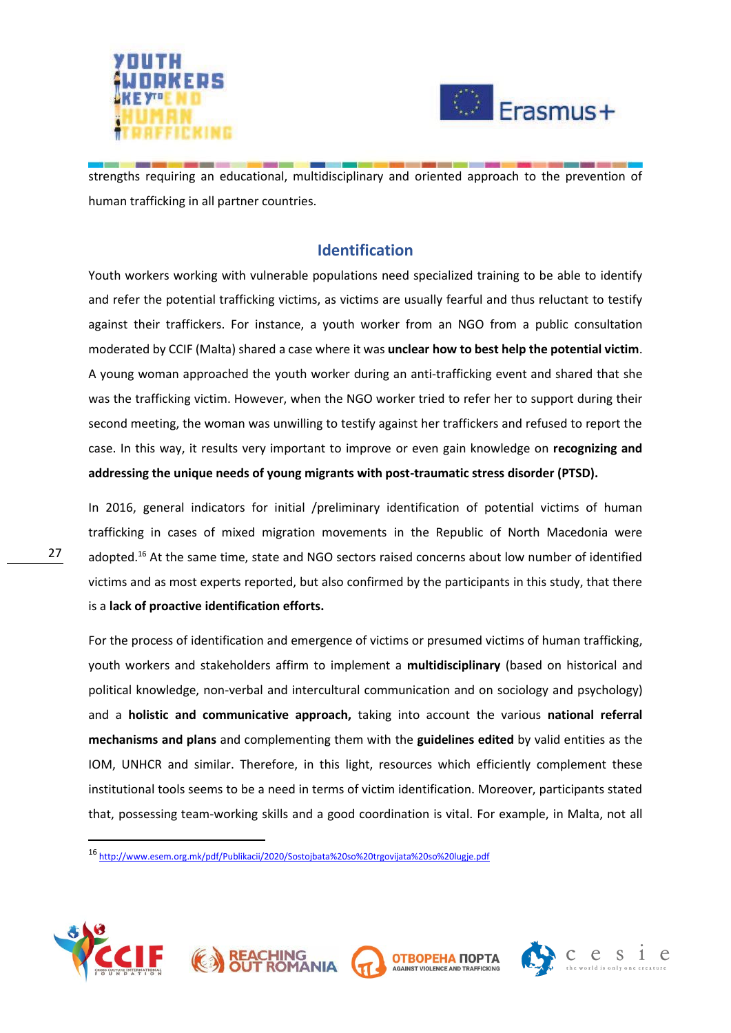strengths requiring an educational, multidisciplinary and oriented approach to the prevention of human trafficking in all partner countries.

## Identification

Youth workers working with vulnerable populations need specialized training to be able to identify and refer the potential trafficking victims, as victims are usually fearful and thus reluctant to testify against their traffickers. For instance, a youth worker from an NGO from a public consultation moderated by CCIF (Malta) shared a case where it was **unclear how to best help the potential victim**. A young woman approached the youth worker during an anti-trafficking event and shared that she was the trafficking victim. However, when the NGO worker tried to refer her to support during their second meeting, the woman was unwilling to testify against her traffickers and refused to report the case. In this way, it results very important to improve or even gain knowledge on **recognizing and addressing the unique needs of young migrants with post-traumatic stress disorder (PTSD).**

In 2016, general indicators for initial /preliminary identification of potential victims of human trafficking in cases of mixed migration movements in the Republic of North Macedonia were adopted.[16] At the same time, state and NGO sectors raised concerns about low number of identified victims and as most experts reported, but also confirmed by the participants in this study, that there is a **lack of proactive identification efforts.**

For the process of identification and emergence of victims or presumed victims of human trafficking, youth workers and stakeholders affirm to implement a **multidisciplinary** (based on historical and political knowledge, non-verbal and intercultural communication and on sociology and psychology) and a **holistic and communicative approach,** taking into account the various **national referral mechanisms and plans** and complementing them with the **guidelines edited** by valid entities as the IOM, UNHCR and similar. Therefore, in this light, resources which efficiently complement these institutional tools seems to be a need in terms of victim identification. Moreover, participants stated that, possessing team-working skills and a good coordination is vital. For example, in Malta, not all

[16] http://www.esem.org.mk/pdf/Publikacii/2020/Sostojbata%20so%20trgovijata%20so%20lugje.pdf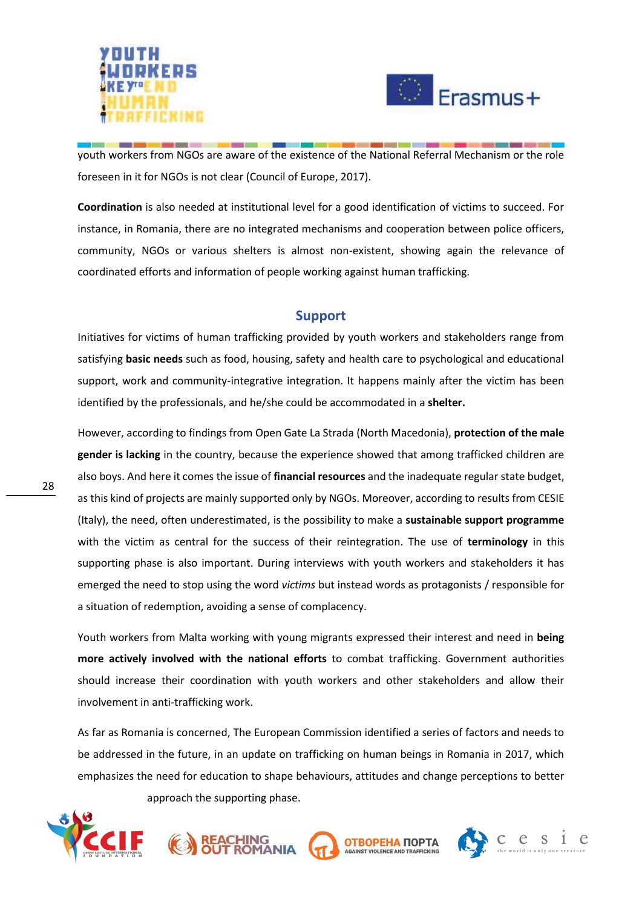youth workers from NGOs are aware of the existence of the National Referral Mechanism or the role foreseen in it for NGOs is not clear (Council of Europe, 2017).

**Coordination** is also needed at institutional level for a good identification of victims to succeed. For instance, in Romania, there are no integrated mechanisms and cooperation between police officers, community, NGOs or various shelters is almost non-existent, showing again the relevance of coordinated efforts and information of people working against human trafficking.

## Support

Initiatives for victims of human trafficking provided by youth workers and stakeholders range from satisfying **basic needs** such as food, housing, safety and health care to psychological and educational support, work and community-integrative integration. It happens mainly after the victim has been identified by the professionals, and he/she could be accommodated in a **shelter.**

However, according to findings from Open Gate La Strada (North Macedonia), **protection of the male gender is lacking** in the country, because the experience showed that among trafficked children are also boys. And here it comes the issue of **financial resources** and the inadequate regular state budget, as this kind of projects are mainly supported only by NGOs. Moreover, according to results from CESIE (Italy), the need, often underestimated, is the possibility to make a **sustainable support programme** with the victim as central for the success of their reintegration. The use of **terminology** in this supporting phase is also important. During interviews with youth workers and stakeholders it has emerged the need to stop using the word *victims* but instead words as protagonists / responsible for a situation of redemption, avoiding a sense of complacency.

Youth workers from Malta working with young migrants expressed their interest and need in **being more actively involved with the national efforts** to combat trafficking. Government authorities should increase their coordination with youth workers and other stakeholders and allow their involvement in anti-trafficking work.

As far as Romania is concerned, The European Commission identified a series of factors and needs to be addressed in the future, in an update on trafficking on human beings in Romania in 2017, which emphasizes the need for education to shape behaviours, attitudes and change perceptions to better approach the supporting phase.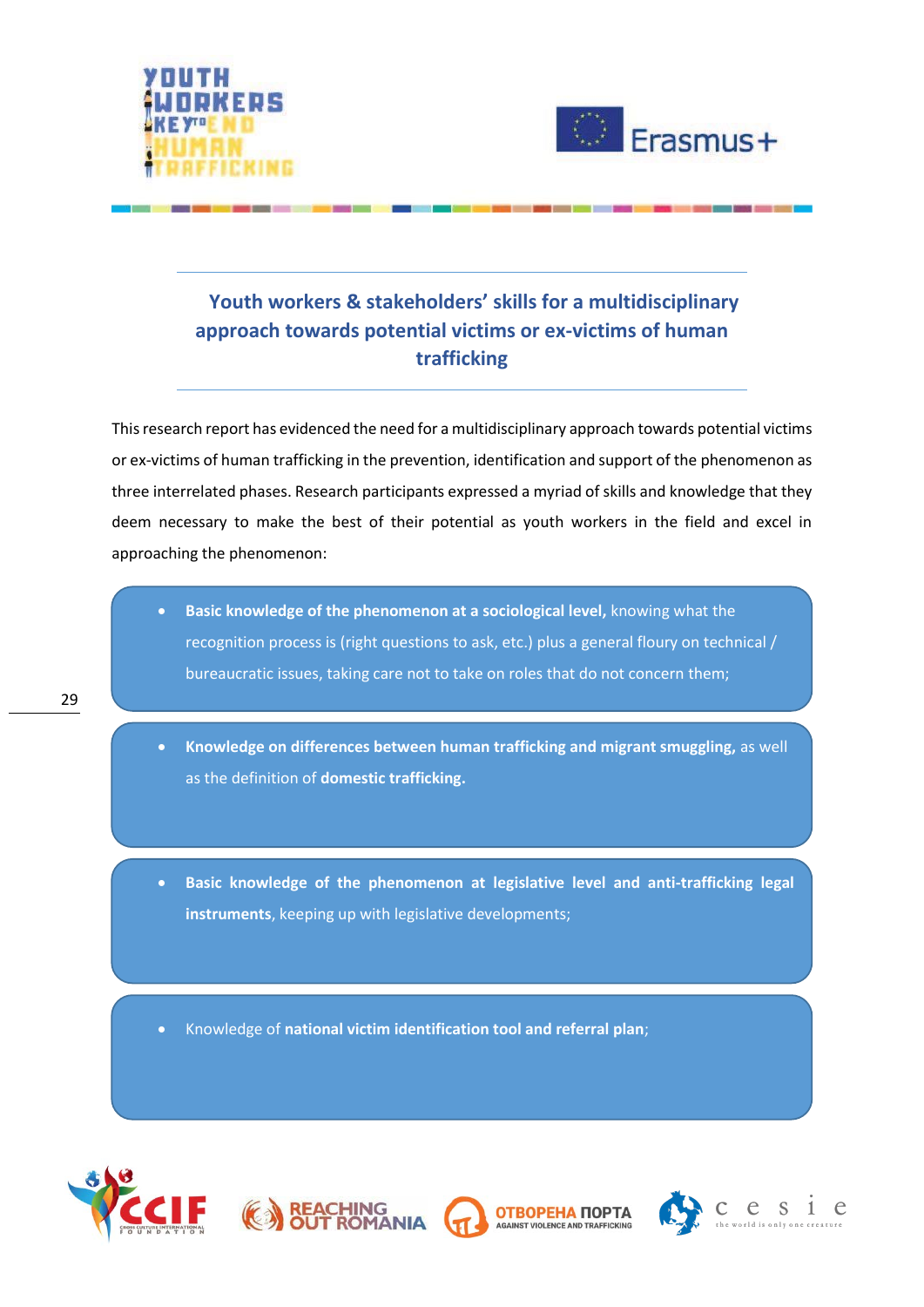## Youth workers & stakeholders' skills for a multidisciplinary approach towards potential victims or ex-victims of human trafficking

This research report has evidenced the need for a multidisciplinary approach towards potential victims or ex-victims of human trafficking in the prevention, identification and support of the phenomenon as three interrelated phases. Research participants expressed a myriad of skills and knowledge that they deem necessary to make the best of their potential as youth workers in the field and excel in approaching the phenomenon:

- **Basic knowledge of the phenomenon at a sociological level,** knowing what the recognition process is (right questions to ask, etc.) plus a general floury on technical / bureaucratic issues, taking care not to take on roles that do not concern them;

- **Knowledge on differences between human trafficking and migrant smuggling,** as well as the definition of **domestic trafficking.**

- **Basic knowledge of the phenomenon at legislative level and anti-trafficking legal instruments**, keeping up with legislative developments;

- Knowledge of **national victim identification tool and referral plan**;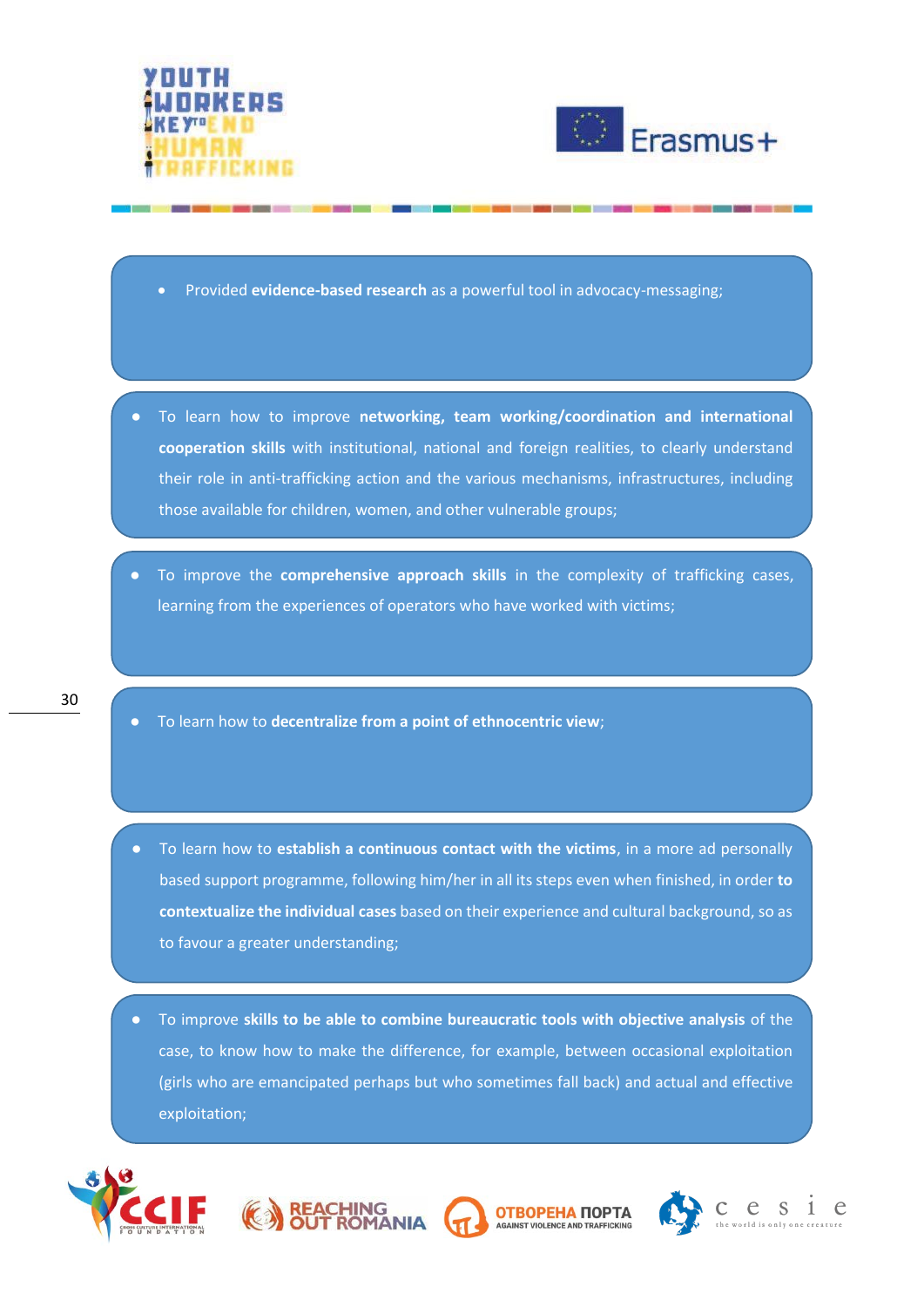- Provided **evidence-based research** as a powerful tool in advocacy-messaging;

- To learn how to improve **networking, team working/coordination and international cooperation skills** with institutional, national and foreign realities, to clearly understand their role in anti-trafficking action and the various mechanisms, infrastructures, including those available for children, women, and other vulnerable groups;

- To improve the **comprehensive approach skills** in the complexity of trafficking cases, learning from the experiences of operators who have worked with victims;

- To learn how to **decentralize from a point of ethnocentric view**;

- To learn how to **establish a continuous contact with the victims**, in a more ad personally based support programme, following him/her in all its steps even when finished, in order **to contextualize the individual cases** based on their experience and cultural background, so as to favour a greater understanding;

- To improve **skills to be able to combine bureaucratic tools with objective analysis** of the case, to know how to make the difference, for example, between occasional exploitation (girls who are emancipated perhaps but who sometimes fall back) and actual and effective exploitation;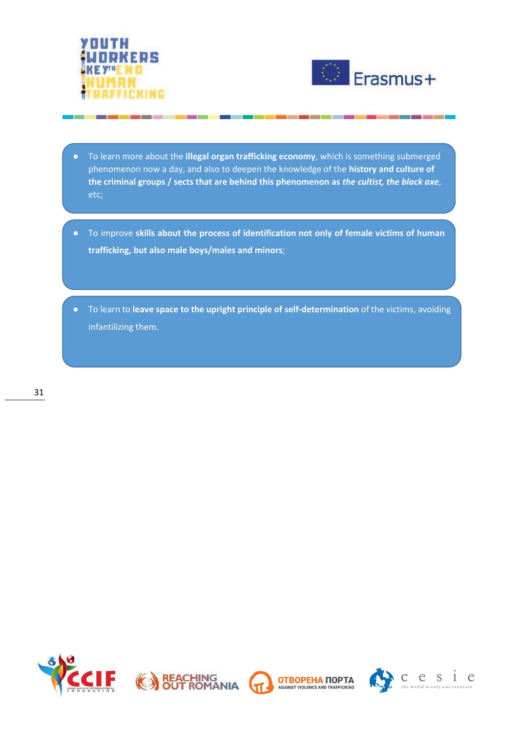- To learn more about the **illegal organ trafficking economy**, which is something submerged phenomenon now a day, and also to deepen the knowledge of the **history and culture of the criminal groups / sects that are behind this phenomenon as *the cultist, the black axe***, etc;

- To improve **skills about the process of identification not only of female victims of human trafficking, but also male boys/males and minors**;

- To learn to **leave space to the upright principle of self-determination** of the victims, avoiding infantilizing them.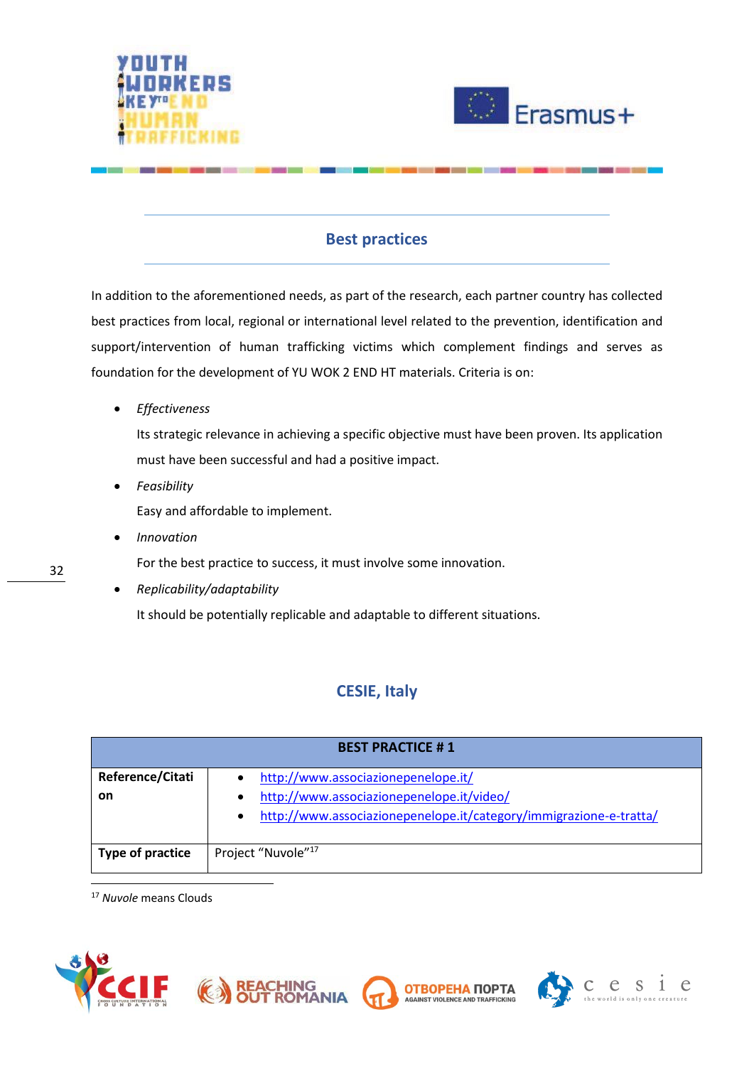## Best practices

In addition to the aforementioned needs, as part of the research, each partner country has collected best practices from local, regional or international level related to the prevention, identification and support/intervention of human trafficking victims which complement findings and serves as foundation for the development of YU WOK 2 END HT materials. Criteria is on:

- *Effectiveness*

  Its strategic relevance in achieving a specific objective must have been proven. Its application must have been successful and had a positive impact.
- *Feasibility*

  Easy and affordable to implement.
- *Innovation*

  For the best practice to success, it must involve some innovation.
- *Replicability/adaptability*

  It should be potentially replicable and adaptable to different situations.

## CESIE, Italy

| BEST PRACTICE # 1 | |
|---|---|
| **Reference/Citation** | • http://www.associazionepenelope.it/ <br> • http://www.associazionepenelope.it/video/ <br> • http://www.associazionepenelope.it/category/immigrazione-e-tratta/ |
| **Type of practice** | Project "Nuvole"[17] |

[17] *Nuvole* means Clouds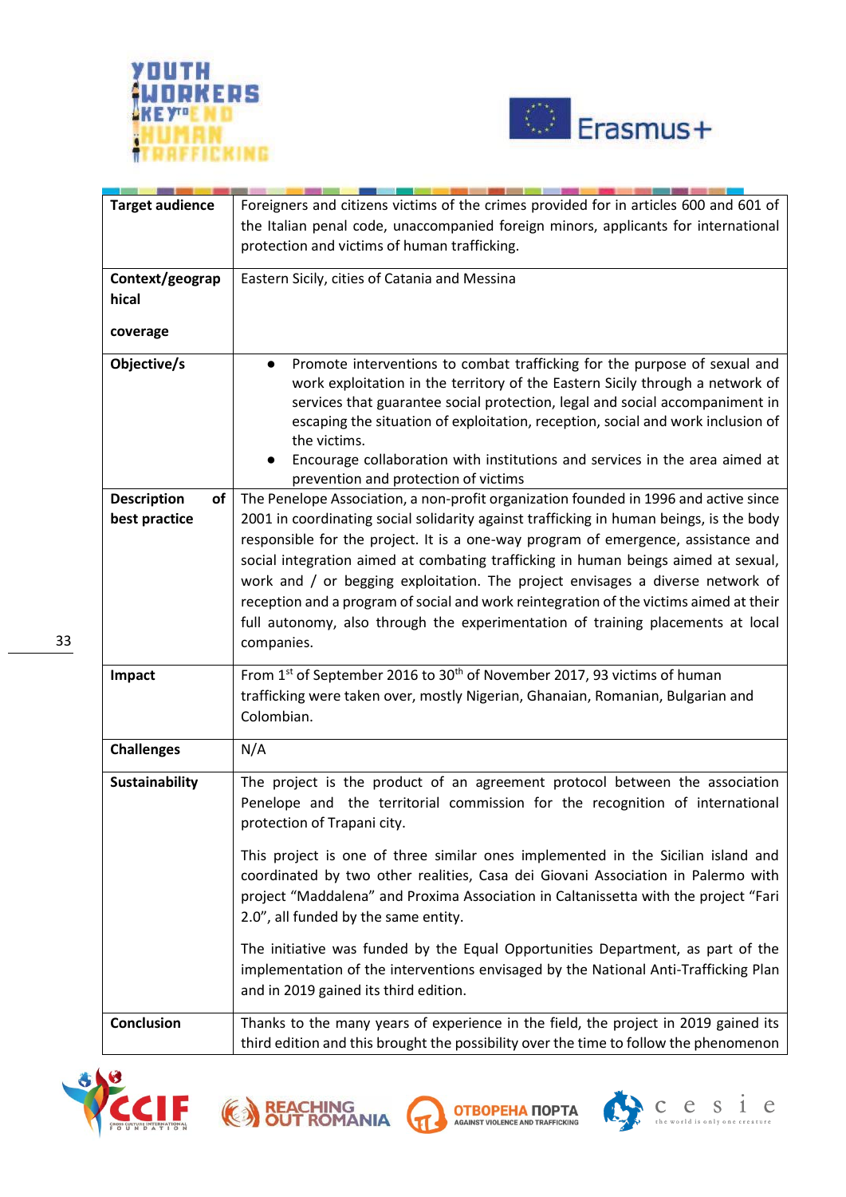| | |
|---|---|
| **Target audience** | Foreigners and citizens victims of the crimes provided for in articles 600 and 601 of the Italian penal code, unaccompanied foreign minors, applicants for international protection and victims of human trafficking. |
| **Context/geographical coverage** | Eastern Sicily, cities of Catania and Messina |
| **Objective/s** | • Promote interventions to combat trafficking for the purpose of sexual and work exploitation in the territory of the Eastern Sicily through a network of services that guarantee social protection, legal and social accompaniment in escaping the situation of exploitation, reception, social and work inclusion of the victims. <br> • Encourage collaboration with institutions and services in the area aimed at prevention and protection of victims |
| **Description of best practice** | The Penelope Association, a non-profit organization founded in 1996 and active since 2001 in coordinating social solidarity against trafficking in human beings, is the body responsible for the project. It is a one-way program of emergence, assistance and social integration aimed at combating trafficking in human beings aimed at sexual, work and / or begging exploitation. The project envisages a diverse network of reception and a program of social and work reintegration of the victims aimed at their full autonomy, also through the experimentation of training placements at local companies. |
| **Impact** | From 1st of September 2016 to 30th of November 2017, 93 victims of human trafficking were taken over, mostly Nigerian, Ghanaian, Romanian, Bulgarian and Colombian. |
| **Challenges** | N/A |
| **Sustainability** | The project is the product of an agreement protocol between the association Penelope and the territorial commission for the recognition of international protection of Trapani city. <br><br> This project is one of three similar ones implemented in the Sicilian island and coordinated by two other realities, Casa dei Giovani Association in Palermo with project "Maddalena" and Proxima Association in Caltanissetta with the project "Fari 2.0", all funded by the same entity. <br><br> The initiative was funded by the Equal Opportunities Department, as part of the implementation of the interventions envisaged by the National Anti-Trafficking Plan and in 2019 gained its third edition. |
| **Conclusion** | Thanks to the many years of experience in the field, the project in 2019 gained its third edition and this brought the possibility over the time to follow the phenomenon |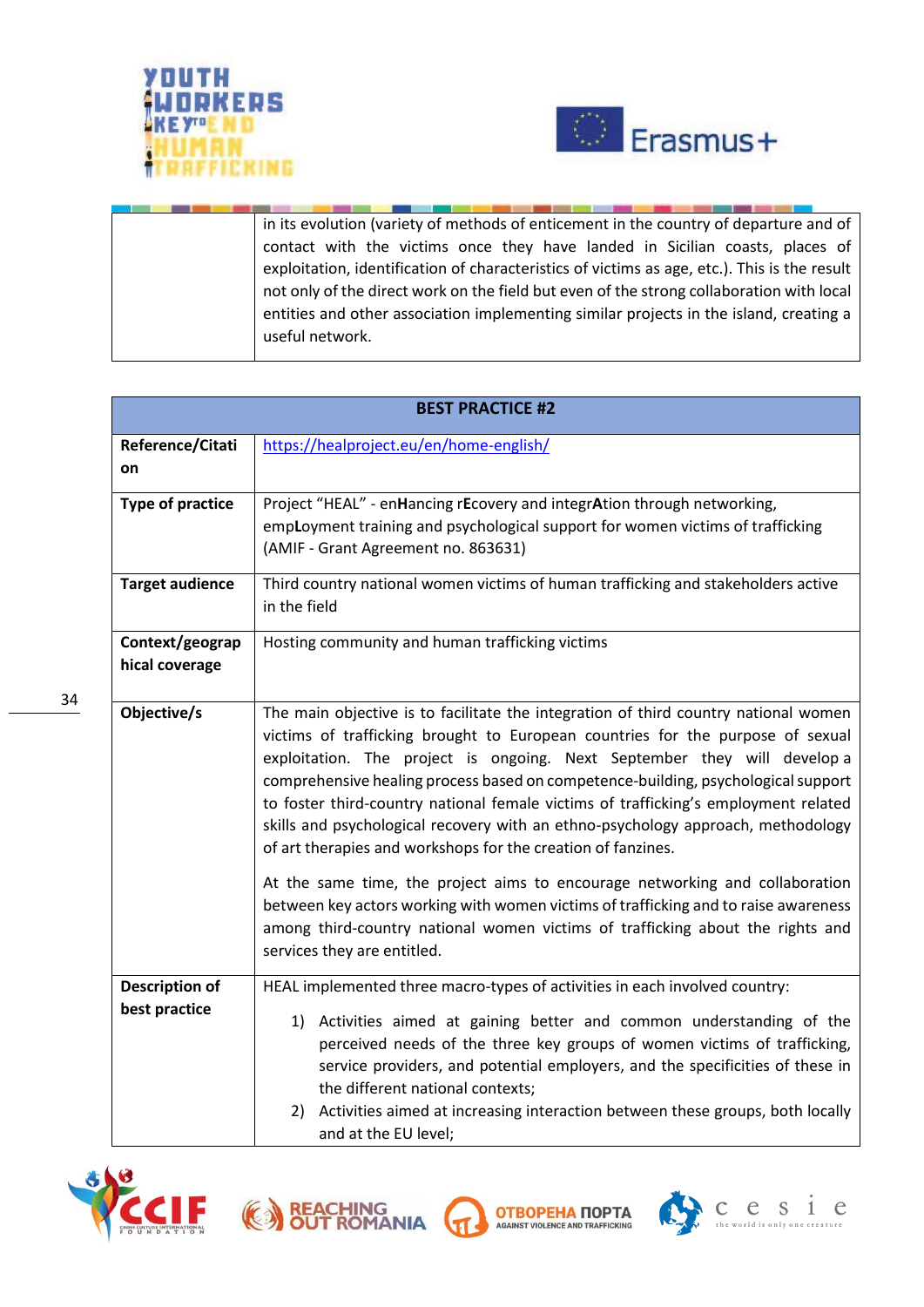| | |
|---|---|
| | in its evolution (variety of methods of enticement in the country of departure and of contact with the victims once they have landed in Sicilian coasts, places of exploitation, identification of characteristics of victims as age, etc.). This is the result not only of the direct work on the field but even of the strong collaboration with local entities and other association implementing similar projects in the island, creating a useful network. |

| **BEST PRACTICE #2** | |
|---|---|
| **Reference/Citation** | https://healproject.eu/en/home-english/ |
| **Type of practice** | Project "HEAL" - en**H**ancing r**E**covery and integr**A**tion through networking, emp**L**oyment training and psychological support for women victims of trafficking (AMIF - Grant Agreement no. 863631) |
| **Target audience** | Third country national women victims of human trafficking and stakeholders active in the field |
| **Context/geographical coverage** | Hosting community and human trafficking victims |
| **Objective/s** | The main objective is to facilitate the integration of third country national women victims of trafficking brought to European countries for the purpose of sexual exploitation. The project is ongoing. Next September they will develop a comprehensive healing process based on competence-building, psychological support to foster third-country national female victims of trafficking's employment related skills and psychological recovery with an ethno-psychology approach, methodology of art therapies and workshops for the creation of fanzines.<br><br>At the same time, the project aims to encourage networking and collaboration between key actors working with women victims of trafficking and to raise awareness among third-country national women victims of trafficking about the rights and services they are entitled. |
| **Description of best practice** | HEAL implemented three macro-types of activities in each involved country:<br><br>1) Activities aimed at gaining better and common understanding of the perceived needs of the three key groups of women victims of trafficking, service providers, and potential employers, and the specificities of these in the different national contexts;<br>2) Activities aimed at increasing interaction between these groups, both locally and at the EU level; |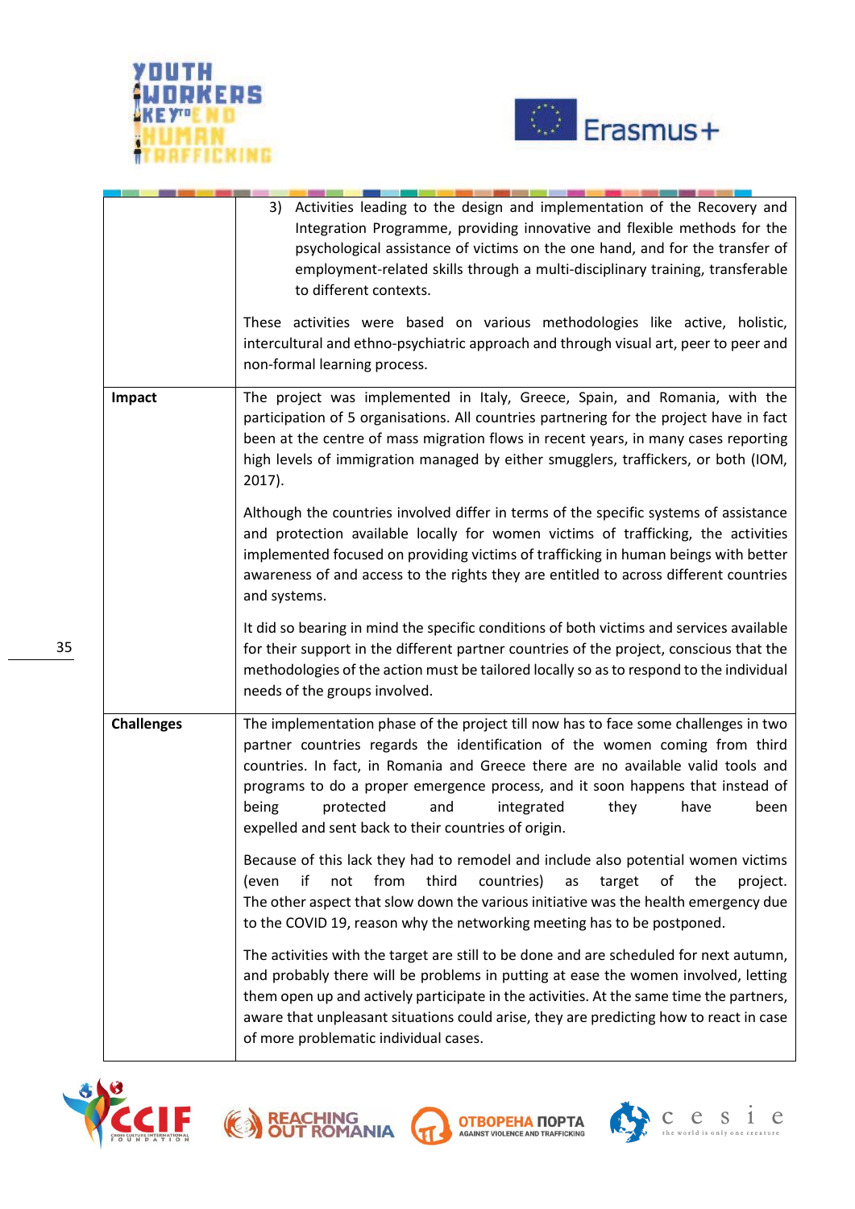| | |
|---|---|
| | 3) Activities leading to the design and implementation of the Recovery and Integration Programme, providing innovative and flexible methods for the psychological assistance of victims on the one hand, and for the transfer of employment-related skills through a multi-disciplinary training, transferable to different contexts.<br><br>These activities were based on various methodologies like active, holistic, intercultural and ethno-psychiatric approach and through visual art, peer to peer and non-formal learning process. |
| **Impact** | The project was implemented in Italy, Greece, Spain, and Romania, with the participation of 5 organisations. All countries partnering for the project have in fact been at the centre of mass migration flows in recent years, in many cases reporting high levels of immigration managed by either smugglers, traffickers, or both (IOM, 2017).<br><br>Although the countries involved differ in terms of the specific systems of assistance and protection available locally for women victims of trafficking, the activities implemented focused on providing victims of trafficking in human beings with better awareness of and access to the rights they are entitled to across different countries and systems.<br><br>It did so bearing in mind the specific conditions of both victims and services available for their support in the different partner countries of the project, conscious that the methodologies of the action must be tailored locally so as to respond to the individual needs of the groups involved. |
| **Challenges** | The implementation phase of the project till now has to face some challenges in two partner countries regards the identification of the women coming from third countries. In fact, in Romania and Greece there are no available valid tools and programs to do a proper emergence process, and it soon happens that instead of being protected and integrated they have been expelled and sent back to their countries of origin.<br><br>Because of this lack they had to remodel and include also potential women victims (even if not from third countries) as target of the project. The other aspect that slow down the various initiative was the health emergency due to the COVID 19, reason why the networking meeting has to be postponed.<br><br>The activities with the target are still to be done and are scheduled for next autumn, and probably there will be problems in putting at ease the women involved, letting them open up and actively participate in the activities. At the same time the partners, aware that unpleasant situations could arise, they are predicting how to react in case of more problematic individual cases. |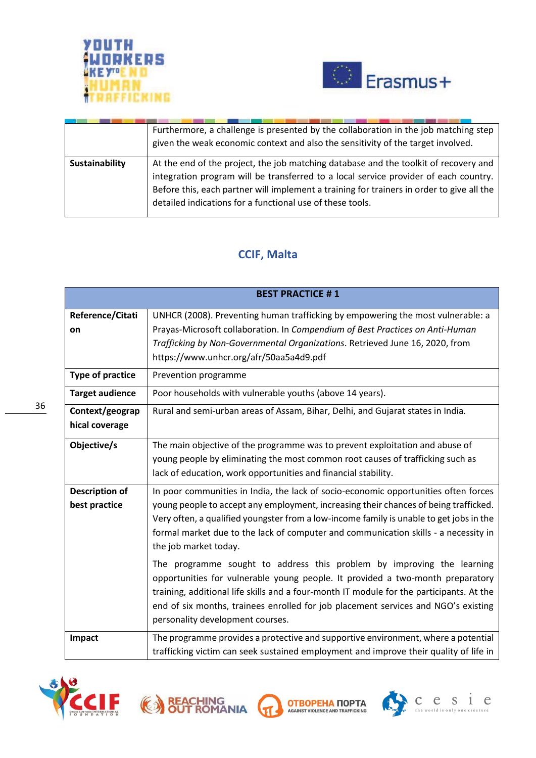| | |
|---|---|
| | Furthermore, a challenge is presented by the collaboration in the job matching step given the weak economic context and also the sensitivity of the target involved. |
| **Sustainability** | At the end of the project, the job matching database and the toolkit of recovery and integration program will be transferred to a local service provider of each country. Before this, each partner will implement a training for trainers in order to give all the detailed indications for a functional use of these tools. |

## CCIF, Malta

| **BEST PRACTICE # 1** | |
|---|---|
| **Reference/Citation** | UNHCR (2008). Preventing human trafficking by empowering the most vulnerable: a Prayas-Microsoft collaboration. In *Compendium of Best Practices on Anti-Human Trafficking by Non-Governmental Organizations*. Retrieved June 16, 2020, from https://www.unhcr.org/afr/50aa5a4d9.pdf |
| **Type of practice** | Prevention programme |
| **Target audience** | Poor households with vulnerable youths (above 14 years). |
| **Context/geographical coverage** | Rural and semi-urban areas of Assam, Bihar, Delhi, and Gujarat states in India. |
| **Objective/s** | The main objective of the programme was to prevent exploitation and abuse of young people by eliminating the most common root causes of trafficking such as lack of education, work opportunities and financial stability. |
| **Description of best practice** | In poor communities in India, the lack of socio-economic opportunities often forces young people to accept any employment, increasing their chances of being trafficked. Very often, a qualified youngster from a low-income family is unable to get jobs in the formal market due to the lack of computer and communication skills - a necessity in the job market today.<br><br>The programme sought to address this problem by improving the learning opportunities for vulnerable young people. It provided a two-month preparatory training, additional life skills and a four-month IT module for the participants. At the end of six months, trainees enrolled for job placement services and NGO's existing personality development courses. |
| **Impact** | The programme provides a protective and supportive environment, where a potential trafficking victim can seek sustained employment and improve their quality of life in |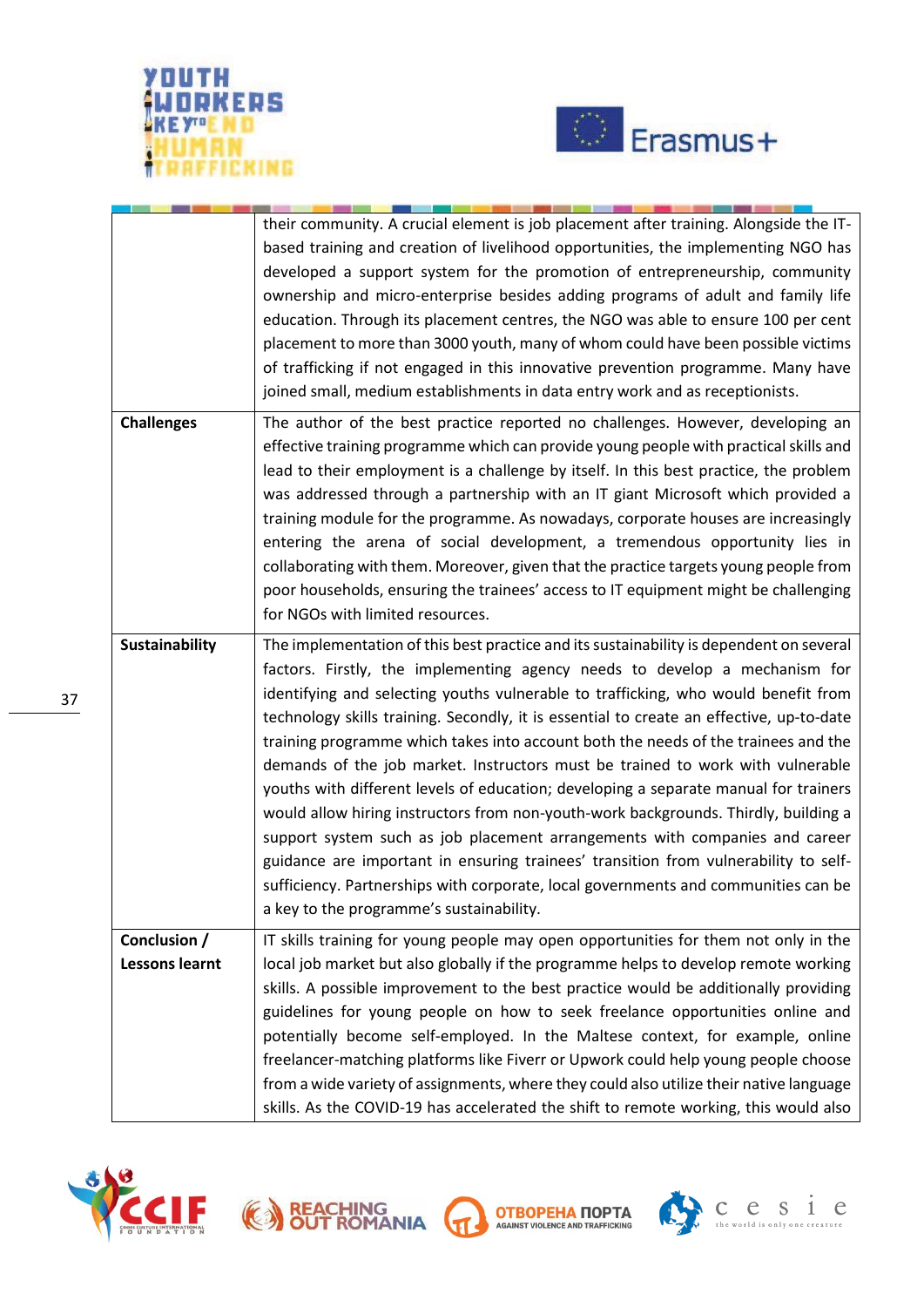| | |
|---|---|
| | their community. A crucial element is job placement after training. Alongside the IT-based training and creation of livelihood opportunities, the implementing NGO has developed a support system for the promotion of entrepreneurship, community ownership and micro-enterprise besides adding programs of adult and family life education. Through its placement centres, the NGO was able to ensure 100 per cent placement to more than 3000 youth, many of whom could have been possible victims of trafficking if not engaged in this innovative prevention programme. Many have joined small, medium establishments in data entry work and as receptionists. |
| **Challenges** | The author of the best practice reported no challenges. However, developing an effective training programme which can provide young people with practical skills and lead to their employment is a challenge by itself. In this best practice, the problem was addressed through a partnership with an IT giant Microsoft which provided a training module for the programme. As nowadays, corporate houses are increasingly entering the arena of social development, a tremendous opportunity lies in collaborating with them. Moreover, given that the practice targets young people from poor households, ensuring the trainees' access to IT equipment might be challenging for NGOs with limited resources. |
| **Sustainability** | The implementation of this best practice and its sustainability is dependent on several factors. Firstly, the implementing agency needs to develop a mechanism for identifying and selecting youths vulnerable to trafficking, who would benefit from technology skills training. Secondly, it is essential to create an effective, up-to-date training programme which takes into account both the needs of the trainees and the demands of the job market. Instructors must be trained to work with vulnerable youths with different levels of education; developing a separate manual for trainers would allow hiring instructors from non-youth-work backgrounds. Thirdly, building a support system such as job placement arrangements with companies and career guidance are important in ensuring trainees' transition from vulnerability to self-sufficiency. Partnerships with corporate, local governments and communities can be a key to the programme's sustainability. |
| **Conclusion / Lessons learnt** | IT skills training for young people may open opportunities for them not only in the local job market but also globally if the programme helps to develop remote working skills. A possible improvement to the best practice would be additionally providing guidelines for young people on how to seek freelance opportunities online and potentially become self-employed. In the Maltese context, for example, online freelancer-matching platforms like Fiverr or Upwork could help young people choose from a wide variety of assignments, where they could also utilize their native language skills. As the COVID-19 has accelerated the shift to remote working, this would also |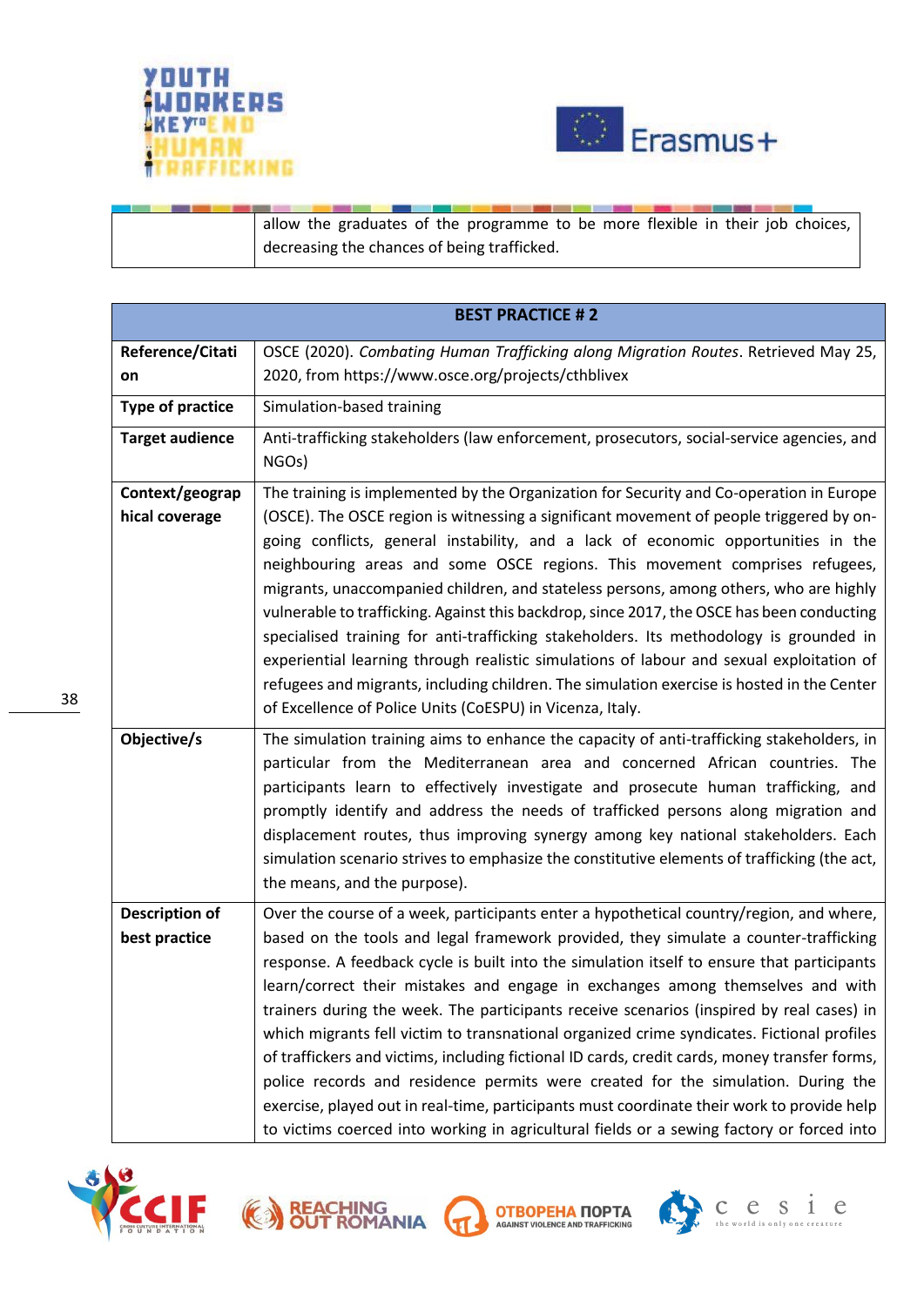| | allow the graduates of the programme to be more flexible in their job choices, decreasing the chances of being trafficked. |
|---|---|

| **BEST PRACTICE # 2** | |
|---|---|
| **Reference/Citation** | OSCE (2020). *Combating Human Trafficking along Migration Routes*. Retrieved May 25, 2020, from https://www.osce.org/projects/cthblivex |
| **Type of practice** | Simulation-based training |
| **Target audience** | Anti-trafficking stakeholders (law enforcement, prosecutors, social-service agencies, and NGOs) |
| **Context/geographical coverage** | The training is implemented by the Organization for Security and Co-operation in Europe (OSCE). The OSCE region is witnessing a significant movement of people triggered by on-going conflicts, general instability, and a lack of economic opportunities in the neighbouring areas and some OSCE regions. This movement comprises refugees, migrants, unaccompanied children, and stateless persons, among others, who are highly vulnerable to trafficking. Against this backdrop, since 2017, the OSCE has been conducting specialised training for anti-trafficking stakeholders. Its methodology is grounded in experiential learning through realistic simulations of labour and sexual exploitation of refugees and migrants, including children. The simulation exercise is hosted in the Center of Excellence of Police Units (CoESPU) in Vicenza, Italy. |
| **Objective/s** | The simulation training aims to enhance the capacity of anti-trafficking stakeholders, in particular from the Mediterranean area and concerned African countries. The participants learn to effectively investigate and prosecute human trafficking, and promptly identify and address the needs of trafficked persons along migration and displacement routes, thus improving synergy among key national stakeholders. Each simulation scenario strives to emphasize the constitutive elements of trafficking (the act, the means, and the purpose). |
| **Description of best practice** | Over the course of a week, participants enter a hypothetical country/region, and where, based on the tools and legal framework provided, they simulate a counter-trafficking response. A feedback cycle is built into the simulation itself to ensure that participants learn/correct their mistakes and engage in exchanges among themselves and with trainers during the week. The participants receive scenarios (inspired by real cases) in which migrants fell victim to transnational organized crime syndicates. Fictional profiles of traffickers and victims, including fictional ID cards, credit cards, money transfer forms, police records and residence permits were created for the simulation. During the exercise, played out in real-time, participants must coordinate their work to provide help to victims coerced into working in agricultural fields or a sewing factory or forced into |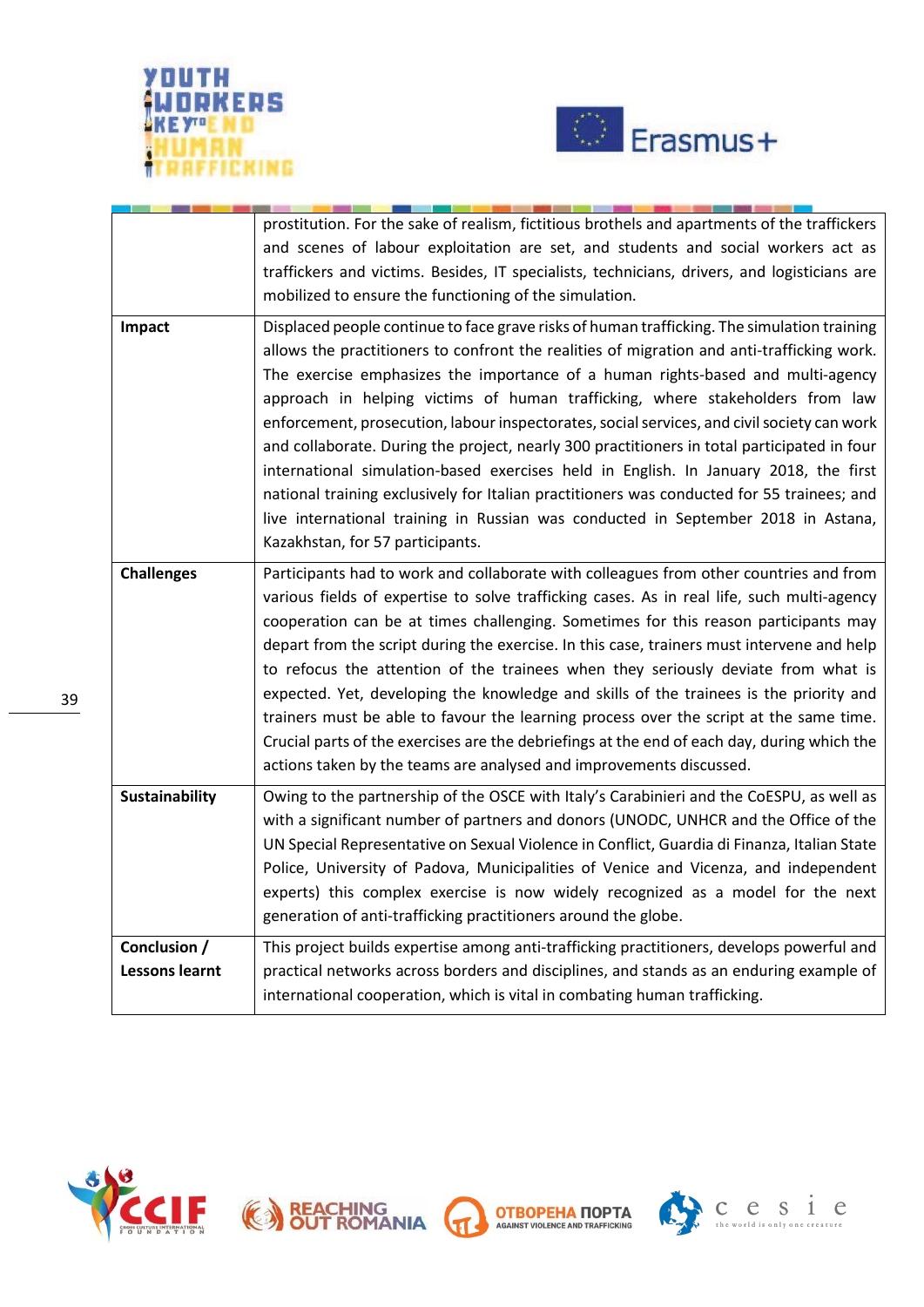| | |
|---|---|
| | prostitution. For the sake of realism, fictitious brothels and apartments of the traffickers and scenes of labour exploitation are set, and students and social workers act as traffickers and victims. Besides, IT specialists, technicians, drivers, and logisticians are mobilized to ensure the functioning of the simulation. |
| **Impact** | Displaced people continue to face grave risks of human trafficking. The simulation training allows the practitioners to confront the realities of migration and anti-trafficking work. The exercise emphasizes the importance of a human rights-based and multi-agency approach in helping victims of human trafficking, where stakeholders from law enforcement, prosecution, labour inspectorates, social services, and civil society can work and collaborate. During the project, nearly 300 practitioners in total participated in four international simulation-based exercises held in English. In January 2018, the first national training exclusively for Italian practitioners was conducted for 55 trainees; and live international training in Russian was conducted in September 2018 in Astana, Kazakhstan, for 57 participants. |
| **Challenges** | Participants had to work and collaborate with colleagues from other countries and from various fields of expertise to solve trafficking cases. As in real life, such multi-agency cooperation can be at times challenging. Sometimes for this reason participants may depart from the script during the exercise. In this case, trainers must intervene and help to refocus the attention of the trainees when they seriously deviate from what is expected. Yet, developing the knowledge and skills of the trainees is the priority and trainers must be able to favour the learning process over the script at the same time. Crucial parts of the exercises are the debriefings at the end of each day, during which the actions taken by the teams are analysed and improvements discussed. |
| **Sustainability** | Owing to the partnership of the OSCE with Italy's Carabinieri and the CoESPU, as well as with a significant number of partners and donors (UNODC, UNHCR and the Office of the UN Special Representative on Sexual Violence in Conflict, Guardia di Finanza, Italian State Police, University of Padova, Municipalities of Venice and Vicenza, and independent experts) this complex exercise is now widely recognized as a model for the next generation of anti-trafficking practitioners around the globe. |
| **Conclusion / Lessons learnt** | This project builds expertise among anti-trafficking practitioners, develops powerful and practical networks across borders and disciplines, and stands as an enduring example of international cooperation, which is vital in combating human trafficking. |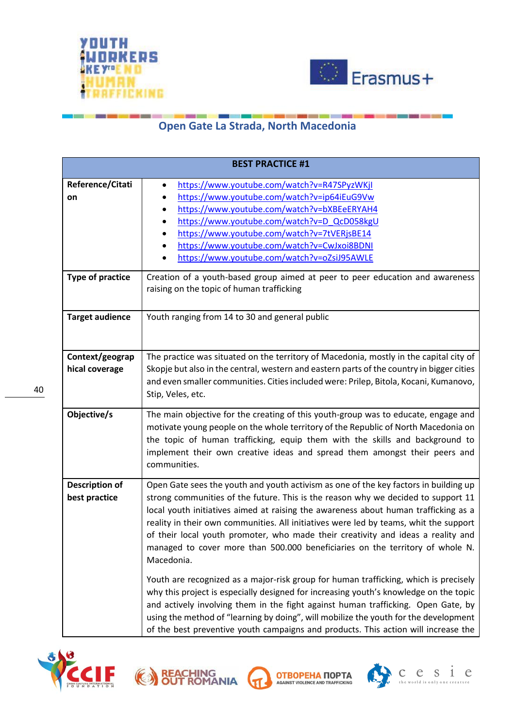## Open Gate La Strada, North Macedonia

| BEST PRACTICE #1 | |
|---|---|
| Reference/Citation | • https://www.youtube.com/watch?v=R47SPyzWKjI <br> • https://www.youtube.com/watch?v=ip64iEuG9Vw <br> • https://www.youtube.com/watch?v=bXBEeERYAH4 <br> • https://www.youtube.com/watch?v=D_QcD058kgU <br> • https://www.youtube.com/watch?v=7tVERjsBE14 <br> • https://www.youtube.com/watch?v=CwJxoi8BDNI <br> • https://www.youtube.com/watch?v=oZsiJ95AWLE |
| Type of practice | Creation of a youth-based group aimed at peer to peer education and awareness raising on the topic of human trafficking |
| Target audience | Youth ranging from 14 to 30 and general public |
| Context/geographical coverage | The practice was situated on the territory of Macedonia, mostly in the capital city of Skopje but also in the central, western and eastern parts of the country in bigger cities and even smaller communities. Cities included were: Prilep, Bitola, Kocani, Kumanovo, Stip, Veles, etc. |
| Objective/s | The main objective for the creating of this youth-group was to educate, engage and motivate young people on the whole territory of the Republic of North Macedonia on the topic of human trafficking, equip them with the skills and background to implement their own creative ideas and spread them amongst their peers and communities. |
| Description of best practice | Open Gate sees the youth and youth activism as one of the key factors in building up strong communities of the future. This is the reason why we decided to support 11 local youth initiatives aimed at raising the awareness about human trafficking as a reality in their own communities. All initiatives were led by teams, whit the support of their local youth promoter, who made their creativity and ideas a reality and managed to cover more than 500.000 beneficiaries on the territory of whole N. Macedonia. <br><br> Youth are recognized as a major-risk group for human trafficking, which is precisely why this project is especially designed for increasing youth's knowledge on the topic and actively involving them in the fight against human trafficking. Open Gate, by using the method of "learning by doing", will mobilize the youth for the development of the best preventive youth campaigns and products. This action will increase the |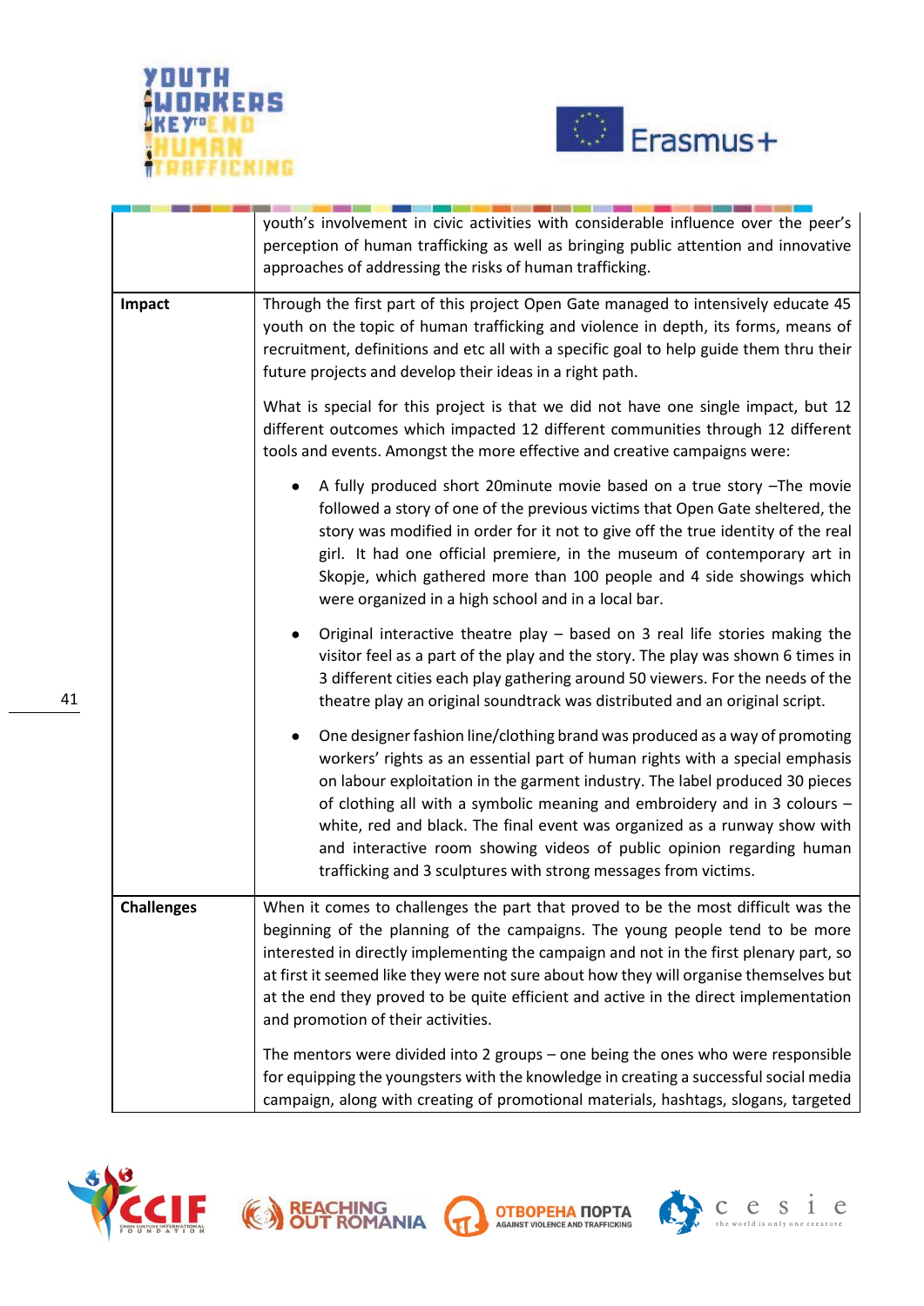|  |  |
|---|---|
|  | youth's involvement in civic activities with considerable influence over the peer's perception of human trafficking as well as bringing public attention and innovative approaches of addressing the risks of human trafficking. |
| **Impact** | Through the first part of this project Open Gate managed to intensively educate 45 youth on the topic of human trafficking and violence in depth, its forms, means of recruitment, definitions and etc all with a specific goal to help guide them thru their future projects and develop their ideas in a right path.<br><br>What is special for this project is that we did not have one single impact, but 12 different outcomes which impacted 12 different communities through 12 different tools and events. Amongst the more effective and creative campaigns were:<br><br>• A fully produced short 20minute movie based on a true story –The movie followed a story of one of the previous victims that Open Gate sheltered, the story was modified in order for it not to give off the true identity of the real girl. It had one official premiere, in the museum of contemporary art in Skopje, which gathered more than 100 people and 4 side showings which were organized in a high school and in a local bar.<br><br>• Original interactive theatre play – based on 3 real life stories making the visitor feel as a part of the play and the story. The play was shown 6 times in 3 different cities each play gathering around 50 viewers. For the needs of the theatre play an original soundtrack was distributed and an original script.<br><br>• One designer fashion line/clothing brand was produced as a way of promoting workers' rights as an essential part of human rights with a special emphasis on labour exploitation in the garment industry. The label produced 30 pieces of clothing all with a symbolic meaning and embroidery and in 3 colours – white, red and black. The final event was organized as a runway show with and interactive room showing videos of public opinion regarding human trafficking and 3 sculptures with strong messages from victims. |
| **Challenges** | When it comes to challenges the part that proved to be the most difficult was the beginning of the planning of the campaigns. The young people tend to be more interested in directly implementing the campaign and not in the first plenary part, so at first it seemed like they were not sure about how they will organise themselves but at the end they proved to be quite efficient and active in the direct implementation and promotion of their activities.<br><br>The mentors were divided into 2 groups – one being the ones who were responsible for equipping the youngsters with the knowledge in creating a successful social media campaign, along with creating of promotional materials, hashtags, slogans, targeted |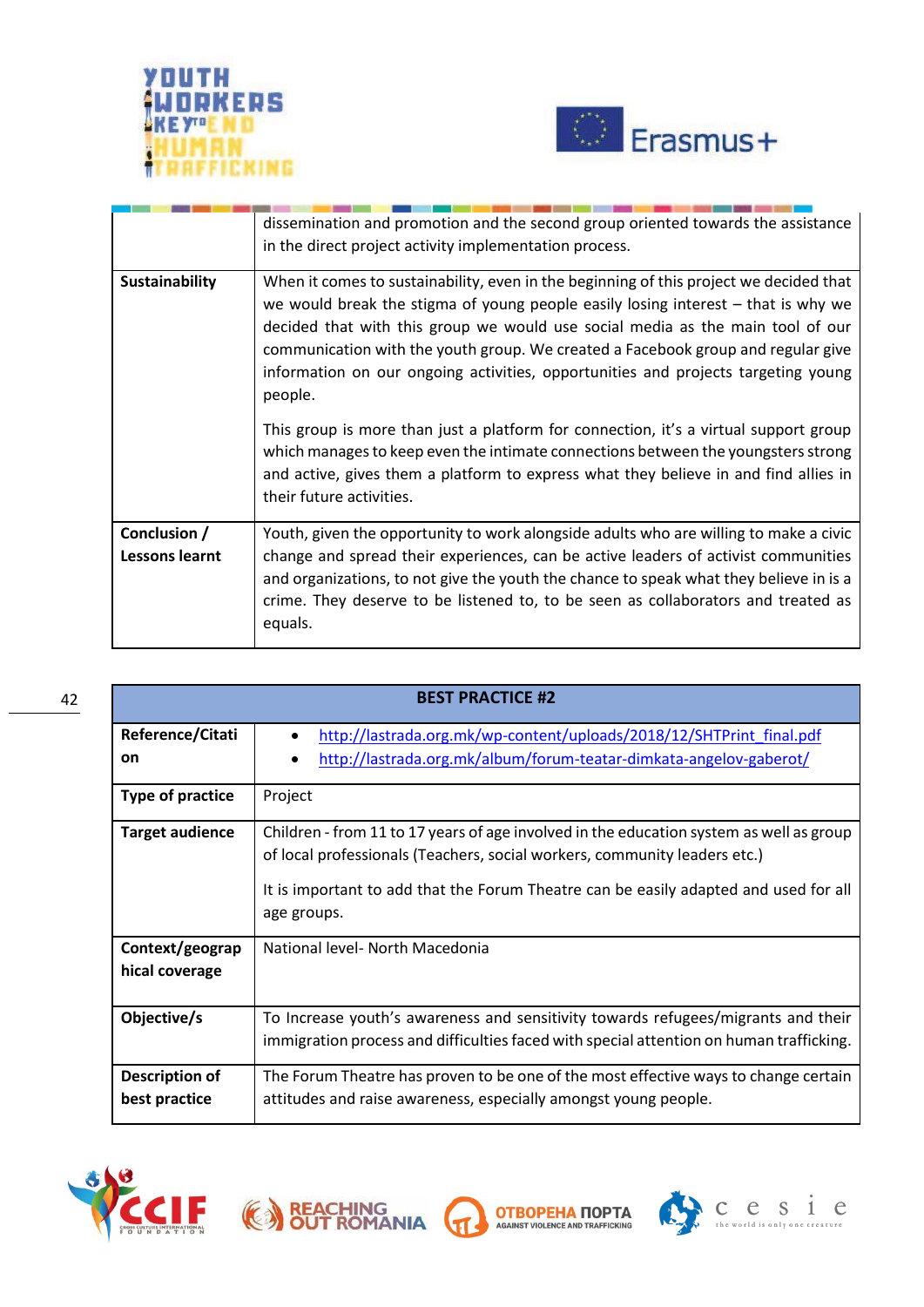| | |
|---|---|
| | dissemination and promotion and the second group oriented towards the assistance in the direct project activity implementation process. |
| **Sustainability** | When it comes to sustainability, even in the beginning of this project we decided that we would break the stigma of young people easily losing interest – that is why we decided that with this group we would use social media as the main tool of our communication with the youth group. We created a Facebook group and regular give information on our ongoing activities, opportunities and projects targeting young people.<br><br>This group is more than just a platform for connection, it's a virtual support group which manages to keep even the intimate connections between the youngsters strong and active, gives them a platform to express what they believe in and find allies in their future activities. |
| **Conclusion / Lessons learnt** | Youth, given the opportunity to work alongside adults who are willing to make a civic change and spread their experiences, can be active leaders of activist communities and organizations, to not give the youth the chance to speak what they believe in is a crime. They deserve to be listened to, to be seen as collaborators and treated as equals. |

| **BEST PRACTICE #2** | |
|---|---|
| **Reference/Citation** | • http://lastrada.org.mk/wp-content/uploads/2018/12/SHTPrint_final.pdf<br>• http://lastrada.org.mk/album/forum-teatar-dimkata-angelov-gaberot/ |
| **Type of practice** | Project |
| **Target audience** | Children - from 11 to 17 years of age involved in the education system as well as group of local professionals (Teachers, social workers, community leaders etc.)<br><br>It is important to add that the Forum Theatre can be easily adapted and used for all age groups. |
| **Context/geographical coverage** | National level- North Macedonia |
| **Objective/s** | To Increase youth's awareness and sensitivity towards refugees/migrants and their immigration process and difficulties faced with special attention on human trafficking. |
| **Description of best practice** | The Forum Theatre has proven to be one of the most effective ways to change certain attitudes and raise awareness, especially amongst young people. |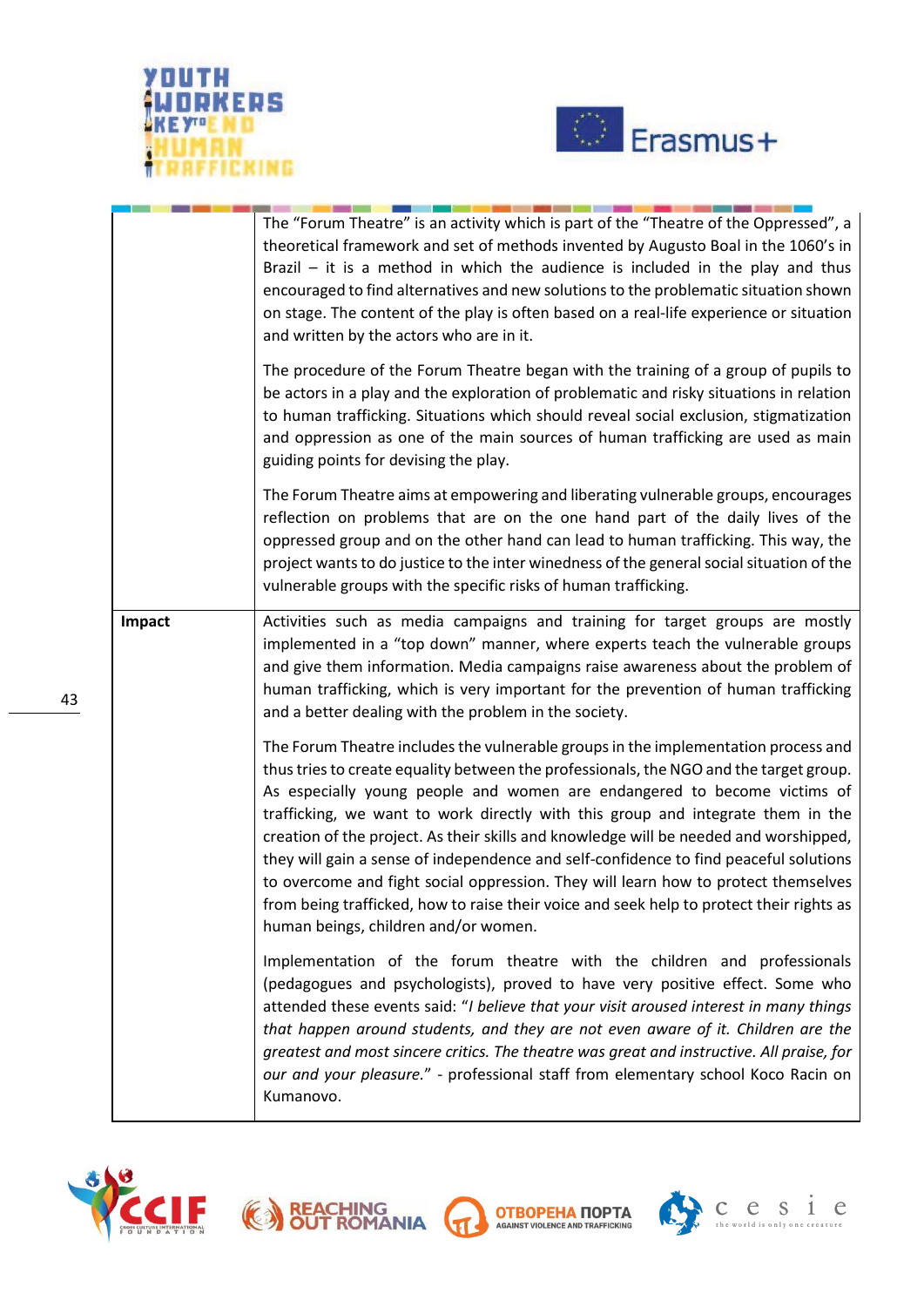| | |
|---|---|
| | The "Forum Theatre" is an activity which is part of the "Theatre of the Oppressed", a theoretical framework and set of methods invented by Augusto Boal in the 1060's in Brazil – it is a method in which the audience is included in the play and thus encouraged to find alternatives and new solutions to the problematic situation shown on stage. The content of the play is often based on a real-life experience or situation and written by the actors who are in it.<br><br>The procedure of the Forum Theatre began with the training of a group of pupils to be actors in a play and the exploration of problematic and risky situations in relation to human trafficking. Situations which should reveal social exclusion, stigmatization and oppression as one of the main sources of human trafficking are used as main guiding points for devising the play.<br><br>The Forum Theatre aims at empowering and liberating vulnerable groups, encourages reflection on problems that are on the one hand part of the daily lives of the oppressed group and on the other hand can lead to human trafficking. This way, the project wants to do justice to the inter winedness of the general social situation of the vulnerable groups with the specific risks of human trafficking. |
| **Impact** | Activities such as media campaigns and training for target groups are mostly implemented in a "top down" manner, where experts teach the vulnerable groups and give them information. Media campaigns raise awareness about the problem of human trafficking, which is very important for the prevention of human trafficking and a better dealing with the problem in the society.<br><br>The Forum Theatre includes the vulnerable groups in the implementation process and thus tries to create equality between the professionals, the NGO and the target group. As especially young people and women are endangered to become victims of trafficking, we want to work directly with this group and integrate them in the creation of the project. As their skills and knowledge will be needed and worshipped, they will gain a sense of independence and self-confidence to find peaceful solutions to overcome and fight social oppression. They will learn how to protect themselves from being trafficked, how to raise their voice and seek help to protect their rights as human beings, children and/or women.<br><br>Implementation of the forum theatre with the children and professionals (pedagogues and psychologists), proved to have very positive effect. Some who attended these events said: "*I believe that your visit aroused interest in many things that happen around students, and they are not even aware of it. Children are the greatest and most sincere critics. The theatre was great and instructive. All praise, for our and your pleasure.*" - professional staff from elementary school Koco Racin on Kumanovo. |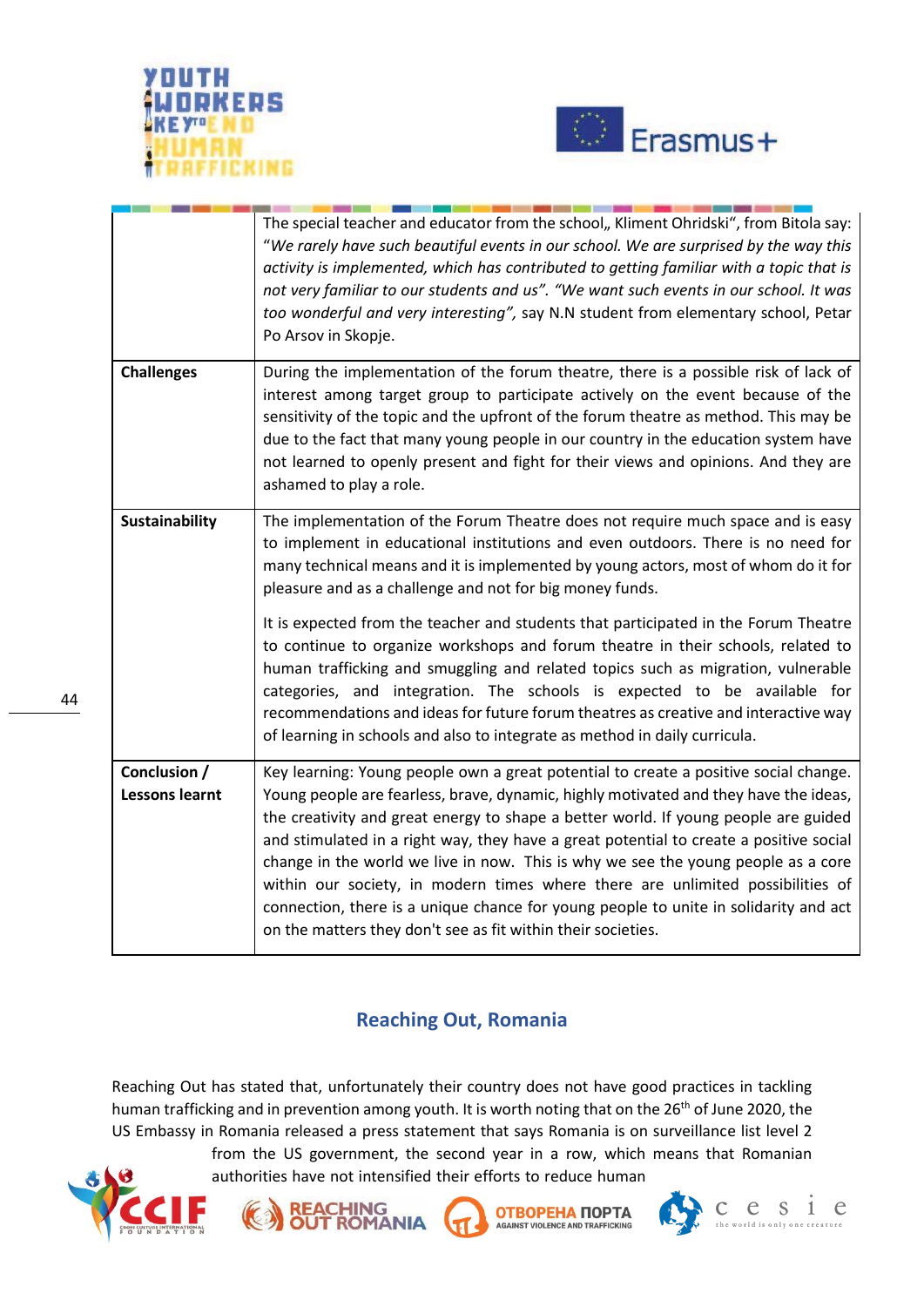| | |
|---|---|
| | The special teacher and educator from the school„ Kliment Ohridski“, from Bitola say: "*We rarely have such beautiful events in our school. We are surprised by the way this activity is implemented, which has contributed to getting familiar with a topic that is not very familiar to our students and us*". "*We want such events in our school. It was too wonderful and very interesting*", say N.N student from elementary school, Petar Po Arsov in Skopje. |
| **Challenges** | During the implementation of the forum theatre, there is a possible risk of lack of interest among target group to participate actively on the event because of the sensitivity of the topic and the upfront of the forum theatre as method. This may be due to the fact that many young people in our country in the education system have not learned to openly present and fight for their views and opinions. And they are ashamed to play a role. |
| **Sustainability** | The implementation of the Forum Theatre does not require much space and is easy to implement in educational institutions and even outdoors. There is no need for many technical means and it is implemented by young actors, most of whom do it for pleasure and as a challenge and not for big money funds.<br><br>It is expected from the teacher and students that participated in the Forum Theatre to continue to organize workshops and forum theatre in their schools, related to human trafficking and smuggling and related topics such as migration, vulnerable categories, and integration. The schools is expected to be available for recommendations and ideas for future forum theatres as creative and interactive way of learning in schools and also to integrate as method in daily curricula. |
| **Conclusion / Lessons learnt** | Key learning: Young people own a great potential to create a positive social change. Young people are fearless, brave, dynamic, highly motivated and they have the ideas, the creativity and great energy to shape a better world. If young people are guided and stimulated in a right way, they have a great potential to create a positive social change in the world we live in now. This is why we see the young people as a core within our society, in modern times where there are unlimited possibilities of connection, there is a unique chance for young people to unite in solidarity and act on the matters they don't see as fit within their societies. |

## Reaching Out, Romania

Reaching Out has stated that, unfortunately their country does not have good practices in tackling human trafficking and in prevention among youth. It is worth noting that on the 26th of June 2020, the US Embassy in Romania released a press statement that says Romania is on surveillance list level 2 from the US government, the second year in a row, which means that Romanian authorities have not intensified their efforts to reduce human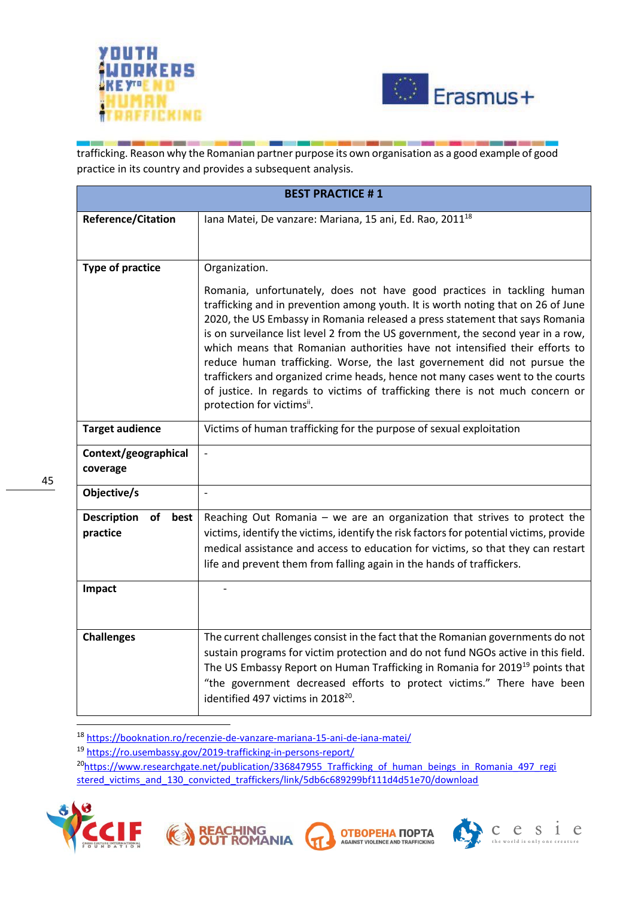trafficking. Reason why the Romanian partner purpose its own organisation as a good example of good practice in its country and provides a subsequent analysis.

| BEST PRACTICE # 1 | |
|---|---|
| **Reference/Citation** | Iana Matei, De vanzare: Mariana, 15 ani, Ed. Rao, 2011[18] |
| **Type of practice** | Organization.<br><br>Romania, unfortunately, does not have good practices in tackling human trafficking and in prevention among youth. It is worth noting that on 26 of June 2020, the US Embassy in Romania released a press statement that says Romania is on surveilance list level 2 from the US government, the second year in a row, which means that Romanian authorities have not intensified their efforts to reduce human trafficking. Worse, the last governement did not pursue the traffickers and organized crime heads, hence not many cases went to the courts of justice. In regards to victims of trafficking there is not much concern or protection for victims[ii]. |
| **Target audience** | Victims of human trafficking for the purpose of sexual exploitation |
| **Context/geographical coverage** | - |
| **Objective/s** | - |
| **Description of best practice** | Reaching Out Romania – we are an organization that strives to protect the victims, identify the victims, identify the risk factors for potential victims, provide medical assistance and access to education for victims, so that they can restart life and prevent them from falling again in the hands of traffickers. |
| **Impact** | - |
| **Challenges** | The current challenges consist in the fact that the Romanian governments do not sustain programs for victim protection and do not fund NGOs active in this field. The US Embassy Report on Human Trafficking in Romania for 2019[19] points that "the government decreased efforts to protect victims." There have been identified 497 victims in 2018[20]. |

[18] https://booknation.ro/recenzie-de-vanzare-mariana-15-ani-de-iana-matei/

[19] https://ro.usembassy.gov/2019-trafficking-in-persons-report/

[20] https://www.researchgate.net/publication/336847955_Trafficking_of_human_beings_in_Romania_497_registered_victims_and_130_convicted_traffickers/link/5db6c689299bf111d4d51e70/download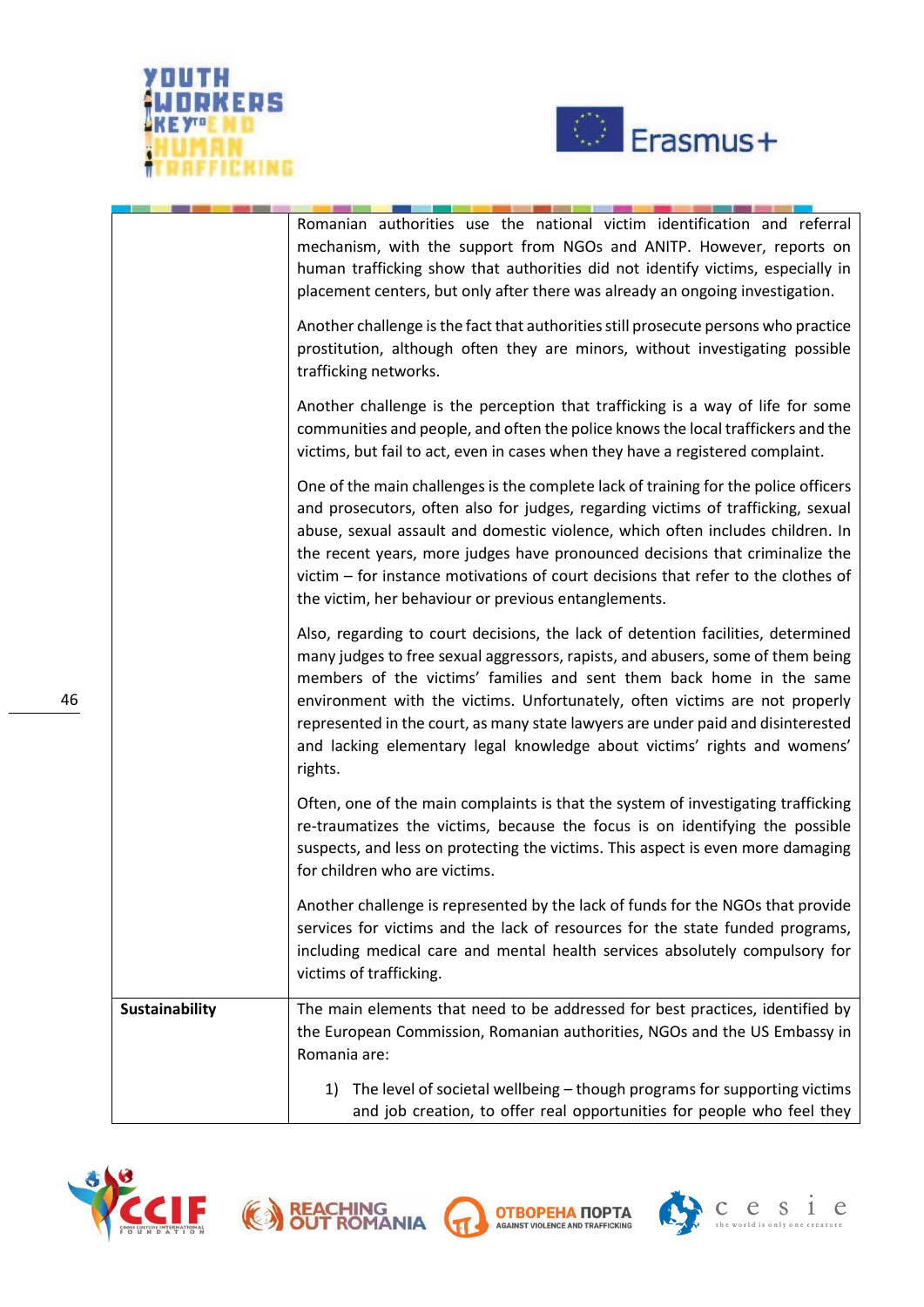| | |
|---|---|
| | Romanian authorities use the national victim identification and referral mechanism, with the support from NGOs and ANITP. However, reports on human trafficking show that authorities did not identify victims, especially in placement centers, but only after there was already an ongoing investigation.<br><br>Another challenge is the fact that authorities still prosecute persons who practice prostitution, although often they are minors, without investigating possible trafficking networks.<br><br>Another challenge is the perception that trafficking is a way of life for some communities and people, and often the police knows the local traffickers and the victims, but fail to act, even in cases when they have a registered complaint.<br><br>One of the main challenges is the complete lack of training for the police officers and prosecutors, often also for judges, regarding victims of trafficking, sexual abuse, sexual assault and domestic violence, which often includes children. In the recent years, more judges have pronounced decisions that criminalize the victim – for instance motivations of court decisions that refer to the clothes of the victim, her behaviour or previous entanglements.<br><br>Also, regarding to court decisions, the lack of detention facilities, determined many judges to free sexual aggressors, rapists, and abusers, some of them being members of the victims' families and sent them back home in the same environment with the victims. Unfortunately, often victims are not properly represented in the court, as many state lawyers are under paid and disinterested and lacking elementary legal knowledge about victims' rights and womens' rights.<br><br>Often, one of the main complaints is that the system of investigating trafficking re-traumatizes the victims, because the focus is on identifying the possible suspects, and less on protecting the victims. This aspect is even more damaging for children who are victims.<br><br>Another challenge is represented by the lack of funds for the NGOs that provide services for victims and the lack of resources for the state funded programs, including medical care and mental health services absolutely compulsory for victims of trafficking. |
| **Sustainability** | The main elements that need to be addressed for best practices, identified by the European Commission, Romanian authorities, NGOs and the US Embassy in Romania are:<br><br>1) The level of societal wellbeing – though programs for supporting victims and job creation, to offer real opportunities for people who feel they |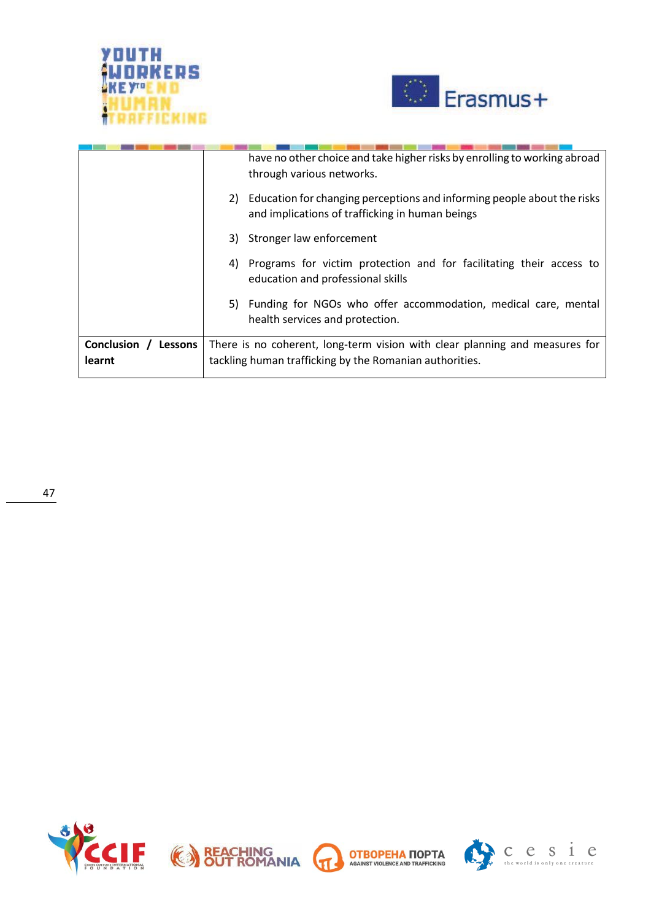| | |
|---|---|
| | have no other choice and take higher risks by enrolling to working abroad through various networks.<br>2) Education for changing perceptions and informing people about the risks and implications of trafficking in human beings<br>3) Stronger law enforcement<br>4) Programs for victim protection and for facilitating their access to education and professional skills<br>5) Funding for NGOs who offer accommodation, medical care, mental health services and protection. |
| **Conclusion / Lessons learnt** | There is no coherent, long-term vision with clear planning and measures for tackling human trafficking by the Romanian authorities. |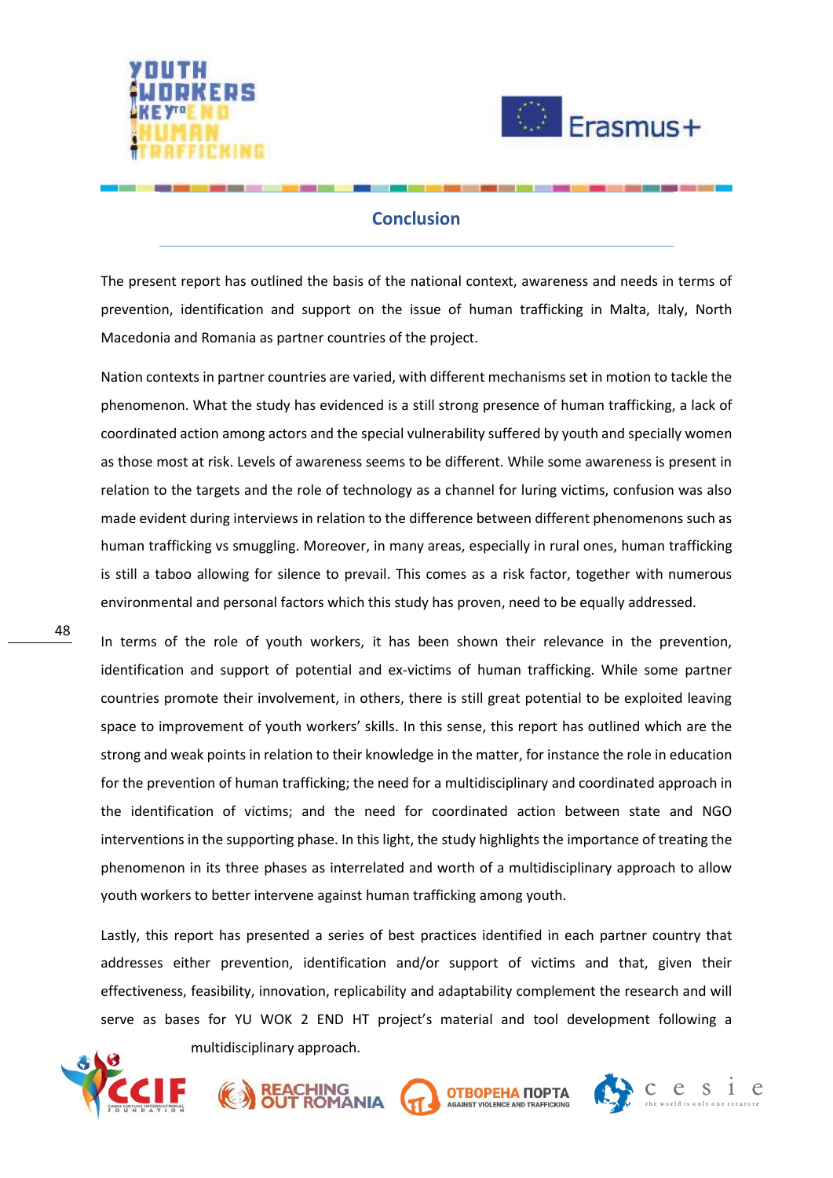## Conclusion

The present report has outlined the basis of the national context, awareness and needs in terms of prevention, identification and support on the issue of human trafficking in Malta, Italy, North Macedonia and Romania as partner countries of the project.

Nation contexts in partner countries are varied, with different mechanisms set in motion to tackle the phenomenon. What the study has evidenced is a still strong presence of human trafficking, a lack of coordinated action among actors and the special vulnerability suffered by youth and specially women as those most at risk. Levels of awareness seems to be different. While some awareness is present in relation to the targets and the role of technology as a channel for luring victims, confusion was also made evident during interviews in relation to the difference between different phenomenons such as human trafficking vs smuggling. Moreover, in many areas, especially in rural ones, human trafficking is still a taboo allowing for silence to prevail. This comes as a risk factor, together with numerous environmental and personal factors which this study has proven, need to be equally addressed.

In terms of the role of youth workers, it has been shown their relevance in the prevention, identification and support of potential and ex-victims of human trafficking. While some partner countries promote their involvement, in others, there is still great potential to be exploited leaving space to improvement of youth workers' skills. In this sense, this report has outlined which are the strong and weak points in relation to their knowledge in the matter, for instance the role in education for the prevention of human trafficking; the need for a multidisciplinary and coordinated approach in the identification of victims; and the need for coordinated action between state and NGO interventions in the supporting phase. In this light, the study highlights the importance of treating the phenomenon in its three phases as interrelated and worth of a multidisciplinary approach to allow youth workers to better intervene against human trafficking among youth.

Lastly, this report has presented a series of best practices identified in each partner country that addresses either prevention, identification and/or support of victims and that, given their effectiveness, feasibility, innovation, replicability and adaptability complement the research and will serve as bases for YU WOK 2 END HT project's material and tool development following a multidisciplinary approach.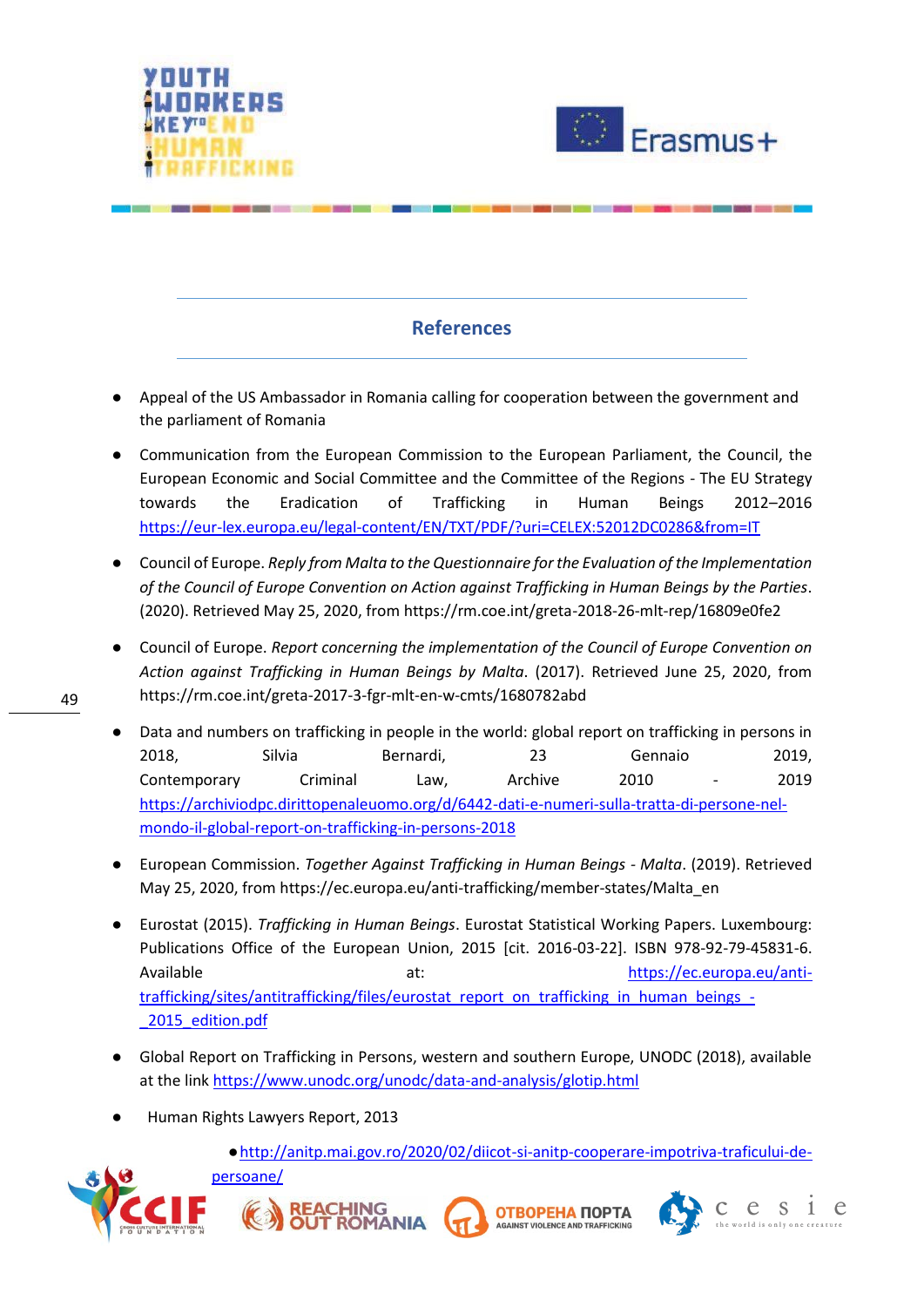## References

- Appeal of the US Ambassador in Romania calling for cooperation between the government and the parliament of Romania
- Communication from the European Commission to the European Parliament, the Council, the European Economic and Social Committee and the Committee of the Regions - The EU Strategy towards the Eradication of Trafficking in Human Beings 2012–2016 https://eur-lex.europa.eu/legal-content/EN/TXT/PDF/?uri=CELEX:52012DC0286&from=IT
- Council of Europe. *Reply from Malta to the Questionnaire for the Evaluation of the Implementation of the Council of Europe Convention on Action against Trafficking in Human Beings by the Parties*. (2020). Retrieved May 25, 2020, from https://rm.coe.int/greta-2018-26-mlt-rep/16809e0fe2
- Council of Europe. *Report concerning the implementation of the Council of Europe Convention on Action against Trafficking in Human Beings by Malta*. (2017). Retrieved June 25, 2020, from https://rm.coe.int/greta-2017-3-fgr-mlt-en-w-cmts/1680782abd
- Data and numbers on trafficking in people in the world: global report on trafficking in persons in 2018, Silvia Bernardi, 23 Gennaio 2019, Contemporary Criminal Law, Archive 2010 - 2019 https://archiviodpc.dirittopenaleuomo.org/d/6442-dati-e-numeri-sulla-tratta-di-persone-nel-mondo-il-global-report-on-trafficking-in-persons-2018
- European Commission. *Together Against Trafficking in Human Beings - Malta*. (2019). Retrieved May 25, 2020, from https://ec.europa.eu/anti-trafficking/member-states/Malta_en
- Eurostat (2015). *Trafficking in Human Beings*. Eurostat Statistical Working Papers. Luxembourg: Publications Office of the European Union, 2015 [cit. 2016-03-22]. ISBN 978-92-79-45831-6. Available at: https://ec.europa.eu/anti-trafficking/sites/antitrafficking/files/eurostat_report_on_trafficking_in_human_beings_-_2015_edition.pdf
- Global Report on Trafficking in Persons, western and southern Europe, UNODC (2018), available at the link https://www.unodc.org/unodc/data-and-analysis/glotip.html
- Human Rights Lawyers Report, 2013
- http://anitp.mai.gov.ro/2020/02/diicot-si-anitp-cooperare-impotriva-traficului-de-persoane/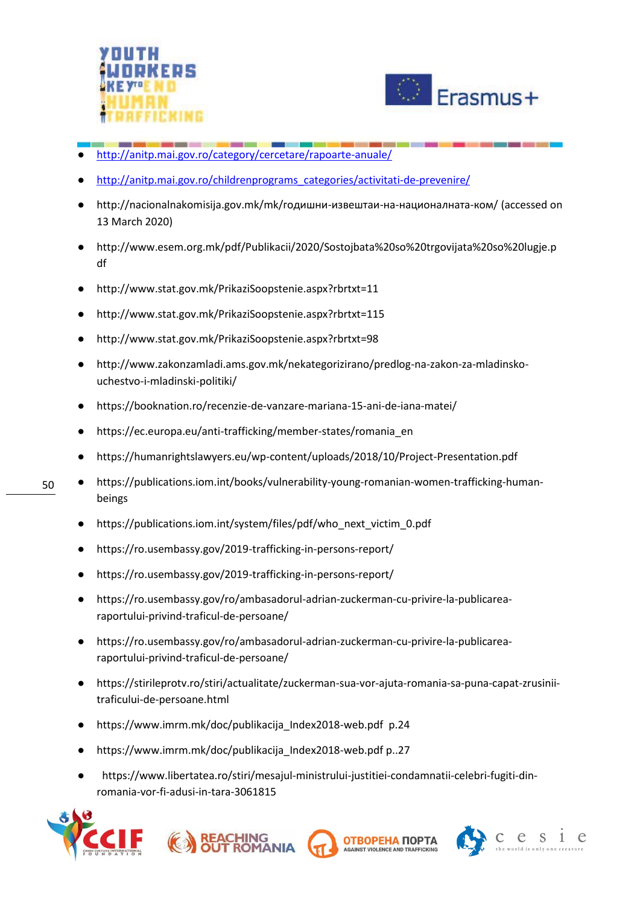- http://anitp.mai.gov.ro/category/cercetare/rapoarte-anuale/
- http://anitp.mai.gov.ro/childrenprograms_categories/activitati-de-prevenire/
- http://nacionalnakomisija.gov.mk/mk/годишни-извештаи-на-националната-ком/ (accessed on 13 March 2020)
- http://www.esem.org.mk/pdf/Publikacii/2020/Sostojbata%20so%20trgovijata%20so%20lugje.pdf
- http://www.stat.gov.mk/PrikaziSoopstenie.aspx?rbrtxt=11
- http://www.stat.gov.mk/PrikaziSoopstenie.aspx?rbrtxt=115
- http://www.stat.gov.mk/PrikaziSoopstenie.aspx?rbrtxt=98
- http://www.zakonzamladi.ams.gov.mk/nekategorizirano/predlog-na-zakon-za-mladinsko-uchestvo-i-mladinski-politiki/
- https://booknation.ro/recenzie-de-vanzare-mariana-15-ani-de-iana-matei/
- https://ec.europa.eu/anti-trafficking/member-states/romania_en
- https://humanrightslawyers.eu/wp-content/uploads/2018/10/Project-Presentation.pdf
- https://publications.iom.int/books/vulnerability-young-romanian-women-trafficking-human-beings
- https://publications.iom.int/system/files/pdf/who_next_victim_0.pdf
- https://ro.usembassy.gov/2019-trafficking-in-persons-report/
- https://ro.usembassy.gov/2019-trafficking-in-persons-report/
- https://ro.usembassy.gov/ro/ambasadorul-adrian-zuckerman-cu-privire-la-publicarea-raportului-privind-traficul-de-persoane/
- https://ro.usembassy.gov/ro/ambasadorul-adrian-zuckerman-cu-privire-la-publicarea-raportului-privind-traficul-de-persoane/
- https://stirileprotv.ro/stiri/actualitate/zuckerman-sua-vor-ajuta-romania-sa-puna-capat-zrusinii-traficului-de-persoane.html
- https://www.imrm.mk/doc/publikacija_Index2018-web.pdf p.24
- https://www.imrm.mk/doc/publikacija_Index2018-web.pdf p..27
- https://www.libertatea.ro/stiri/mesajul-ministrului-justitiei-condamnatii-celebri-fugiti-din-romania-vor-fi-adusi-in-tara-3061815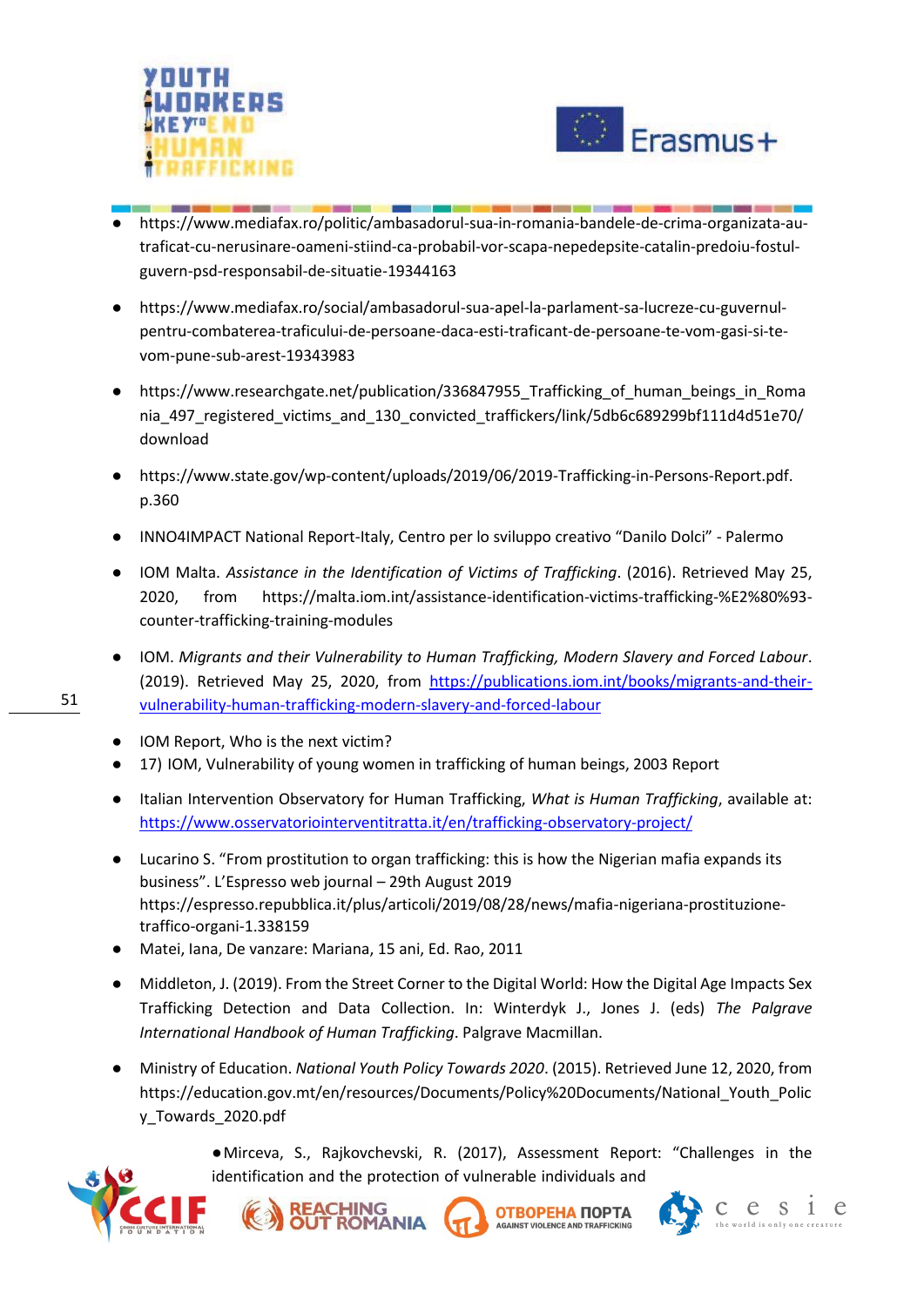- https://www.mediafax.ro/politic/ambasadorul-sua-in-romania-bandele-de-crima-organizata-au-traficat-cu-nerusinare-oameni-stiind-ca-probabil-vor-scapa-nepedepsite-catalin-predoiu-fostul-guvern-psd-responsabil-de-situatie-19344163

- https://www.mediafax.ro/social/ambasadorul-sua-apel-la-parlament-sa-lucreze-cu-guvernul-pentru-combaterea-traficului-de-persoane-daca-esti-traficant-de-persoane-te-vom-gasi-si-te-vom-pune-sub-arest-19343983

- https://www.researchgate.net/publication/336847955_Trafficking_of_human_beings_in_Romania_497_registered_victims_and_130_convicted_traffickers/link/5db6c689299bf111d4d51e70/download

- https://www.state.gov/wp-content/uploads/2019/06/2019-Trafficking-in-Persons-Report.pdf. p.360

- INNO4IMPACT National Report-Italy, Centro per lo sviluppo creativo "Danilo Dolci" - Palermo

- IOM Malta. *Assistance in the Identification of Victims of Trafficking*. (2016). Retrieved May 25, 2020, from https://malta.iom.int/assistance-identification-victims-trafficking-%E2%80%93-counter-trafficking-training-modules

- IOM. *Migrants and their Vulnerability to Human Trafficking, Modern Slavery and Forced Labour*. (2019). Retrieved May 25, 2020, from https://publications.iom.int/books/migrants-and-their-vulnerability-human-trafficking-modern-slavery-and-forced-labour

- IOM Report, Who is the next victim?
- 17) IOM, Vulnerability of young women in trafficking of human beings, 2003 Report

- Italian Intervention Observatory for Human Trafficking, *What is Human Trafficking*, available at: https://www.osservatoriointerventitratta.it/en/trafficking-observatory-project/

- Lucarino S. "From prostitution to organ trafficking: this is how the Nigerian mafia expands its business". L'Espresso web journal – 29th August 2019 https://espresso.repubblica.it/plus/articoli/2019/08/28/news/mafia-nigeriana-prostituzione-traffico-organi-1.338159
- Matei, Iana, De vanzare: Mariana, 15 ani, Ed. Rao, 2011

- Middleton, J. (2019). From the Street Corner to the Digital World: How the Digital Age Impacts Sex Trafficking Detection and Data Collection. In: Winterdyk J., Jones J. (eds) *The Palgrave International Handbook of Human Trafficking*. Palgrave Macmillan.

- Ministry of Education. *National Youth Policy Towards 2020*. (2015). Retrieved June 12, 2020, from https://education.gov.mt/en/resources/Documents/Policy%20Documents/National_Youth_Policy_Towards_2020.pdf

- Mirceva, S., Rajkovchevski, R. (2017), Assessment Report: "Challenges in the identification and the protection of vulnerable individuals and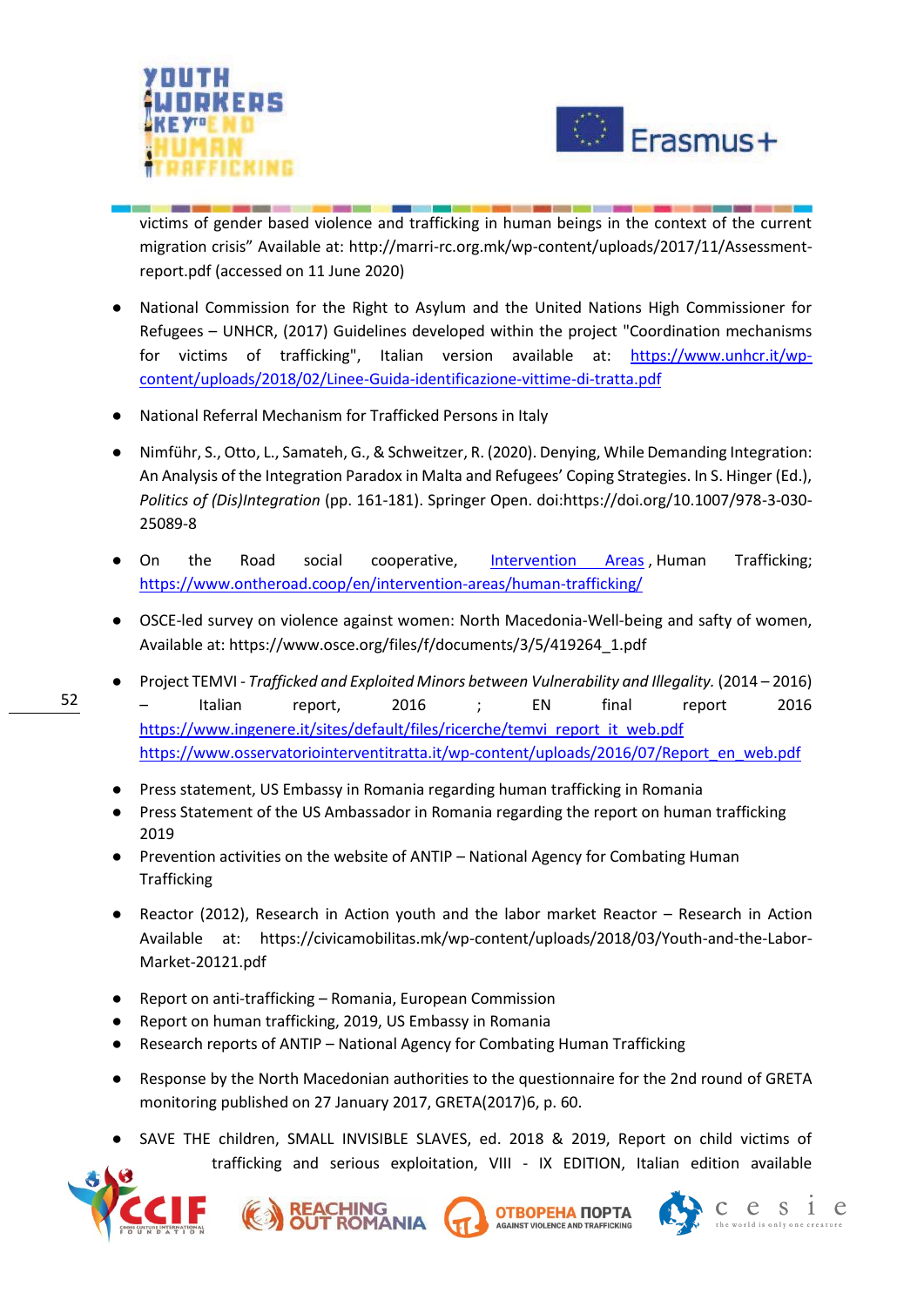victims of gender based violence and trafficking in human beings in the context of the current migration crisis" Available at: http://marri-rc.org.mk/wp-content/uploads/2017/11/Assessment-report.pdf (accessed on 11 June 2020)

- National Commission for the Right to Asylum and the United Nations High Commissioner for Refugees – UNHCR, (2017) Guidelines developed within the project "Coordination mechanisms for victims of trafficking", Italian version available at: https://www.unhcr.it/wp-content/uploads/2018/02/Linee-Guida-identificazione-vittime-di-tratta.pdf

- National Referral Mechanism for Trafficked Persons in Italy

- Nimführ, S., Otto, L., Samateh, G., & Schweitzer, R. (2020). Denying, While Demanding Integration: An Analysis of the Integration Paradox in Malta and Refugees' Coping Strategies. In S. Hinger (Ed.), *Politics of (Dis)Integration* (pp. 161-181). Springer Open. doi:https://doi.org/10.1007/978-3-030-25089-8

- On the Road social cooperative, Intervention Areas , Human Trafficking; https://www.ontheroad.coop/en/intervention-areas/human-trafficking/

- OSCE-led survey on violence against women: North Macedonia-Well-being and safty of women, Available at: https://www.osce.org/files/f/documents/3/5/419264_1.pdf

- Project TEMVI - *Trafficked and Exploited Minors between Vulnerability and Illegality.* (2014 – 2016) – Italian report, 2016 ; EN final report 2016 https://www.ingenere.it/sites/default/files/ricerche/temvi_report_it_web.pdf https://www.osservatoriointerventitratta.it/wp-content/uploads/2016/07/Report_en_web.pdf

- Press statement, US Embassy in Romania regarding human trafficking in Romania
- Press Statement of the US Ambassador in Romania regarding the report on human trafficking 2019
- Prevention activities on the website of ANTIP – National Agency for Combating Human Trafficking

- Reactor (2012), Research in Action youth and the labor market Reactor – Research in Action Available at: https://civicamobilitas.mk/wp-content/uploads/2018/03/Youth-and-the-Labor-Market-20121.pdf

- Report on anti-trafficking – Romania, European Commission
- Report on human trafficking, 2019, US Embassy in Romania
- Research reports of ANTIP – National Agency for Combating Human Trafficking

- Response by the North Macedonian authorities to the questionnaire for the 2nd round of GRETA monitoring published on 27 January 2017, GRETA(2017)6, p. 60.

- SAVE THE children, SMALL INVISIBLE SLAVES, ed. 2018 & 2019, Report on child victims of trafficking and serious exploitation, VIII - IX EDITION, Italian edition available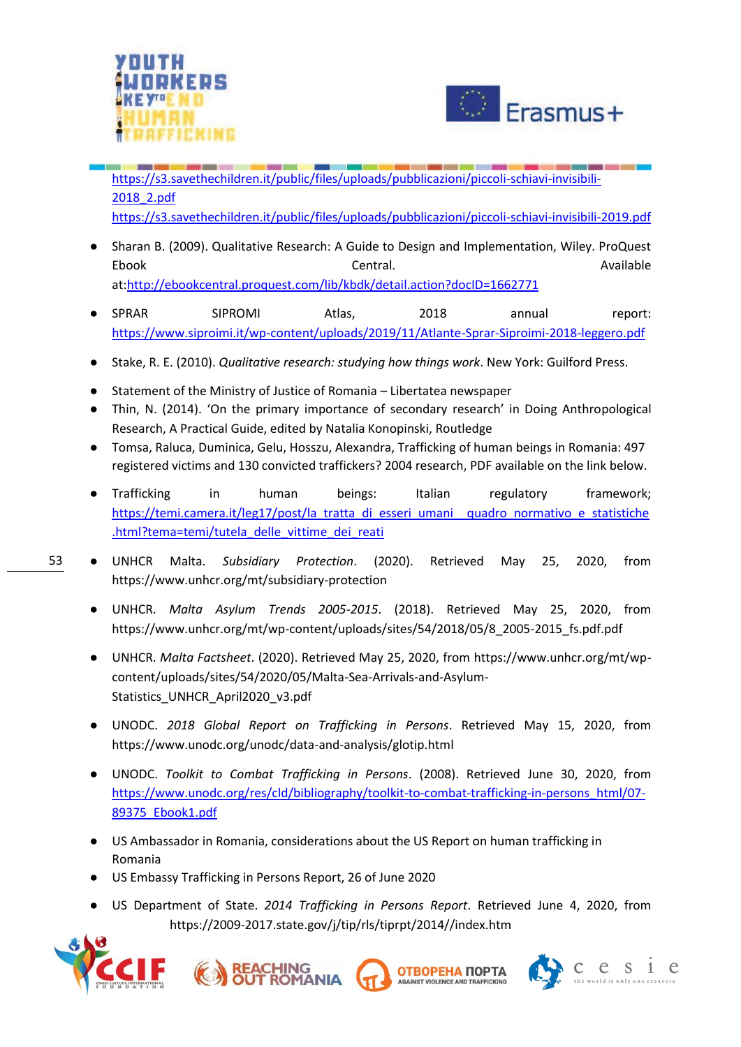https://s3.savethechildren.it/public/files/uploads/pubblicazioni/piccoli-schiavi-invisibili-2018_2.pdf
https://s3.savethechildren.it/public/files/uploads/pubblicazioni/piccoli-schiavi-invisibili-2019.pdf

- Sharan B. (2009). Qualitative Research: A Guide to Design and Implementation, Wiley. ProQuest Ebook Central. Available at:http://ebookcentral.proquest.com/lib/kbdk/detail.action?docID=1662771
- SPRAR SIPROMI Atlas, 2018 annual report: https://www.siproimi.it/wp-content/uploads/2019/11/Atlante-Sprar-Siproimi-2018-leggero.pdf
- Stake, R. E. (2010). *Qualitative research: studying how things work*. New York: Guilford Press.
- Statement of the Ministry of Justice of Romania – Libertatea newspaper
- Thin, N. (2014). 'On the primary importance of secondary research' in Doing Anthropological Research, A Practical Guide, edited by Natalia Konopinski, Routledge
- Tomsa, Raluca, Duminica, Gelu, Hosszu, Alexandra, Trafficking of human beings in Romania: 497 registered victims and 130 convicted traffickers? 2004 research, PDF available on the link below.
- Trafficking in human beings: Italian regulatory framework; https://temi.camera.it/leg17/post/la_tratta_di_esseri_umani__quadro_normativo_e_statistiche.html?tema=temi/tutela_delle_vittime_dei_reati
- UNHCR Malta. *Subsidiary Protection*. (2020). Retrieved May 25, 2020, from https://www.unhcr.org/mt/subsidiary-protection
- UNHCR. *Malta Asylum Trends 2005-2015*. (2018). Retrieved May 25, 2020, from https://www.unhcr.org/mt/wp-content/uploads/sites/54/2018/05/8_2005-2015_fs.pdf.pdf
- UNHCR. *Malta Factsheet*. (2020). Retrieved May 25, 2020, from https://www.unhcr.org/mt/wp-content/uploads/sites/54/2020/05/Malta-Sea-Arrivals-and-Asylum-Statistics_UNHCR_April2020_v3.pdf
- UNODC. *2018 Global Report on Trafficking in Persons*. Retrieved May 15, 2020, from https://www.unodc.org/unodc/data-and-analysis/glotip.html
- UNODC. *Toolkit to Combat Trafficking in Persons*. (2008). Retrieved June 30, 2020, from https://www.unodc.org/res/cld/bibliography/toolkit-to-combat-trafficking-in-persons_html/07-89375_Ebook1.pdf
- US Ambassador in Romania, considerations about the US Report on human trafficking in Romania
- US Embassy Trafficking in Persons Report, 26 of June 2020
- US Department of State. *2014 Trafficking in Persons Report*. Retrieved June 4, 2020, from https://2009-2017.state.gov/j/tip/rls/tiprpt/2014//index.htm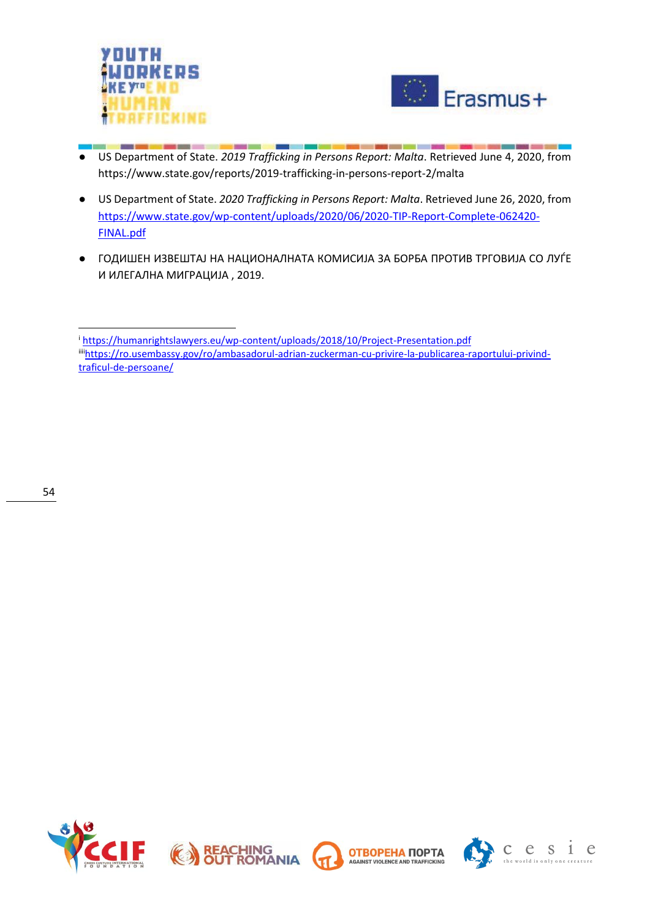- US Department of State. *2019 Trafficking in Persons Report: Malta*. Retrieved June 4, 2020, from https://www.state.gov/reports/2019-trafficking-in-persons-report-2/malta
- US Department of State. *2020 Trafficking in Persons Report: Malta*. Retrieved June 26, 2020, from [https://www.state.gov/wp-content/uploads/2020/06/2020-TIP-Report-Complete-062420-FINAL.pdf](https://www.state.gov/wp-content/uploads/2020/06/2020-TIP-Report-Complete-062420-FINAL.pdf)
- ГОДИШЕН ИЗВЕШТАЈ НА НАЦИОНАЛНАТА КОМИСИЈА ЗА БОРБА ПРОТИВ ТРГОВИЈА СО ЛУЃЕ И ИЛЕГАЛНА МИГРАЦИЈА , 2019.

---

[i] [https://humanrightslawyers.eu/wp-content/uploads/2018/10/Project-Presentation.pdf](https://humanrightslawyers.eu/wp-content/uploads/2018/10/Project-Presentation.pdf)
[iii] [https://ro.usembassy.gov/ro/ambasadorul-adrian-zuckerman-cu-privire-la-publicarea-raportului-privind-traficul-de-persoane/](https://ro.usembassy.gov/ro/ambasadorul-adrian-zuckerman-cu-privire-la-publicarea-raportului-privind-traficul-de-persoane/)